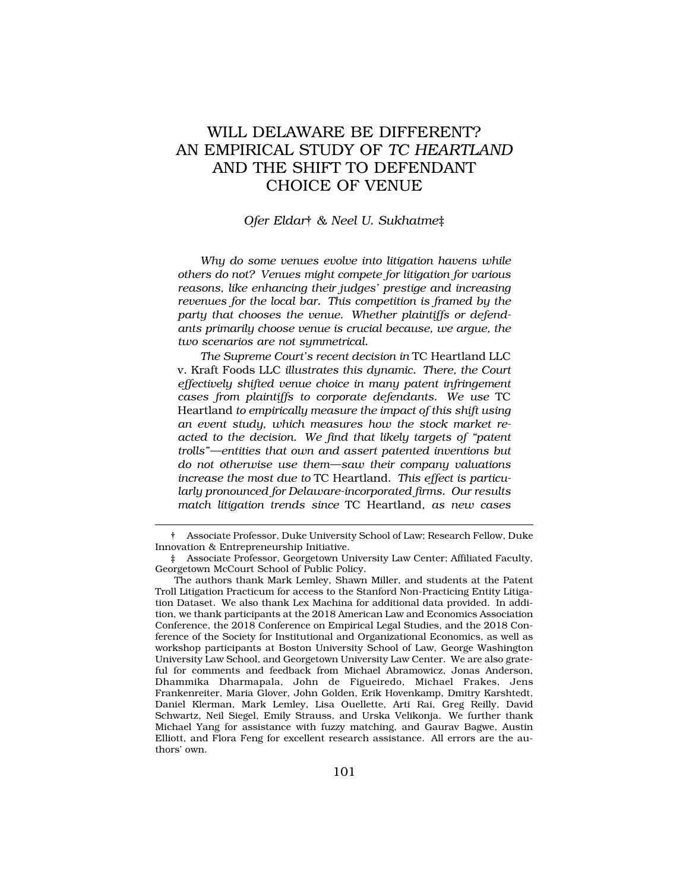# WILL DELAWARE BE DIFFERENT? AN EMPIRICAL STUDY OF *TC HEARTLAND* AND THE SHIFT TO DEFENDANT CHOICE OF VENUE

*Ofer Eldar† & Neel U. Sukhatme‡*

*Why do some venues evolve into litigation havens while others do not? Venues might compete for litigation for various reasons, like enhancing their judges' prestige and increasing revenues for the local bar. This competition is framed by the party that chooses the venue. Whether plaintiffs or defendants primarily choose venue is crucial because, we argue, the two scenarios are not symmetrical.*

*The Supreme Court's recent decision in* TC Heartland LLC v. Kraft Foods LLC *illustrates this dynamic. There, the Court effectively shifted venue choice in many patent infringement cases from plaintiffs to corporate defendants. We use* TC Heartland *to empirically measure the impact of this shift using an event study, which measures how the stock market reacted to the decision. We find that likely targets of "patent trolls"—entities that own and assert patented inventions but do not otherwise use them—saw their company valuations increase the most due to* TC Heartland*. This effect is particularly pronounced for Delaware-incorporated firms. Our results match litigation trends since* TC Heartland*, as new cases*

---

† Associate Professor, Duke University School of Law; Research Fellow, Duke Innovation & Entrepreneurship Initiative.

‡ Associate Professor, Georgetown University Law Center; Affiliated Faculty, Georgetown McCourt School of Public Policy.

The authors thank Mark Lemley, Shawn Miller, and students at the Patent Troll Litigation Practicum for access to the Stanford Non-Practicing Entity Litigation Dataset. We also thank Lex Machina for additional data provided. In addition, we thank participants at the 2018 American Law and Economics Association Conference, the 2018 Conference on Empirical Legal Studies, and the 2018 Conference of the Society for Institutional and Organizational Economics, as well as workshop participants at Boston University School of Law, George Washington University Law School, and Georgetown University Law Center. We are also grateful for comments and feedback from Michael Abramowicz, Jonas Anderson, Dhammika Dharmapala, John de Figueiredo, Michael Frakes, Jens Frankenreiter, Maria Glover, John Golden, Erik Hovenkamp, Dmitry Karshtedt, Daniel Klerman, Mark Lemley, Lisa Ouellette, Arti Rai, Greg Reilly, David Schwartz, Neil Siegel, Emily Strauss, and Urska Velikonja. We further thank Michael Yang for assistance with fuzzy matching, and Gaurav Bagwe, Austin Elliott, and Flora Feng for excellent research assistance. All errors are the authors' own.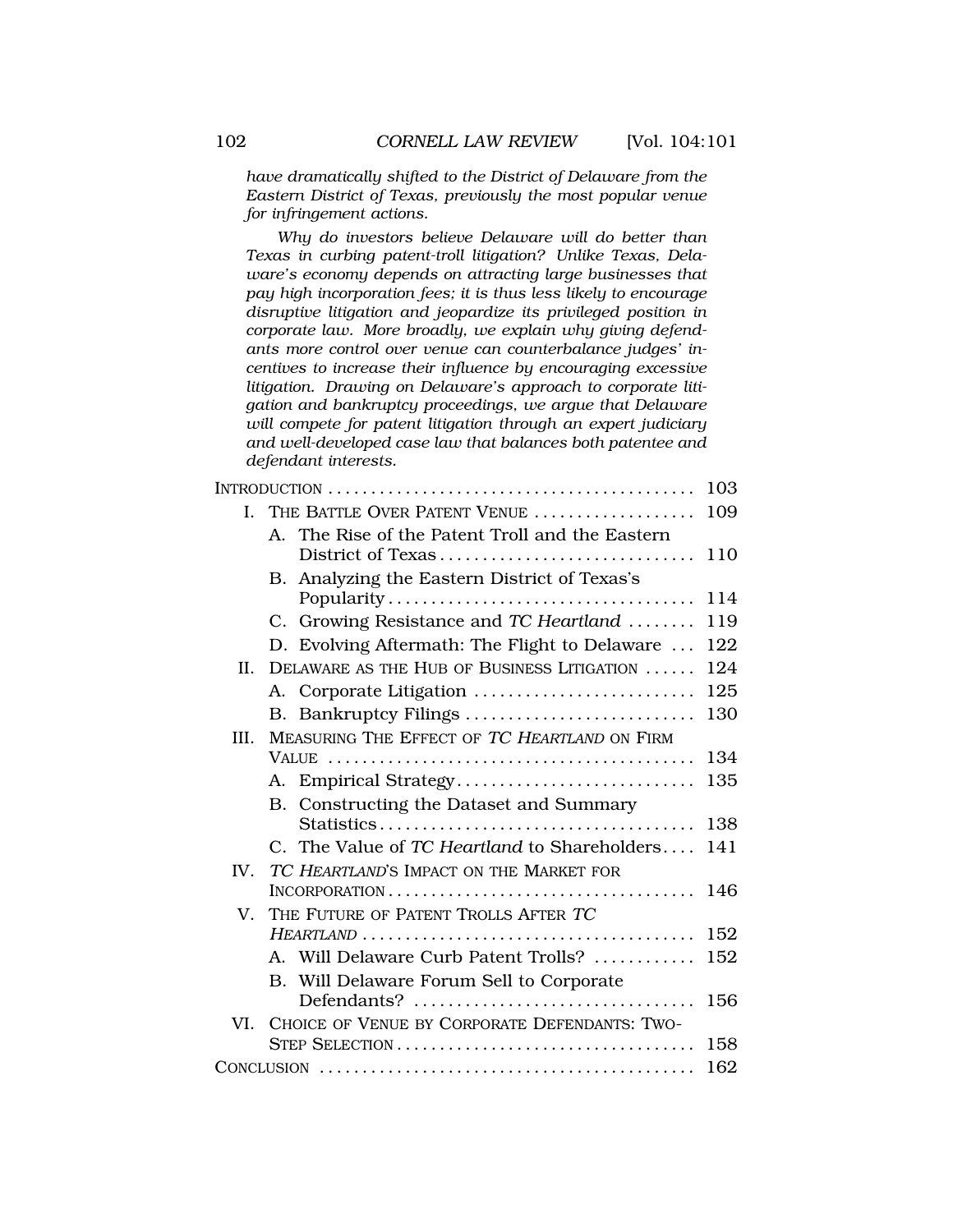*have dramatically shifted to the District of Delaware from the Eastern District of Texas, previously the most popular venue for infringement actions.*

*Why do investors believe Delaware will do better than Texas in curbing patent-troll litigation? Unlike Texas, Delaware's economy depends on attracting large businesses that pay high incorporation fees; it is thus less likely to encourage disruptive litigation and jeopardize its privileged position in corporate law. More broadly, we explain why giving defendants more control over venue can counterbalance judges' incentives to increase their influence by encouraging excessive litigation. Drawing on Delaware's approach to corporate litigation and bankruptcy proceedings, we argue that Delaware will compete for patent litigation through an expert judiciary and well-developed case law that balances both patentee and defendant interests.*

| | |
|---|---|
| INTRODUCTION | 103 |
| I. THE BATTLE OVER PATENT VENUE | 109 |
| A. The Rise of the Patent Troll and the Eastern District of Texas | 110 |
| B. Analyzing the Eastern District of Texas's Popularity | 114 |
| C. Growing Resistance and *TC Heartland* | 119 |
| D. Evolving Aftermath: The Flight to Delaware | 122 |
| II. DELAWARE AS THE HUB OF BUSINESS LITIGATION | 124 |
| A. Corporate Litigation | 125 |
| B. Bankruptcy Filings | 130 |
| III. MEASURING THE EFFECT OF *TC HEARTLAND* ON FIRM VALUE | 134 |
| A. Empirical Strategy | 135 |
| B. Constructing the Dataset and Summary Statistics | 138 |
| C. The Value of *TC Heartland* to Shareholders | 141 |
| IV. *TC HEARTLAND*'S IMPACT ON THE MARKET FOR INCORPORATION | 146 |
| V. THE FUTURE OF PATENT TROLLS AFTER *TC HEARTLAND* | 152 |
| A. Will Delaware Curb Patent Trolls? | 152 |
| B. Will Delaware Forum Sell to Corporate Defendants? | 156 |
| VI. CHOICE OF VENUE BY CORPORATE DEFENDANTS: TWO-STEP SELECTION | 158 |
| CONCLUSION | 162 |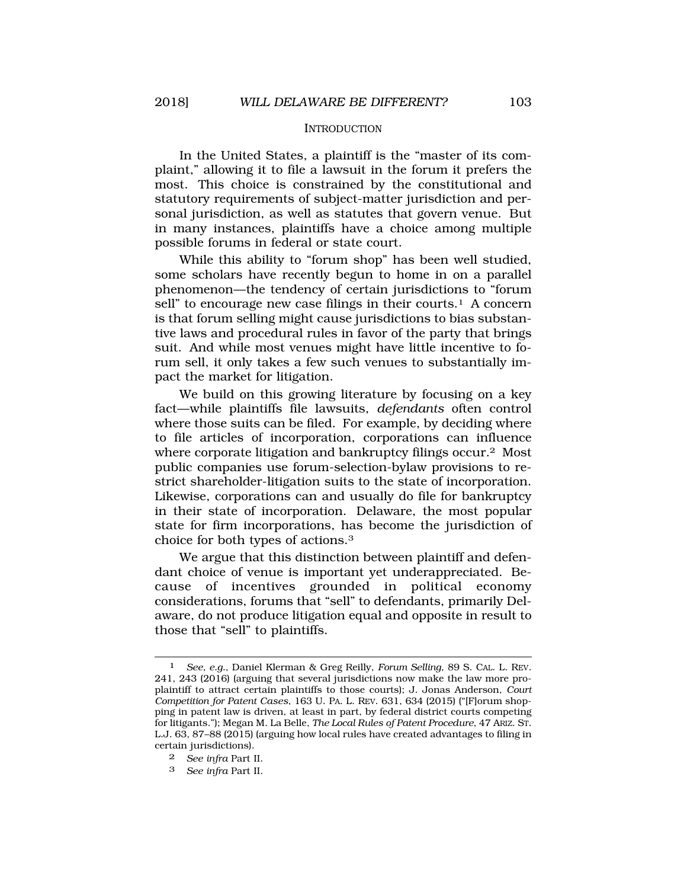## INTRODUCTION

In the United States, a plaintiff is the "master of its complaint," allowing it to file a lawsuit in the forum it prefers the most. This choice is constrained by the constitutional and statutory requirements of subject-matter jurisdiction and personal jurisdiction, as well as statutes that govern venue. But in many instances, plaintiffs have a choice among multiple possible forums in federal or state court.

While this ability to "forum shop" has been well studied, some scholars have recently begun to home in on a parallel phenomenon—the tendency of certain jurisdictions to "forum sell" to encourage new case filings in their courts.[1] A concern is that forum selling might cause jurisdictions to bias substantive laws and procedural rules in favor of the party that brings suit. And while most venues might have little incentive to forum sell, it only takes a few such venues to substantially impact the market for litigation.

We build on this growing literature by focusing on a key fact—while plaintiffs file lawsuits, *defendants* often control where those suits can be filed. For example, by deciding where to file articles of incorporation, corporations can influence where corporate litigation and bankruptcy filings occur.[2] Most public companies use forum-selection-bylaw provisions to restrict shareholder-litigation suits to the state of incorporation. Likewise, corporations can and usually do file for bankruptcy in their state of incorporation. Delaware, the most popular state for firm incorporations, has become the jurisdiction of choice for both types of actions.[3]

We argue that this distinction between plaintiff and defendant choice of venue is important yet underappreciated. Because of incentives grounded in political economy considerations, forums that "sell" to defendants, primarily Delaware, do not produce litigation equal and opposite in result to those that "sell" to plaintiffs.

---

1 *See, e.g.*, Daniel Klerman & Greg Reilly, *Forum Selling*, 89 S. CAL. L. REV. 241, 243 (2016) (arguing that several jurisdictions now make the law more pro-plaintiff to attract certain plaintiffs to those courts); J. Jonas Anderson, *Court Competition for Patent Cases*, 163 U. PA. L. REV. 631, 634 (2015) ("[F]orum shopping in patent law is driven, at least in part, by federal district courts competing for litigants."); Megan M. La Belle, *The Local Rules of Patent Procedure*, 47 ARIZ. ST. L.J. 63, 87–88 (2015) (arguing how local rules have created advantages to filing in certain jurisdictions).

2 *See infra* Part II.

3 *See infra* Part II.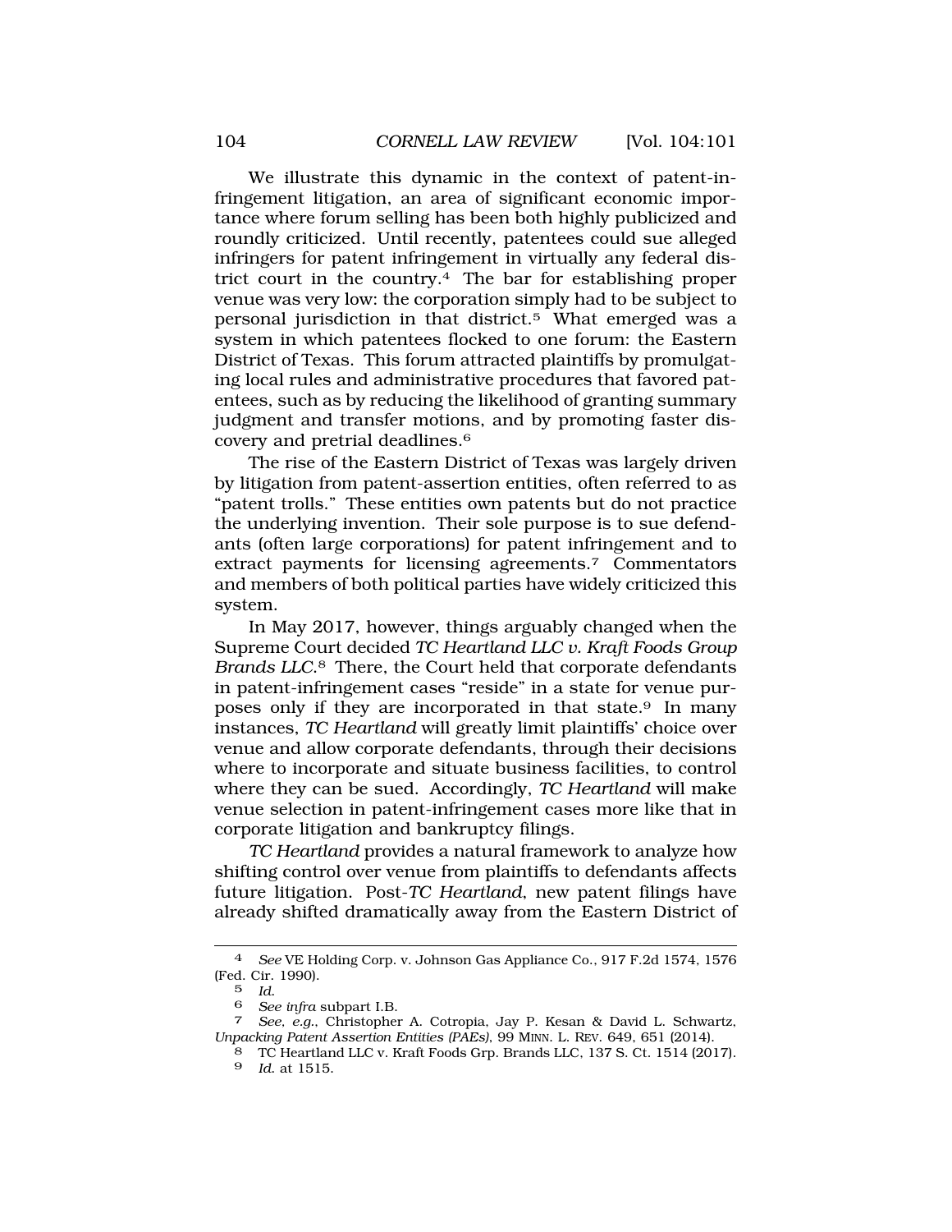We illustrate this dynamic in the context of patent-infringement litigation, an area of significant economic importance where forum selling has been both highly publicized and roundly criticized. Until recently, patentees could sue alleged infringers for patent infringement in virtually any federal district court in the country.[4] The bar for establishing proper venue was very low: the corporation simply had to be subject to personal jurisdiction in that district.[5] What emerged was a system in which patentees flocked to one forum: the Eastern District of Texas. This forum attracted plaintiffs by promulgating local rules and administrative procedures that favored patentees, such as by reducing the likelihood of granting summary judgment and transfer motions, and by promoting faster discovery and pretrial deadlines.[6]

The rise of the Eastern District of Texas was largely driven by litigation from patent-assertion entities, often referred to as "patent trolls." These entities own patents but do not practice the underlying invention. Their sole purpose is to sue defendants (often large corporations) for patent infringement and to extract payments for licensing agreements.[7] Commentators and members of both political parties have widely criticized this system.

In May 2017, however, things arguably changed when the Supreme Court decided *TC Heartland LLC v. Kraft Foods Group Brands LLC*.[8] There, the Court held that corporate defendants in patent-infringement cases "reside" in a state for venue purposes only if they are incorporated in that state.[9] In many instances, *TC Heartland* will greatly limit plaintiffs' choice over venue and allow corporate defendants, through their decisions where to incorporate and situate business facilities, to control where they can be sued. Accordingly, *TC Heartland* will make venue selection in patent-infringement cases more like that in corporate litigation and bankruptcy filings.

*TC Heartland* provides a natural framework to analyze how shifting control over venue from plaintiffs to defendants affects future litigation. Post-*TC Heartland*, new patent filings have already shifted dramatically away from the Eastern District of

---

4 *See* VE Holding Corp. v. Johnson Gas Appliance Co., 917 F.2d 1574, 1576 (Fed. Cir. 1990).

5 *Id.*

6 *See infra* subpart I.B.

7 *See, e.g.*, Christopher A. Cotropia, Jay P. Kesan & David L. Schwartz, *Unpacking Patent Assertion Entities (PAEs)*, 99 MINN. L. REV. 649, 651 (2014).

8 TC Heartland LLC v. Kraft Foods Grp. Brands LLC, 137 S. Ct. 1514 (2017).

9 *Id.* at 1515.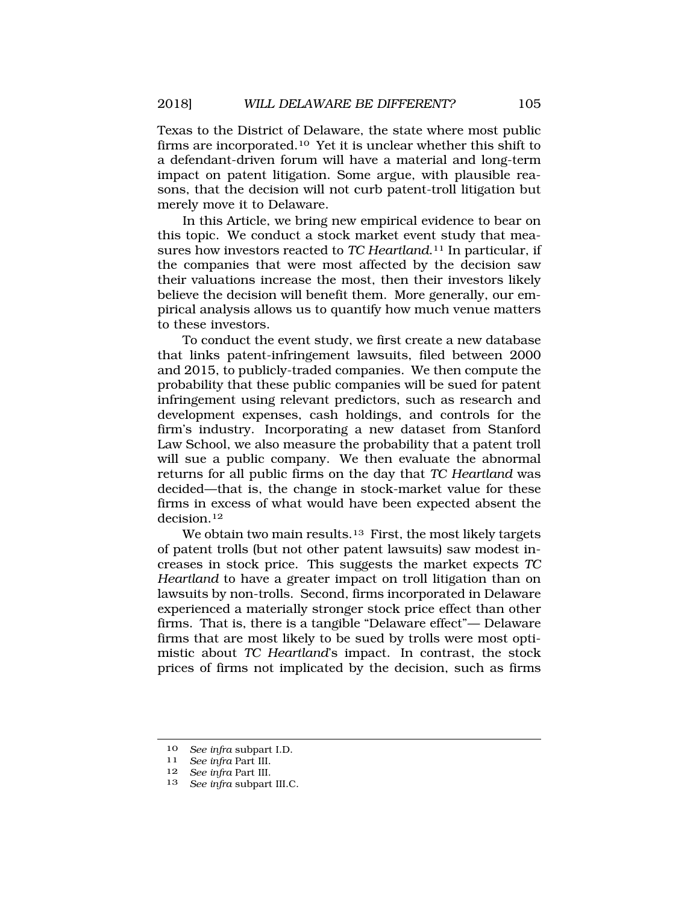Texas to the District of Delaware, the state where most public firms are incorporated.[10] Yet it is unclear whether this shift to a defendant-driven forum will have a material and long-term impact on patent litigation. Some argue, with plausible reasons, that the decision will not curb patent-troll litigation but merely move it to Delaware.

In this Article, we bring new empirical evidence to bear on this topic. We conduct a stock market event study that measures how investors reacted to *TC Heartland*.[11] In particular, if the companies that were most affected by the decision saw their valuations increase the most, then their investors likely believe the decision will benefit them. More generally, our empirical analysis allows us to quantify how much venue matters to these investors.

To conduct the event study, we first create a new database that links patent-infringement lawsuits, filed between 2000 and 2015, to publicly-traded companies. We then compute the probability that these public companies will be sued for patent infringement using relevant predictors, such as research and development expenses, cash holdings, and controls for the firm's industry. Incorporating a new dataset from Stanford Law School, we also measure the probability that a patent troll will sue a public company. We then evaluate the abnormal returns for all public firms on the day that *TC Heartland* was decided—that is, the change in stock-market value for these firms in excess of what would have been expected absent the decision.[12]

We obtain two main results.[13] First, the most likely targets of patent trolls (but not other patent lawsuits) saw modest increases in stock price. This suggests the market expects *TC Heartland* to have a greater impact on troll litigation than on lawsuits by non-trolls. Second, firms incorporated in Delaware experienced a materially stronger stock price effect than other firms. That is, there is a tangible "Delaware effect"— Delaware firms that are most likely to be sued by trolls were most optimistic about *TC Heartland*'s impact. In contrast, the stock prices of firms not implicated by the decision, such as firms

---

10 *See infra* subpart I.D.

11 *See infra* Part III.

12 *See infra* Part III.

13 *See infra* subpart III.C.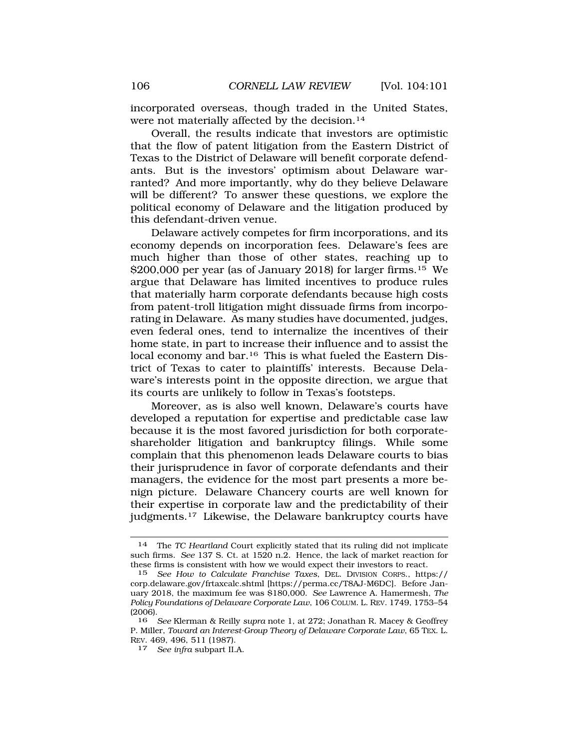incorporated overseas, though traded in the United States, were not materially affected by the decision.[14]

Overall, the results indicate that investors are optimistic that the flow of patent litigation from the Eastern District of Texas to the District of Delaware will benefit corporate defendants. But is the investors' optimism about Delaware warranted? And more importantly, why do they believe Delaware will be different? To answer these questions, we explore the political economy of Delaware and the litigation produced by this defendant-driven venue.

Delaware actively competes for firm incorporations, and its economy depends on incorporation fees. Delaware's fees are much higher than those of other states, reaching up to $200,000 per year (as of January 2018) for larger firms.[15] We argue that Delaware has limited incentives to produce rules that materially harm corporate defendants because high costs from patent-troll litigation might dissuade firms from incorporating in Delaware. As many studies have documented, judges, even federal ones, tend to internalize the incentives of their home state, in part to increase their influence and to assist the local economy and bar.[16] This is what fueled the Eastern District of Texas to cater to plaintiffs' interests. Because Delaware's interests point in the opposite direction, we argue that its courts are unlikely to follow in Texas's footsteps.

Moreover, as is also well known, Delaware's courts have developed a reputation for expertise and predictable case law because it is the most favored jurisdiction for both corporate-shareholder litigation and bankruptcy filings. While some complain that this phenomenon leads Delaware courts to bias their jurisprudence in favor of corporate defendants and their managers, the evidence for the most part presents a more benign picture. Delaware Chancery courts are well known for their expertise in corporate law and the predictability of their judgments.[17] Likewise, the Delaware bankruptcy courts have

---

14 The *TC Heartland* Court explicitly stated that its ruling did not implicate such firms. *See* 137 S. Ct. at 1520 n.2. Hence, the lack of market reaction for these firms is consistent with how we would expect their investors to react.

15 *See How to Calculate Franchise Taxes*, DEL. DIVISION CORPS., https://corp.delaware.gov/frtaxcalc.shtml [https://perma.cc/T8AJ-M6DC]. Before January 2018, the maximum fee was $180,000. *See* Lawrence A. Hamermesh, *The Policy Foundations of Delaware Corporate Law*, 106 COLUM. L. REV. 1749, 1753–54 (2006).

16 *See* Klerman & Reilly *supra* note 1, at 272; Jonathan R. Macey & Geoffrey P. Miller, *Toward an Interest-Group Theory of Delaware Corporate Law*, 65 TEX. L. REV. 469, 496, 511 (1987).

17 *See infra* subpart II.A.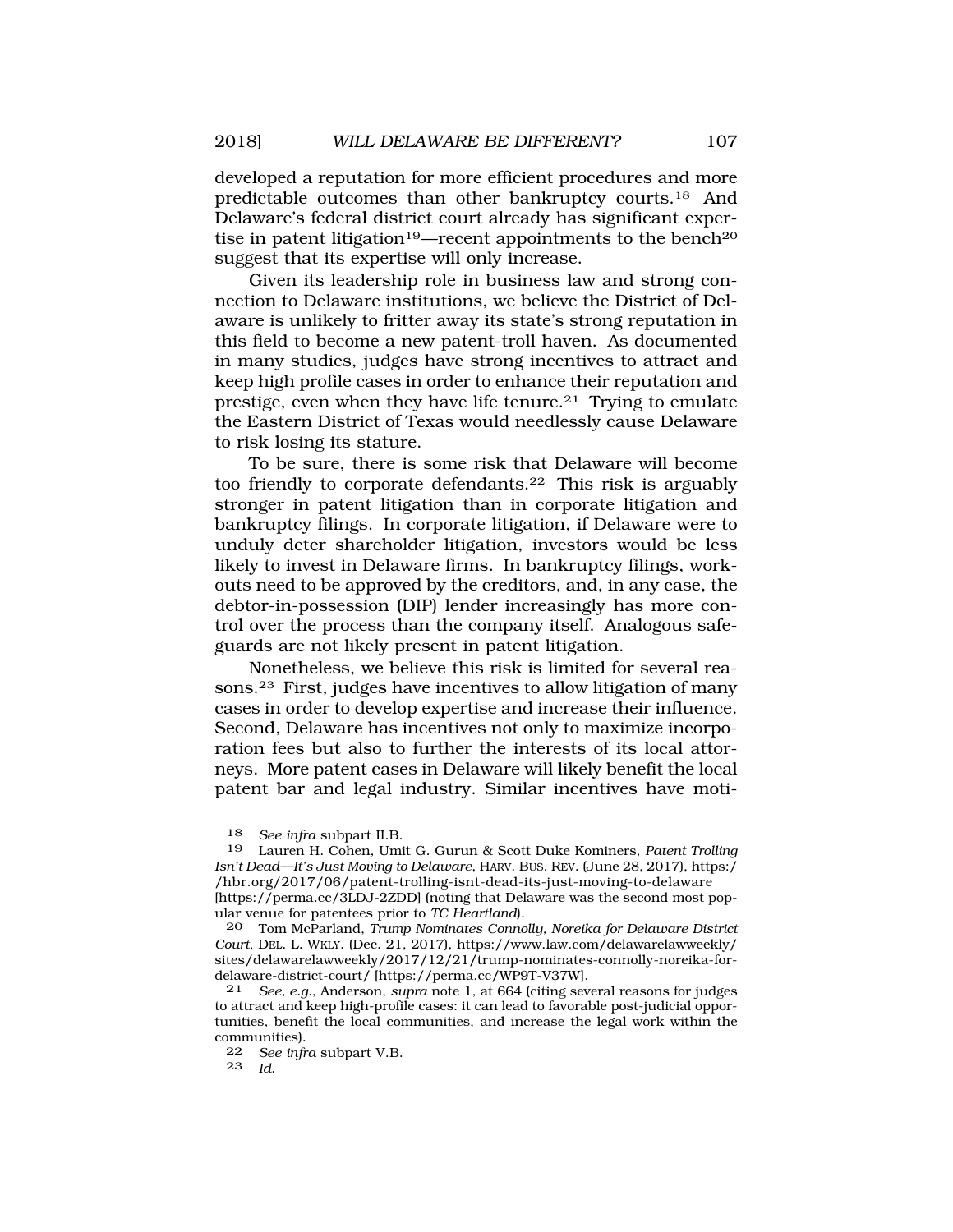developed a reputation for more efficient procedures and more predictable outcomes than other bankruptcy courts.[18] And Delaware's federal district court already has significant expertise in patent litigation[19]—recent appointments to the bench[20] suggest that its expertise will only increase.

Given its leadership role in business law and strong connection to Delaware institutions, we believe the District of Delaware is unlikely to fritter away its state's strong reputation in this field to become a new patent-troll haven. As documented in many studies, judges have strong incentives to attract and keep high profile cases in order to enhance their reputation and prestige, even when they have life tenure.[21] Trying to emulate the Eastern District of Texas would needlessly cause Delaware to risk losing its stature.

To be sure, there is some risk that Delaware will become too friendly to corporate defendants.[22] This risk is arguably stronger in patent litigation than in corporate litigation and bankruptcy filings. In corporate litigation, if Delaware were to unduly deter shareholder litigation, investors would be less likely to invest in Delaware firms. In bankruptcy filings, workouts need to be approved by the creditors, and, in any case, the debtor-in-possession (DIP) lender increasingly has more control over the process than the company itself. Analogous safeguards are not likely present in patent litigation.

Nonetheless, we believe this risk is limited for several reasons.[23] First, judges have incentives to allow litigation of many cases in order to develop expertise and increase their influence. Second, Delaware has incentives not only to maximize incorporation fees but also to further the interests of its local attorneys. More patent cases in Delaware will likely benefit the local patent bar and legal industry. Similar incentives have moti-

---

18 *See infra* subpart II.B.

19 Lauren H. Cohen, Umit G. Gurun & Scott Duke Kominers, *Patent Trolling Isn't Dead—It's Just Moving to Delaware*, HARV. BUS. REV. (June 28, 2017), https://hbr.org/2017/06/patent-trolling-isnt-dead-its-just-moving-to-delaware [https://perma.cc/3LDJ-2ZDD] (noting that Delaware was the second most popular venue for patentees prior to *TC Heartland*).

20 Tom McParland, *Trump Nominates Connolly, Noreika for Delaware District Court*, DEL. L. WKLY. (Dec. 21, 2017), https://www.law.com/delawarelawweekly/sites/delawarelawweekly/2017/12/21/trump-nominates-connolly-noreika-for-delaware-district-court/ [https://perma.cc/WP9T-V37W].

21 *See, e.g.*, Anderson, *supra* note 1, at 664 (citing several reasons for judges to attract and keep high-profile cases: it can lead to favorable post-judicial opportunities, benefit the local communities, and increase the legal work within the communities).

22 *See infra* subpart V.B.

23 *Id.*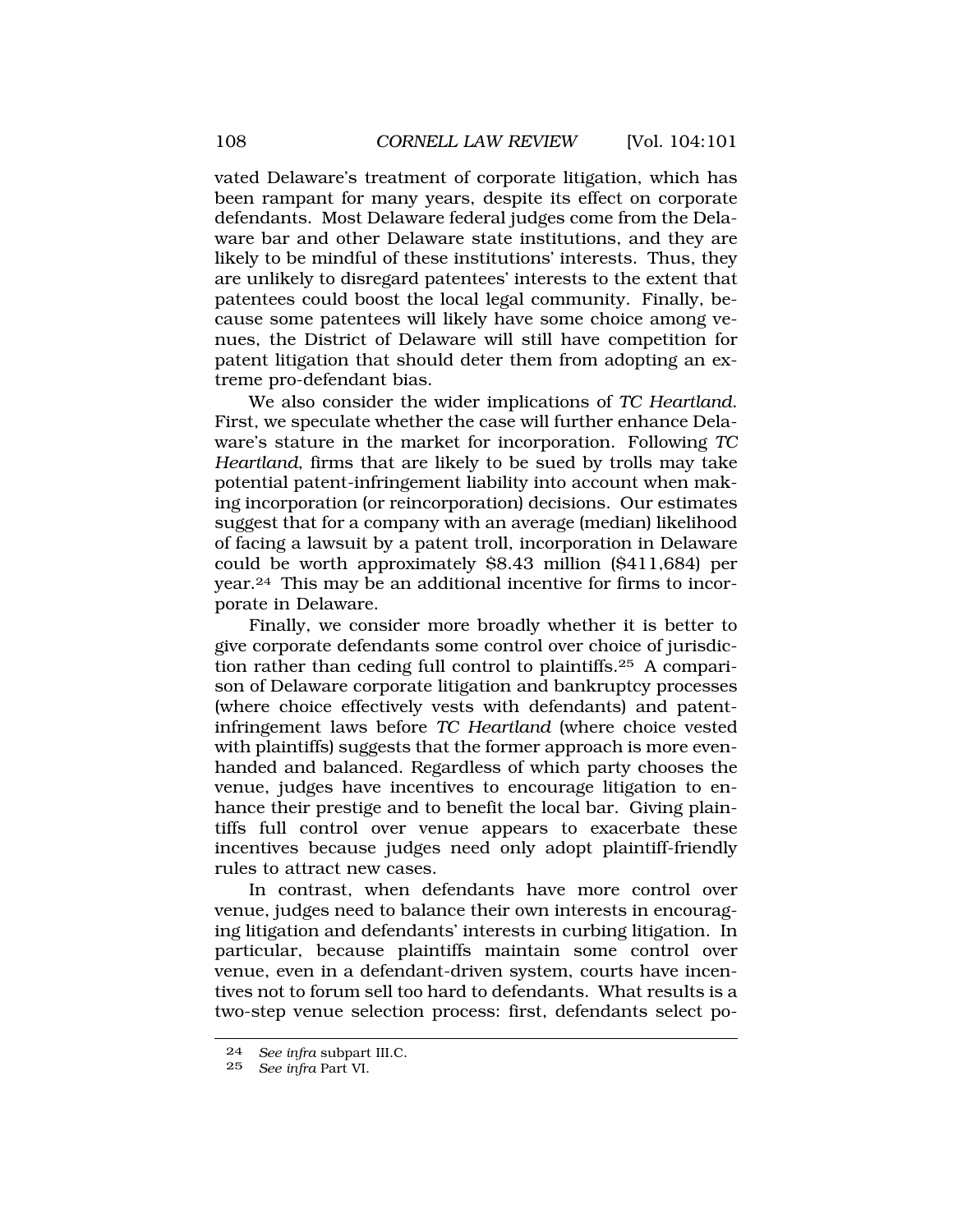vated Delaware's treatment of corporate litigation, which has been rampant for many years, despite its effect on corporate defendants. Most Delaware federal judges come from the Delaware bar and other Delaware state institutions, and they are likely to be mindful of these institutions' interests. Thus, they are unlikely to disregard patentees' interests to the extent that patentees could boost the local legal community. Finally, because some patentees will likely have some choice among venues, the District of Delaware will still have competition for patent litigation that should deter them from adopting an extreme pro-defendant bias.

We also consider the wider implications of *TC Heartland*. First, we speculate whether the case will further enhance Delaware's stature in the market for incorporation. Following *TC Heartland*, firms that are likely to be sued by trolls may take potential patent-infringement liability into account when making incorporation (or reincorporation) decisions. Our estimates suggest that for a company with an average (median) likelihood of facing a lawsuit by a patent troll, incorporation in Delaware could be worth approximately $8.43 million ($411,684) per year.[24] This may be an additional incentive for firms to incorporate in Delaware.

Finally, we consider more broadly whether it is better to give corporate defendants some control over choice of jurisdiction rather than ceding full control to plaintiffs.[25] A comparison of Delaware corporate litigation and bankruptcy processes (where choice effectively vests with defendants) and patent-infringement laws before *TC Heartland* (where choice vested with plaintiffs) suggests that the former approach is more even-handed and balanced. Regardless of which party chooses the venue, judges have incentives to encourage litigation to enhance their prestige and to benefit the local bar. Giving plaintiffs full control over venue appears to exacerbate these incentives because judges need only adopt plaintiff-friendly rules to attract new cases.

In contrast, when defendants have more control over venue, judges need to balance their own interests in encouraging litigation and defendants' interests in curbing litigation. In particular, because plaintiffs maintain some control over venue, even in a defendant-driven system, courts have incentives not to forum sell too hard to defendants. What results is a two-step venue selection process: first, defendants select po-

---

24 *See infra* subpart III.C.

25 *See infra* Part VI.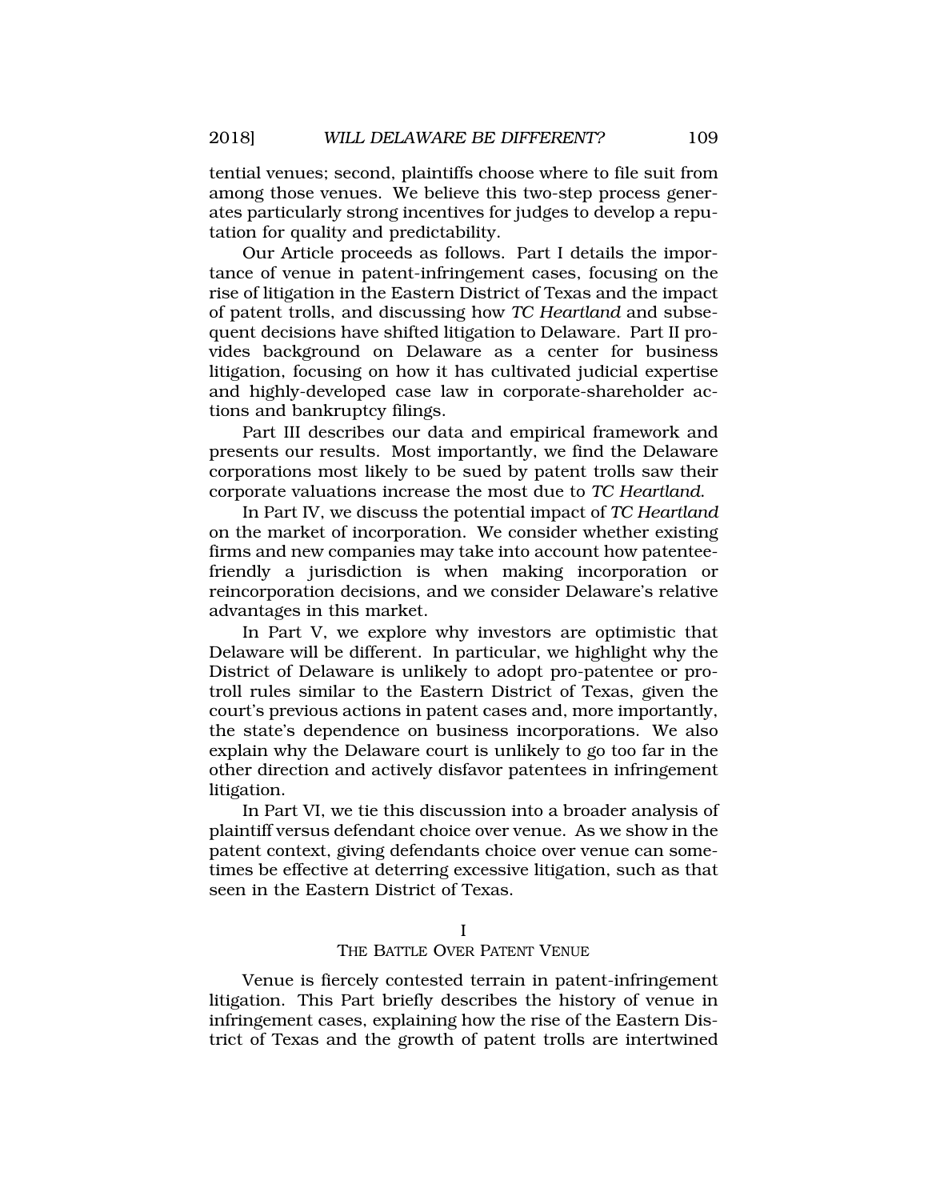tential venues; second, plaintiffs choose where to file suit from among those venues. We believe this two-step process generates particularly strong incentives for judges to develop a reputation for quality and predictability.

Our Article proceeds as follows. Part I details the importance of venue in patent-infringement cases, focusing on the rise of litigation in the Eastern District of Texas and the impact of patent trolls, and discussing how *TC Heartland* and subsequent decisions have shifted litigation to Delaware. Part II provides background on Delaware as a center for business litigation, focusing on how it has cultivated judicial expertise and highly-developed case law in corporate-shareholder actions and bankruptcy filings.

Part III describes our data and empirical framework and presents our results. Most importantly, we find the Delaware corporations most likely to be sued by patent trolls saw their corporate valuations increase the most due to *TC Heartland*.

In Part IV, we discuss the potential impact of *TC Heartland* on the market of incorporation. We consider whether existing firms and new companies may take into account how patentee-friendly a jurisdiction is when making incorporation or reincorporation decisions, and we consider Delaware's relative advantages in this market.

In Part V, we explore why investors are optimistic that Delaware will be different. In particular, we highlight why the District of Delaware is unlikely to adopt pro-patentee or pro-troll rules similar to the Eastern District of Texas, given the court's previous actions in patent cases and, more importantly, the state's dependence on business incorporations. We also explain why the Delaware court is unlikely to go too far in the other direction and actively disfavor patentees in infringement litigation.

In Part VI, we tie this discussion into a broader analysis of plaintiff versus defendant choice over venue. As we show in the patent context, giving defendants choice over venue can sometimes be effective at deterring excessive litigation, such as that seen in the Eastern District of Texas.

## I
## THE BATTLE OVER PATENT VENUE

Venue is fiercely contested terrain in patent-infringement litigation. This Part briefly describes the history of venue in infringement cases, explaining how the rise of the Eastern District of Texas and the growth of patent trolls are intertwined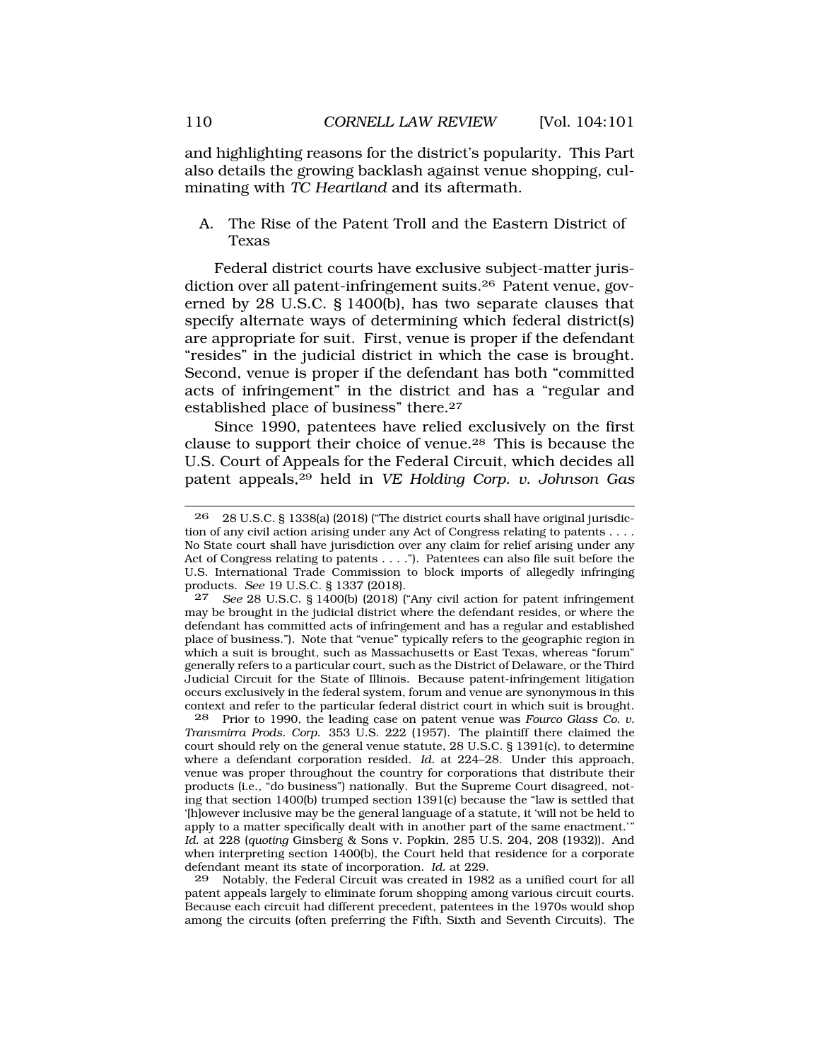and highlighting reasons for the district's popularity. This Part also details the growing backlash against venue shopping, culminating with *TC Heartland* and its aftermath.

### A. The Rise of the Patent Troll and the Eastern District of Texas

Federal district courts have exclusive subject-matter jurisdiction over all patent-infringement suits.[26] Patent venue, governed by 28 U.S.C. § 1400(b), has two separate clauses that specify alternate ways of determining which federal district(s) are appropriate for suit. First, venue is proper if the defendant "resides" in the judicial district in which the case is brought. Second, venue is proper if the defendant has both "committed acts of infringement" in the district and has a "regular and established place of business" there.[27]

Since 1990, patentees have relied exclusively on the first clause to support their choice of venue.[28] This is because the U.S. Court of Appeals for the Federal Circuit, which decides all patent appeals,[29] held in *VE Holding Corp. v. Johnson Gas*

---

[26] 28 U.S.C. § 1338(a) (2018) ("The district courts shall have original jurisdiction of any civil action arising under any Act of Congress relating to patents . . . . No State court shall have jurisdiction over any claim for relief arising under any Act of Congress relating to patents . . . ."). Patentees can also file suit before the U.S. International Trade Commission to block imports of allegedly infringing products. *See* 19 U.S.C. § 1337 (2018).

[27] *See* 28 U.S.C. § 1400(b) (2018) ("Any civil action for patent infringement may be brought in the judicial district where the defendant resides, or where the defendant has committed acts of infringement and has a regular and established place of business."). Note that "venue" typically refers to the geographic region in which a suit is brought, such as Massachusetts or East Texas, whereas "forum" generally refers to a particular court, such as the District of Delaware, or the Third Judicial Circuit for the State of Illinois. Because patent-infringement litigation occurs exclusively in the federal system, forum and venue are synonymous in this context and refer to the particular federal district court in which suit is brought.

[28] Prior to 1990, the leading case on patent venue was *Fourco Glass Co. v. Transmirra Prods. Corp.* 353 U.S. 222 (1957). The plaintiff there claimed the court should rely on the general venue statute, 28 U.S.C. § 1391(c), to determine where a defendant corporation resided. *Id.* at 224–28. Under this approach, venue was proper throughout the country for corporations that distribute their products (i.e., "do business") nationally. But the Supreme Court disagreed, noting that section 1400(b) trumped section 1391(c) because the "law is settled that '[h]owever inclusive may be the general language of a statute, it 'will not be held to apply to a matter specifically dealt with in another part of the same enactment.'" *Id.* at 228 (*quoting* Ginsberg & Sons v. Popkin, 285 U.S. 204, 208 (1932)). And when interpreting section 1400(b), the Court held that residence for a corporate defendant meant its state of incorporation. *Id.* at 229.

[29] Notably, the Federal Circuit was created in 1982 as a unified court for all patent appeals largely to eliminate forum shopping among various circuit courts. Because each circuit had different precedent, patentees in the 1970s would shop among the circuits (often preferring the Fifth, Sixth and Seventh Circuits). The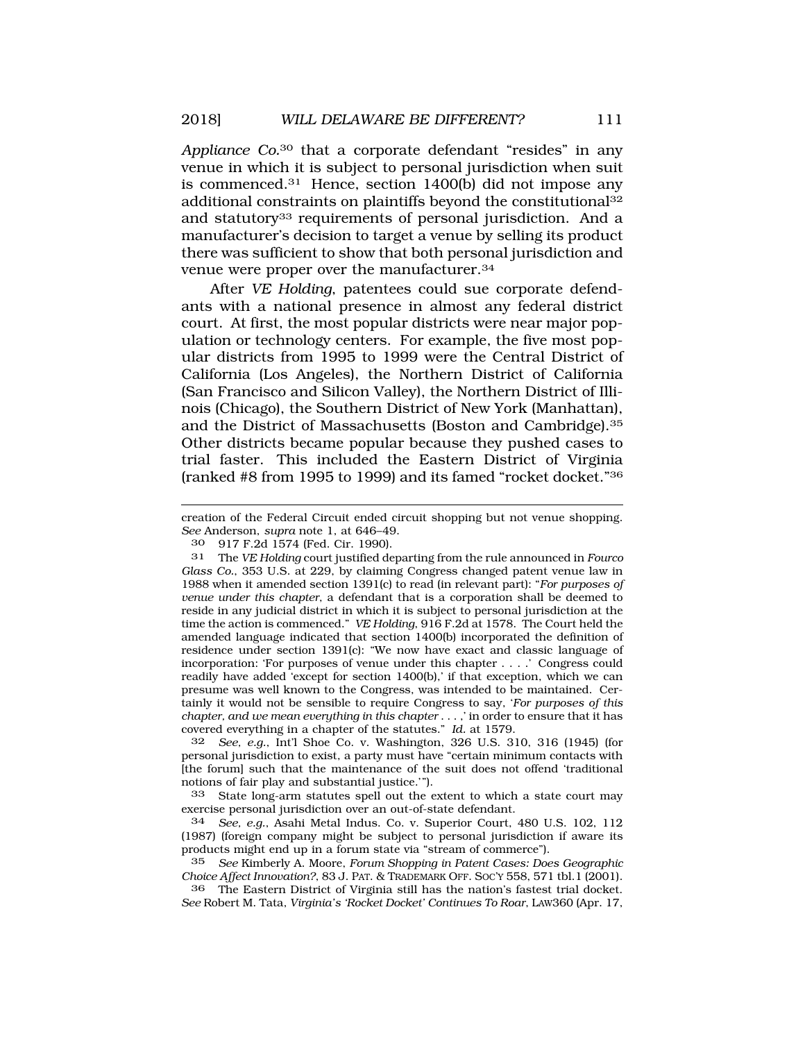*Appliance Co.*[30] that a corporate defendant "resides" in any venue in which it is subject to personal jurisdiction when suit is commenced.[31] Hence, section 1400(b) did not impose any additional constraints on plaintiffs beyond the constitutional[32] and statutory[33] requirements of personal jurisdiction. And a manufacturer's decision to target a venue by selling its product there was sufficient to show that both personal jurisdiction and venue were proper over the manufacturer.[34]

After *VE Holding*, patentees could sue corporate defendants with a national presence in almost any federal district court. At first, the most popular districts were near major population or technology centers. For example, the five most popular districts from 1995 to 1999 were the Central District of California (Los Angeles), the Northern District of California (San Francisco and Silicon Valley), the Northern District of Illinois (Chicago), the Southern District of New York (Manhattan), and the District of Massachusetts (Boston and Cambridge).[35] Other districts became popular because they pushed cases to trial faster. This included the Eastern District of Virginia (ranked #8 from 1995 to 1999) and its famed "rocket docket."[36]

---

creation of the Federal Circuit ended circuit shopping but not venue shopping. *See* Anderson, *supra* note 1, at 646–49.

30 917 F.2d 1574 (Fed. Cir. 1990).

31 The *VE Holding* court justified departing from the rule announced in *Fourco Glass Co.*, 353 U.S. at 229, by claiming Congress changed patent venue law in 1988 when it amended section 1391(c) to read (in relevant part): "*For purposes of venue under this chapter*, a defendant that is a corporation shall be deemed to reside in any judicial district in which it is subject to personal jurisdiction at the time the action is commenced." *VE Holding*, 916 F.2d at 1578. The Court held the amended language indicated that section 1400(b) incorporated the definition of residence under section 1391(c): "We now have exact and classic language of incorporation: 'For purposes of venue under this chapter . . . .' Congress could readily have added 'except for section 1400(b),' if that exception, which we can presume was well known to the Congress, was intended to be maintained. Certainly it would not be sensible to require Congress to say, '*For purposes of this chapter, and we mean everything in this chapter* . . . ,' in order to ensure that it has covered everything in a chapter of the statutes." *Id.* at 1579.

32 *See, e.g.*, Int'l Shoe Co. v. Washington, 326 U.S. 310, 316 (1945) (for personal jurisdiction to exist, a party must have "certain minimum contacts with [the forum] such that the maintenance of the suit does not offend 'traditional notions of fair play and substantial justice.'").

33 State long-arm statutes spell out the extent to which a state court may exercise personal jurisdiction over an out-of-state defendant.

34 *See, e.g.*, Asahi Metal Indus. Co. v. Superior Court, 480 U.S. 102, 112 (1987) (foreign company might be subject to personal jurisdiction if aware its products might end up in a forum state via "stream of commerce").

35 *See* Kimberly A. Moore, *Forum Shopping in Patent Cases: Does Geographic Choice Affect Innovation?*, 83 J. PAT. & TRADEMARK OFF. SOC'Y 558, 571 tbl.1 (2001).

36 The Eastern District of Virginia still has the nation's fastest trial docket. *See* Robert M. Tata, *Virginia's 'Rocket Docket' Continues To Roar*, LAW360 (Apr. 17,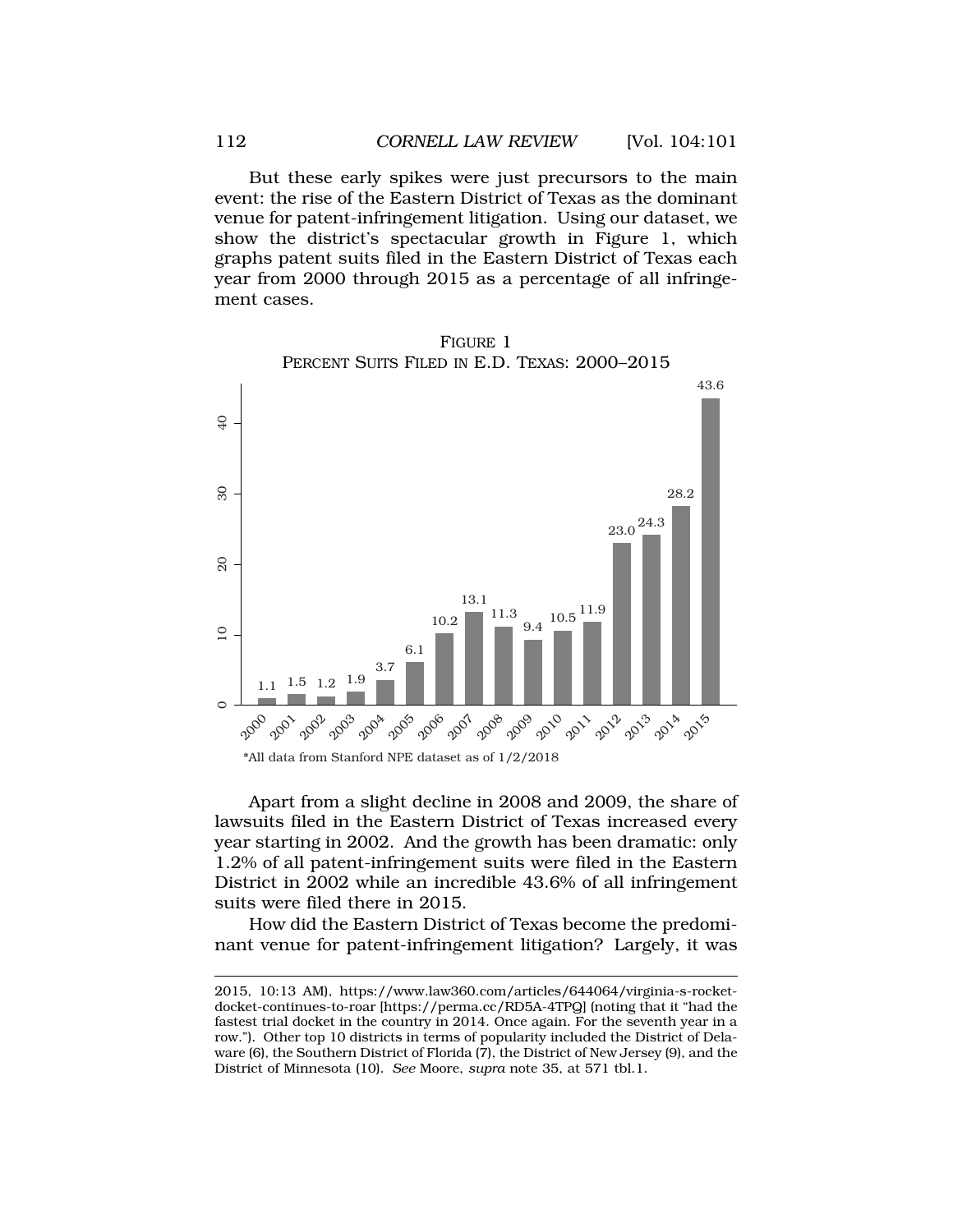But these early spikes were just precursors to the main event: the rise of the Eastern District of Texas as the dominant venue for patent-infringement litigation. Using our dataset, we show the district's spectacular growth in Figure 1, which graphs patent suits filed in the Eastern District of Texas each year from 2000 through 2015 as a percentage of all infringement cases.

FIGURE 1
PERCENT SUITS FILED IN E.D. TEXAS: 2000–2015

| Year | Percent |
|---|---|
| 2000 | 1.1 |
| 2001 | 1.5 |
| 2002 | 1.2 |
| 2003 | 1.9 |
| 2004 | 3.7 |
| 2005 | 6.1 |
| 2006 | 10.2 |
| 2007 | 13.1 |
| 2008 | 11.3 |
| 2009 | 9.4 |
| 2010 | 10.5 |
| 2011 | 11.9 |
| 2012 | 23.0 |
| 2013 | 24.3 |
| 2014 | 28.2 |
| 2015 | 43.6 |

*All data from Stanford NPE dataset as of 1/2/2018

Apart from a slight decline in 2008 and 2009, the share of lawsuits filed in the Eastern District of Texas increased every year starting in 2002. And the growth has been dramatic: only 1.2% of all patent-infringement suits were filed in the Eastern District in 2002 while an incredible 43.6% of all infringement suits were filed there in 2015.

How did the Eastern District of Texas become the predominant venue for patent-infringement litigation? Largely, it was

2015, 10:13 AM), https://www.law360.com/articles/644064/virginia-s-rocket-docket-continues-to-roar [https://perma.cc/RD5A-4TPQ] (noting that it "had the fastest trial docket in the country in 2014. Once again. For the seventh year in a row."). Other top 10 districts in terms of popularity included the District of Delaware (6), the Southern District of Florida (7), the District of New Jersey (9), and the District of Minnesota (10). *See* Moore, *supra* note 35, at 571 tbl.1.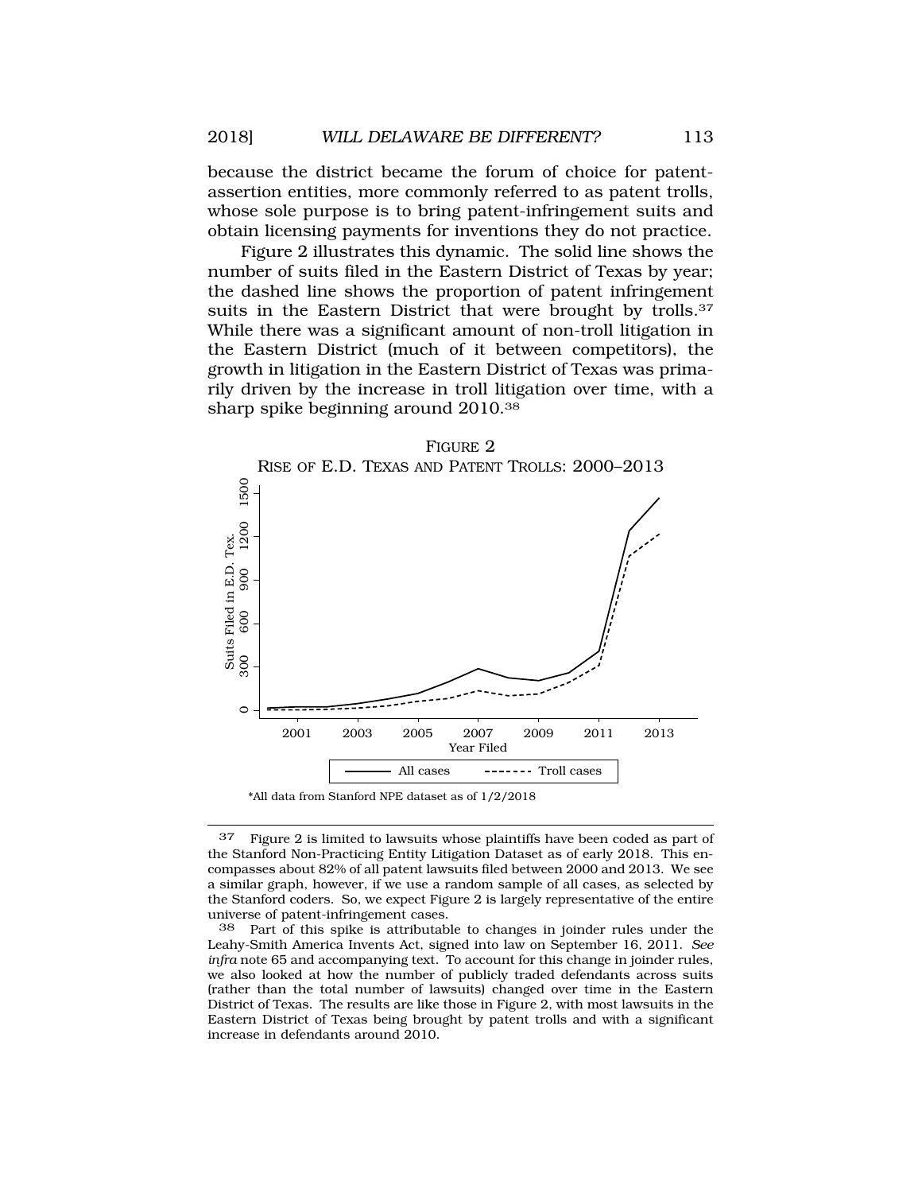because the district became the forum of choice for patent-assertion entities, more commonly referred to as patent trolls, whose sole purpose is to bring patent-infringement suits and obtain licensing payments for inventions they do not practice.

Figure 2 illustrates this dynamic. The solid line shows the number of suits filed in the Eastern District of Texas by year; the dashed line shows the proportion of patent infringement suits in the Eastern District that were brought by trolls.[37] While there was a significant amount of non-troll litigation in the Eastern District (much of it between competitors), the growth in litigation in the Eastern District of Texas was primarily driven by the increase in troll litigation over time, with a sharp spike beginning around 2010.[38]

FIGURE 2

RISE OF E.D. TEXAS AND PATENT TROLLS: 2000–2013

*All data from Stanford NPE dataset as of 1/2/2018

---

[37] Figure 2 is limited to lawsuits whose plaintiffs have been coded as part of the Stanford Non-Practicing Entity Litigation Dataset as of early 2018. This encompasses about 82% of all patent lawsuits filed between 2000 and 2013. We see a similar graph, however, if we use a random sample of all cases, as selected by the Stanford coders. So, we expect Figure 2 is largely representative of the entire universe of patent-infringement cases.

[38] Part of this spike is attributable to changes in joinder rules under the Leahy-Smith America Invents Act, signed into law on September 16, 2011. *See infra* note 65 and accompanying text. To account for this change in joinder rules, we also looked at how the number of publicly traded defendants across suits (rather than the total number of lawsuits) changed over time in the Eastern District of Texas. The results are like those in Figure 2, with most lawsuits in the Eastern District of Texas being brought by patent trolls and with a significant increase in defendants around 2010.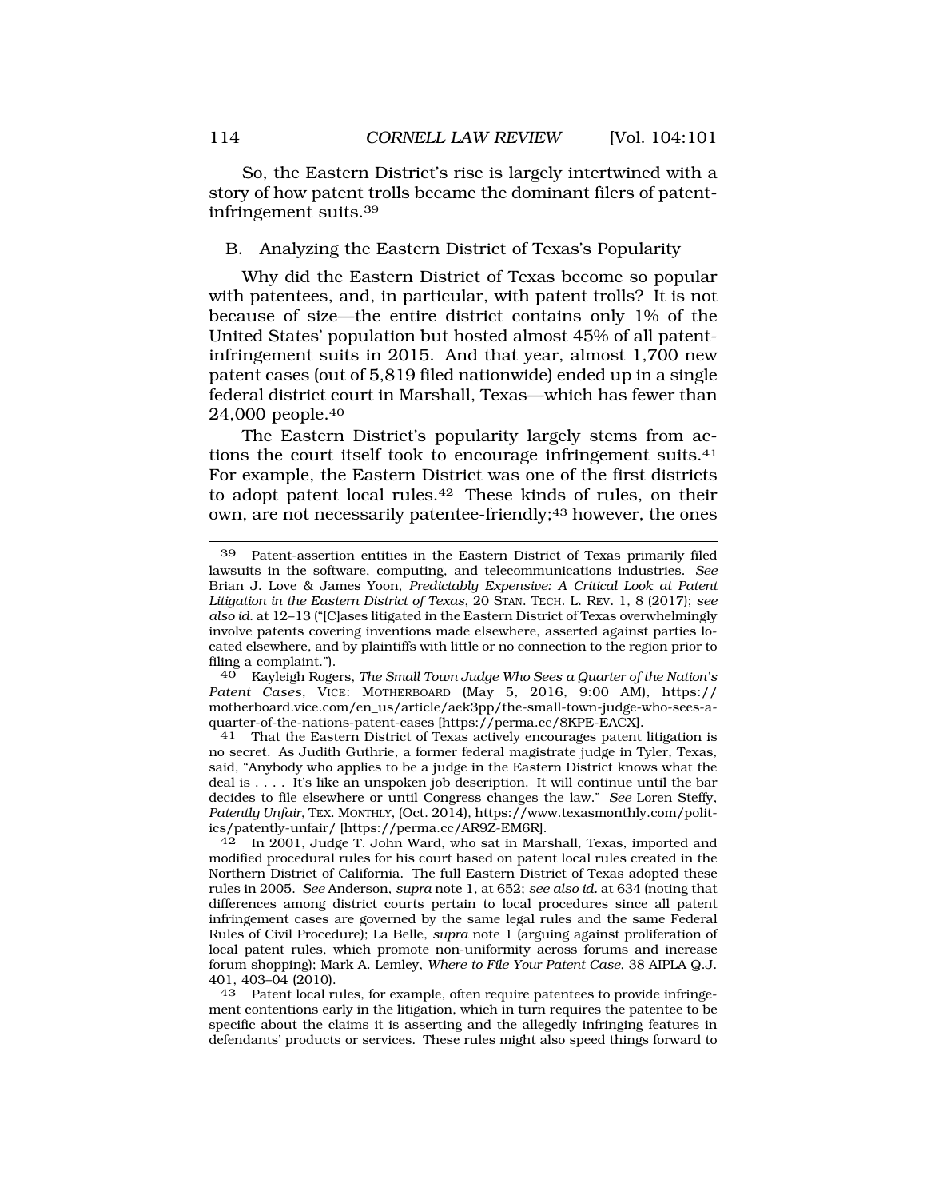So, the Eastern District's rise is largely intertwined with a story of how patent trolls became the dominant filers of patent-infringement suits.[39]

## B. Analyzing the Eastern District of Texas's Popularity

Why did the Eastern District of Texas become so popular with patentees, and, in particular, with patent trolls? It is not because of size—the entire district contains only 1% of the United States' population but hosted almost 45% of all patent-infringement suits in 2015. And that year, almost 1,700 new patent cases (out of 5,819 filed nationwide) ended up in a single federal district court in Marshall, Texas—which has fewer than 24,000 people.[40]

The Eastern District's popularity largely stems from actions the court itself took to encourage infringement suits.[41] For example, the Eastern District was one of the first districts to adopt patent local rules.[42] These kinds of rules, on their own, are not necessarily patentee-friendly;[43] however, the ones

---

[39] Patent-assertion entities in the Eastern District of Texas primarily filed lawsuits in the software, computing, and telecommunications industries. *See* Brian J. Love & James Yoon, *Predictably Expensive: A Critical Look at Patent Litigation in the Eastern District of Texas*, 20 STAN. TECH. L. REV. 1, 8 (2017); *see also id.* at 12–13 ("[C]ases litigated in the Eastern District of Texas overwhelmingly involve patents covering inventions made elsewhere, asserted against parties located elsewhere, and by plaintiffs with little or no connection to the region prior to filing a complaint.").

[40] Kayleigh Rogers, *The Small Town Judge Who Sees a Quarter of the Nation's Patent Cases*, VICE: MOTHERBOARD (May 5, 2016, 9:00 AM), https://motherboard.vice.com/en_us/article/aek3pp/the-small-town-judge-who-sees-a-quarter-of-the-nations-patent-cases [https://perma.cc/8KPE-EACX].

[41] That the Eastern District of Texas actively encourages patent litigation is no secret. As Judith Guthrie, a former federal magistrate judge in Tyler, Texas, said, "Anybody who applies to be a judge in the Eastern District knows what the deal is . . . . It's like an unspoken job description. It will continue until the bar decides to file elsewhere or until Congress changes the law." *See* Loren Steffy, *Patently Unfair*, TEX. MONTHLY, (Oct. 2014), https://www.texasmonthly.com/politics/patently-unfair/ [https://perma.cc/AR9Z-EM6R].

[42] In 2001, Judge T. John Ward, who sat in Marshall, Texas, imported and modified procedural rules for his court based on patent local rules created in the Northern District of California. The full Eastern District of Texas adopted these rules in 2005. *See* Anderson, *supra* note 1, at 652; *see also id.* at 634 (noting that differences among district courts pertain to local procedures since all patent infringement cases are governed by the same legal rules and the same Federal Rules of Civil Procedure); La Belle, *supra* note 1 (arguing against proliferation of local patent rules, which promote non-uniformity across forums and increase forum shopping); Mark A. Lemley, *Where to File Your Patent Case*, 38 AIPLA Q.J. 401, 403–04 (2010).

[43] Patent local rules, for example, often require patentees to provide infringement contentions early in the litigation, which in turn requires the patentee to be specific about the claims it is asserting and the allegedly infringing features in defendants' products or services. These rules might also speed things forward to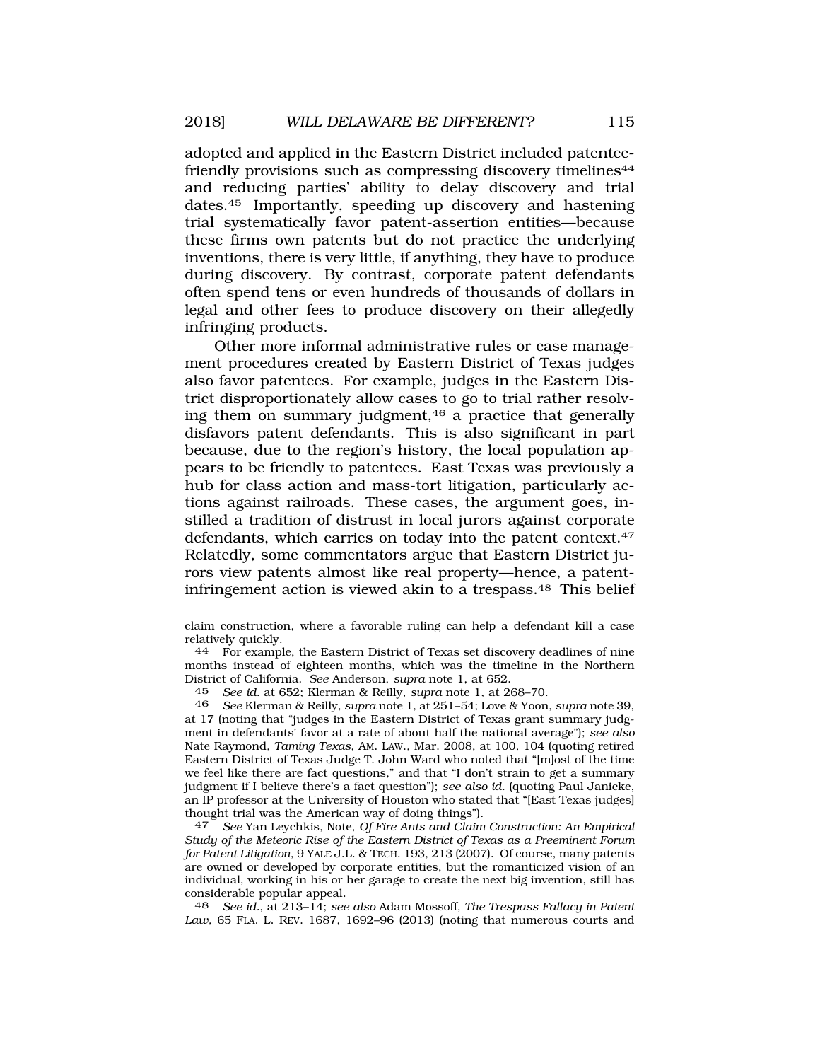adopted and applied in the Eastern District included patentee-friendly provisions such as compressing discovery timelines[44] and reducing parties' ability to delay discovery and trial dates.[45] Importantly, speeding up discovery and hastening trial systematically favor patent-assertion entities—because these firms own patents but do not practice the underlying inventions, there is very little, if anything, they have to produce during discovery. By contrast, corporate patent defendants often spend tens or even hundreds of thousands of dollars in legal and other fees to produce discovery on their allegedly infringing products.

Other more informal administrative rules or case management procedures created by Eastern District of Texas judges also favor patentees. For example, judges in the Eastern District disproportionately allow cases to go to trial rather resolving them on summary judgment,[46] a practice that generally disfavors patent defendants. This is also significant in part because, due to the region's history, the local population appears to be friendly to patentees. East Texas was previously a hub for class action and mass-tort litigation, particularly actions against railroads. These cases, the argument goes, instilled a tradition of distrust in local jurors against corporate defendants, which carries on today into the patent context.[47] Relatedly, some commentators argue that Eastern District jurors view patents almost like real property—hence, a patent-infringement action is viewed akin to a trespass.[48] This belief

---

claim construction, where a favorable ruling can help a defendant kill a case relatively quickly.

44 For example, the Eastern District of Texas set discovery deadlines of nine months instead of eighteen months, which was the timeline in the Northern District of California. *See* Anderson, *supra* note 1, at 652.

45 *See id.* at 652; Klerman & Reilly, *supra* note 1, at 268–70.

46 *See* Klerman & Reilly, *supra* note 1, at 251–54; Love & Yoon, *supra* note 39, at 17 (noting that "judges in the Eastern District of Texas grant summary judgment in defendants' favor at a rate of about half the national average"); *see also* Nate Raymond, *Taming Texas*, AM. LAW., Mar. 2008, at 100, 104 (quoting retired Eastern District of Texas Judge T. John Ward who noted that "[m]ost of the time we feel like there are fact questions," and that "I don't strain to get a summary judgment if I believe there's a fact question"); *see also id.* (quoting Paul Janicke, an IP professor at the University of Houston who stated that "[East Texas judges] thought trial was the American way of doing things").

47 *See* Yan Leychkis, Note, *Of Fire Ants and Claim Construction: An Empirical Study of the Meteoric Rise of the Eastern District of Texas as a Preeminent Forum for Patent Litigation*, 9 YALE J.L. & TECH. 193, 213 (2007). Of course, many patents are owned or developed by corporate entities, but the romanticized vision of an individual, working in his or her garage to create the next big invention, still has considerable popular appeal.

48 *See id.*, at 213–14; *see also* Adam Mossoff, *The Trespass Fallacy in Patent Law*, 65 FLA. L. REV. 1687, 1692–96 (2013) (noting that numerous courts and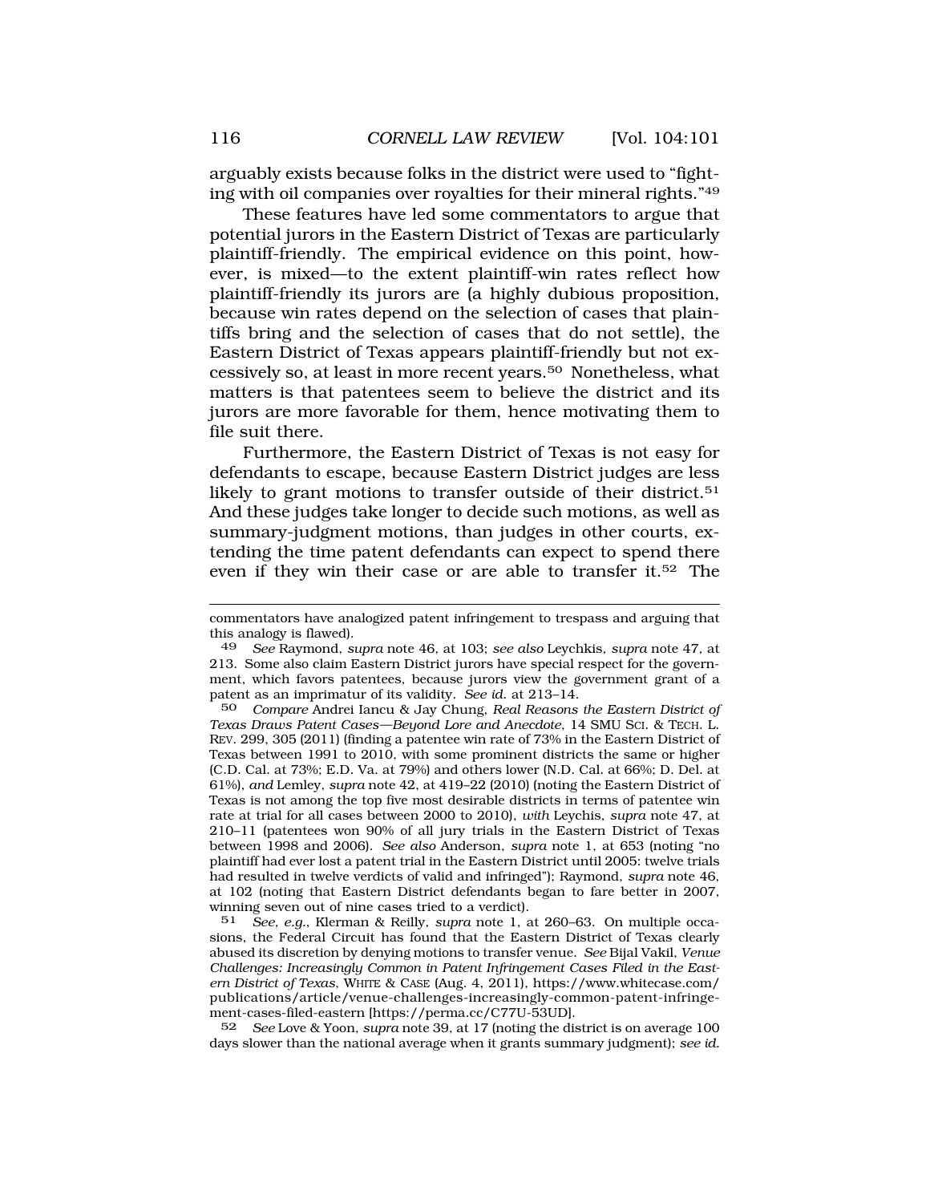arguably exists because folks in the district were used to "fighting with oil companies over royalties for their mineral rights."[49]

These features have led some commentators to argue that potential jurors in the Eastern District of Texas are particularly plaintiff-friendly. The empirical evidence on this point, however, is mixed—to the extent plaintiff-win rates reflect how plaintiff-friendly its jurors are (a highly dubious proposition, because win rates depend on the selection of cases that plaintiffs bring and the selection of cases that do not settle), the Eastern District of Texas appears plaintiff-friendly but not excessively so, at least in more recent years.[50] Nonetheless, what matters is that patentees seem to believe the district and its jurors are more favorable for them, hence motivating them to file suit there.

Furthermore, the Eastern District of Texas is not easy for defendants to escape, because Eastern District judges are less likely to grant motions to transfer outside of their district.[51] And these judges take longer to decide such motions, as well as summary-judgment motions, than judges in other courts, extending the time patent defendants can expect to spend there even if they win their case or are able to transfer it.[52] The

---

commentators have analogized patent infringement to trespass and arguing that this analogy is flawed).

49 *See* Raymond, *supra* note 46, at 103; *see also* Leychkis, *supra* note 47, at 213. Some also claim Eastern District jurors have special respect for the government, which favors patentees, because jurors view the government grant of a patent as an imprimatur of its validity. *See id.* at 213–14.

50 *Compare* Andrei Iancu & Jay Chung, *Real Reasons the Eastern District of Texas Draws Patent Cases—Beyond Lore and Anecdote*, 14 SMU SCI. & TECH. L. REV. 299, 305 (2011) (finding a patentee win rate of 73% in the Eastern District of Texas between 1991 to 2010, with some prominent districts the same or higher (C.D. Cal. at 73%; E.D. Va. at 79%) and others lower (N.D. Cal. at 66%; D. Del. at 61%), *and* Lemley, *supra* note 42, at 419–22 (2010) (noting the Eastern District of Texas is not among the top five most desirable districts in terms of patentee win rate at trial for all cases between 2000 to 2010), *with* Leychis, *supra* note 47, at 210–11 (patentees won 90% of all jury trials in the Eastern District of Texas between 1998 and 2006). *See also* Anderson, *supra* note 1, at 653 (noting "no plaintiff had ever lost a patent trial in the Eastern District until 2005: twelve trials had resulted in twelve verdicts of valid and infringed"); Raymond, *supra* note 46, at 102 (noting that Eastern District defendants began to fare better in 2007, winning seven out of nine cases tried to a verdict).

51 *See, e.g.*, Klerman & Reilly, *supra* note 1, at 260–63. On multiple occasions, the Federal Circuit has found that the Eastern District of Texas clearly abused its discretion by denying motions to transfer venue. *See* Bijal Vakil, *Venue Challenges: Increasingly Common in Patent Infringement Cases Filed in the Eastern District of Texas*, WHITE & CASE (Aug. 4, 2011), https://www.whitecase.com/publications/article/venue-challenges-increasingly-common-patent-infringement-cases-filed-eastern [https://perma.cc/C77U-53UD].

52 *See* Love & Yoon, *supra* note 39, at 17 (noting the district is on average 100 days slower than the national average when it grants summary judgment); *see id.*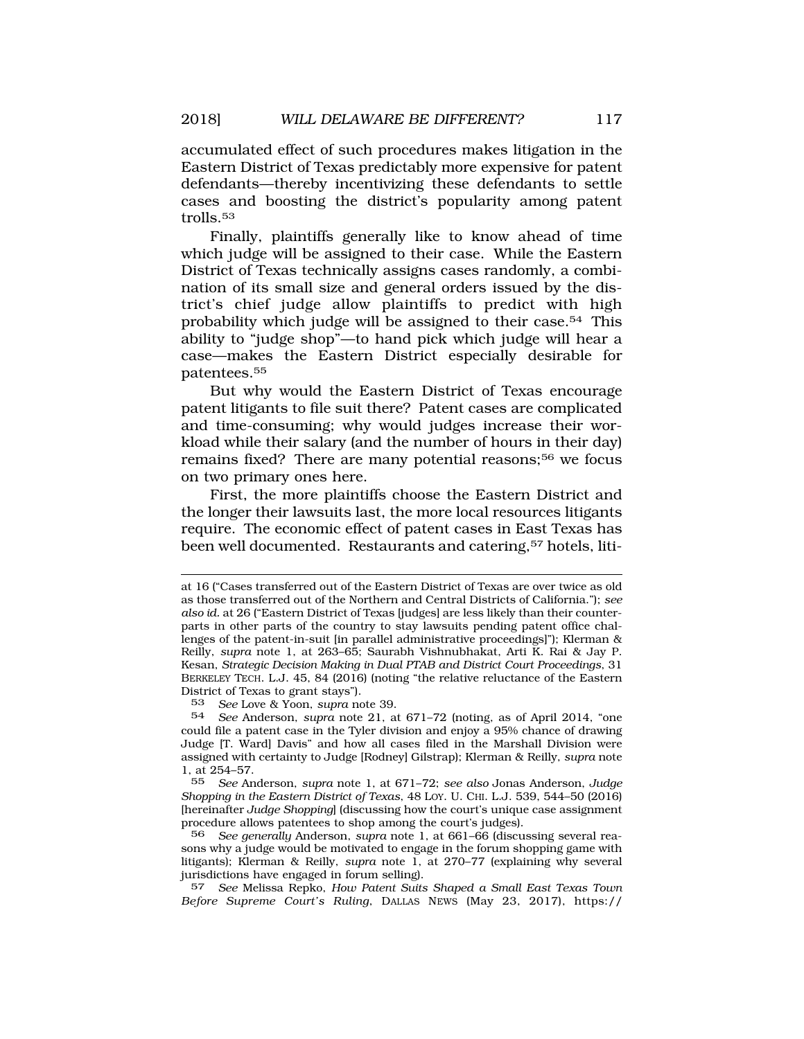accumulated effect of such procedures makes litigation in the Eastern District of Texas predictably more expensive for patent defendants—thereby incentivizing these defendants to settle cases and boosting the district's popularity among patent trolls.[53]

Finally, plaintiffs generally like to know ahead of time which judge will be assigned to their case. While the Eastern District of Texas technically assigns cases randomly, a combination of its small size and general orders issued by the district's chief judge allow plaintiffs to predict with high probability which judge will be assigned to their case.[54] This ability to "judge shop"—to hand pick which judge will hear a case—makes the Eastern District especially desirable for patentees.[55]

But why would the Eastern District of Texas encourage patent litigants to file suit there? Patent cases are complicated and time-consuming; why would judges increase their workload while their salary (and the number of hours in their day) remains fixed? There are many potential reasons;[56] we focus on two primary ones here.

First, the more plaintiffs choose the Eastern District and the longer their lawsuits last, the more local resources litigants require. The economic effect of patent cases in East Texas has been well documented. Restaurants and catering,[57] hotels, liti-

---

at 16 ("Cases transferred out of the Eastern District of Texas are over twice as old as those transferred out of the Northern and Central Districts of California."); *see also id.* at 26 ("Eastern District of Texas [judges] are less likely than their counterparts in other parts of the country to stay lawsuits pending patent office challenges of the patent-in-suit [in parallel administrative proceedings]"); Klerman & Reilly, *supra* note 1, at 263–65; Saurabh Vishnubhakat, Arti K. Rai & Jay P. Kesan, *Strategic Decision Making in Dual PTAB and District Court Proceedings*, 31 BERKELEY TECH. L.J. 45, 84 (2016) (noting "the relative reluctance of the Eastern District of Texas to grant stays").

53 *See* Love & Yoon, *supra* note 39.

54 *See* Anderson, *supra* note 21, at 671–72 (noting, as of April 2014, "one could file a patent case in the Tyler division and enjoy a 95% chance of drawing Judge [T. Ward] Davis" and how all cases filed in the Marshall Division were assigned with certainty to Judge [Rodney] Gilstrap); Klerman & Reilly, *supra* note 1, at 254–57.

55 *See* Anderson, *supra* note 1, at 671–72; *see also* Jonas Anderson, *Judge Shopping in the Eastern District of Texas*, 48 LOY. U. CHI. L.J. 539, 544–50 (2016) [hereinafter *Judge Shopping*] (discussing how the court's unique case assignment procedure allows patentees to shop among the court's judges).

56 *See generally* Anderson, *supra* note 1, at 661–66 (discussing several reasons why a judge would be motivated to engage in the forum shopping game with litigants); Klerman & Reilly, *supra* note 1, at 270–77 (explaining why several jurisdictions have engaged in forum selling).

57 *See* Melissa Repko, *How Patent Suits Shaped a Small East Texas Town Before Supreme Court's Ruling*, DALLAS NEWS (May 23, 2017), https://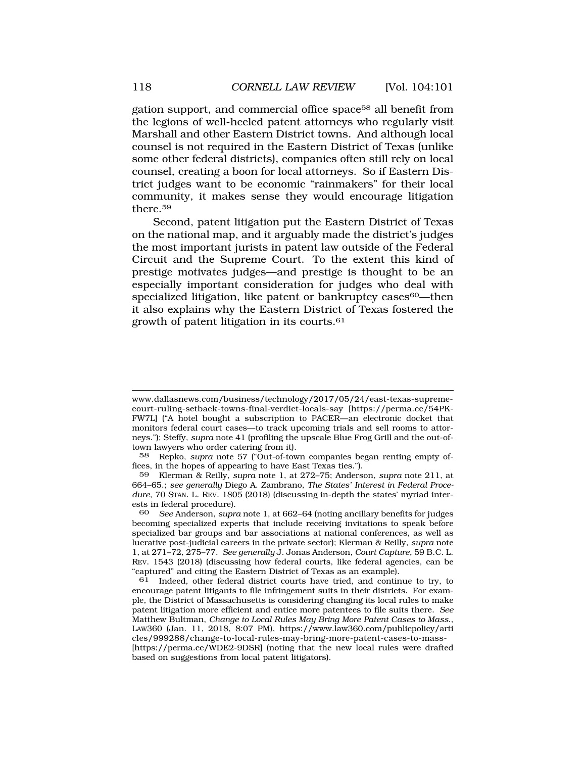gation support, and commercial office space[58] all benefit from the legions of well-heeled patent attorneys who regularly visit Marshall and other Eastern District towns. And although local counsel is not required in the Eastern District of Texas (unlike some other federal districts), companies often still rely on local counsel, creating a boon for local attorneys. So if Eastern District judges want to be economic "rainmakers" for their local community, it makes sense they would encourage litigation there.[59]

Second, patent litigation put the Eastern District of Texas on the national map, and it arguably made the district's judges the most important jurists in patent law outside of the Federal Circuit and the Supreme Court. To the extent this kind of prestige motivates judges—and prestige is thought to be an especially important consideration for judges who deal with specialized litigation, like patent or bankruptcy cases[60]—then it also explains why the Eastern District of Texas fostered the growth of patent litigation in its courts.[61]

---

www.dallasnews.com/business/technology/2017/05/24/east-texas-supreme-court-ruling-setback-towns-final-verdict-locals-say [https://perma.cc/54PK-FW7L] ("A hotel bought a subscription to PACER—an electronic docket that monitors federal court cases—to track upcoming trials and sell rooms to attorneys."); Steffy, *supra* note 41 (profiling the upscale Blue Frog Grill and the out-of-town lawyers who order catering from it).

58 Repko, *supra* note 57 ("Out-of-town companies began renting empty offices, in the hopes of appearing to have East Texas ties.").

59 Klerman & Reilly, *supra* note 1, at 272–75; Anderson, *supra* note 211, at 664–65.; *see generally* Diego A. Zambrano, *The States' Interest in Federal Procedure*, 70 STAN. L. REV. 1805 (2018) (discussing in-depth the states' myriad interests in federal procedure).

60 *See* Anderson, *supra* note 1, at 662–64 (noting ancillary benefits for judges becoming specialized experts that include receiving invitations to speak before specialized bar groups and bar associations at national conferences, as well as lucrative post-judicial careers in the private sector); Klerman & Reilly, *supra* note 1, at 271–72, 275–77. *See generally* J. Jonas Anderson, *Court Capture*, 59 B.C. L. REV. 1543 (2018) (discussing how federal courts, like federal agencies, can be "captured" and citing the Eastern District of Texas as an example).

61 Indeed, other federal district courts have tried, and continue to try, to encourage patent litigants to file infringement suits in their districts. For example, the District of Massachusetts is considering changing its local rules to make patent litigation more efficient and entice more patentees to file suits there. *See* Matthew Bultman, *Change to Local Rules May Bring More Patent Cases to Mass.*, LAW360 (Jan. 11, 2018, 8:07 PM), https://www.law360.com/publicpolicy/articles/999288/change-to-local-rules-may-bring-more-patent-cases-to-mass-[https://perma.cc/WDE2-9DSR] (noting that the new local rules were drafted based on suggestions from local patent litigators).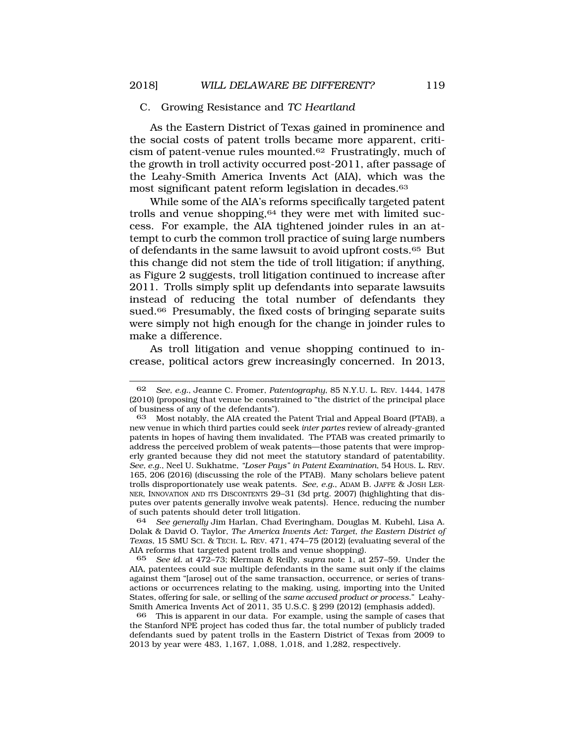### C. Growing Resistance and *TC Heartland*

As the Eastern District of Texas gained in prominence and the social costs of patent trolls became more apparent, criticism of patent-venue rules mounted.[62] Frustratingly, much of the growth in troll activity occurred post-2011, after passage of the Leahy-Smith America Invents Act (AIA), which was the most significant patent reform legislation in decades.[63]

While some of the AIA's reforms specifically targeted patent trolls and venue shopping,[64] they were met with limited success. For example, the AIA tightened joinder rules in an attempt to curb the common troll practice of suing large numbers of defendants in the same lawsuit to avoid upfront costs.[65] But this change did not stem the tide of troll litigation; if anything, as Figure 2 suggests, troll litigation continued to increase after 2011. Trolls simply split up defendants into separate lawsuits instead of reducing the total number of defendants they sued.[66] Presumably, the fixed costs of bringing separate suits were simply not high enough for the change in joinder rules to make a difference.

As troll litigation and venue shopping continued to increase, political actors grew increasingly concerned. In 2013,

---

62 *See, e.g.*, Jeanne C. Fromer, *Patentography*, 85 N.Y.U. L. REV. 1444, 1478 (2010) (proposing that venue be constrained to "the district of the principal place of business of any of the defendants").

63 Most notably, the AIA created the Patent Trial and Appeal Board (PTAB), a new venue in which third parties could seek *inter partes* review of already-granted patents in hopes of having them invalidated. The PTAB was created primarily to address the perceived problem of weak patents—those patents that were improperly granted because they did not meet the statutory standard of patentability. *See, e.g.*, Neel U. Sukhatme, *"Loser Pays" in Patent Examination*, 54 HOUS. L. REV. 165, 206 (2016) (discussing the role of the PTAB). Many scholars believe patent trolls disproportionately use weak patents. *See, e.g.*, ADAM B. JAFFE & JOSH LERNER, INNOVATION AND ITS DISCONTENTS 29–31 (3d prtg. 2007) (highlighting that disputes over patents generally involve weak patents). Hence, reducing the number of such patents should deter troll litigation.

64 *See generally* Jim Harlan, Chad Everingham, Douglas M. Kubehl, Lisa A. Dolak & David O. Taylor, *The America Invents Act: Target, the Eastern District of Texas*, 15 SMU SCI. & TECH. L. REV. 471, 474–75 (2012) (evaluating several of the AIA reforms that targeted patent trolls and venue shopping).

65 *See id.* at 472–73; Klerman & Reilly, *supra* note 1, at 257–59. Under the AIA, patentees could sue multiple defendants in the same suit only if the claims against them "[arose] out of the same transaction, occurrence, or series of transactions or occurrences relating to the making, using, importing into the United States, offering for sale, or selling of the *same accused product or process*." Leahy-Smith America Invents Act of 2011, 35 U.S.C. § 299 (2012) (emphasis added).

66 This is apparent in our data. For example, using the sample of cases that the Stanford NPE project has coded thus far, the total number of publicly traded defendants sued by patent trolls in the Eastern District of Texas from 2009 to 2013 by year were 483, 1,167, 1,088, 1,018, and 1,282, respectively.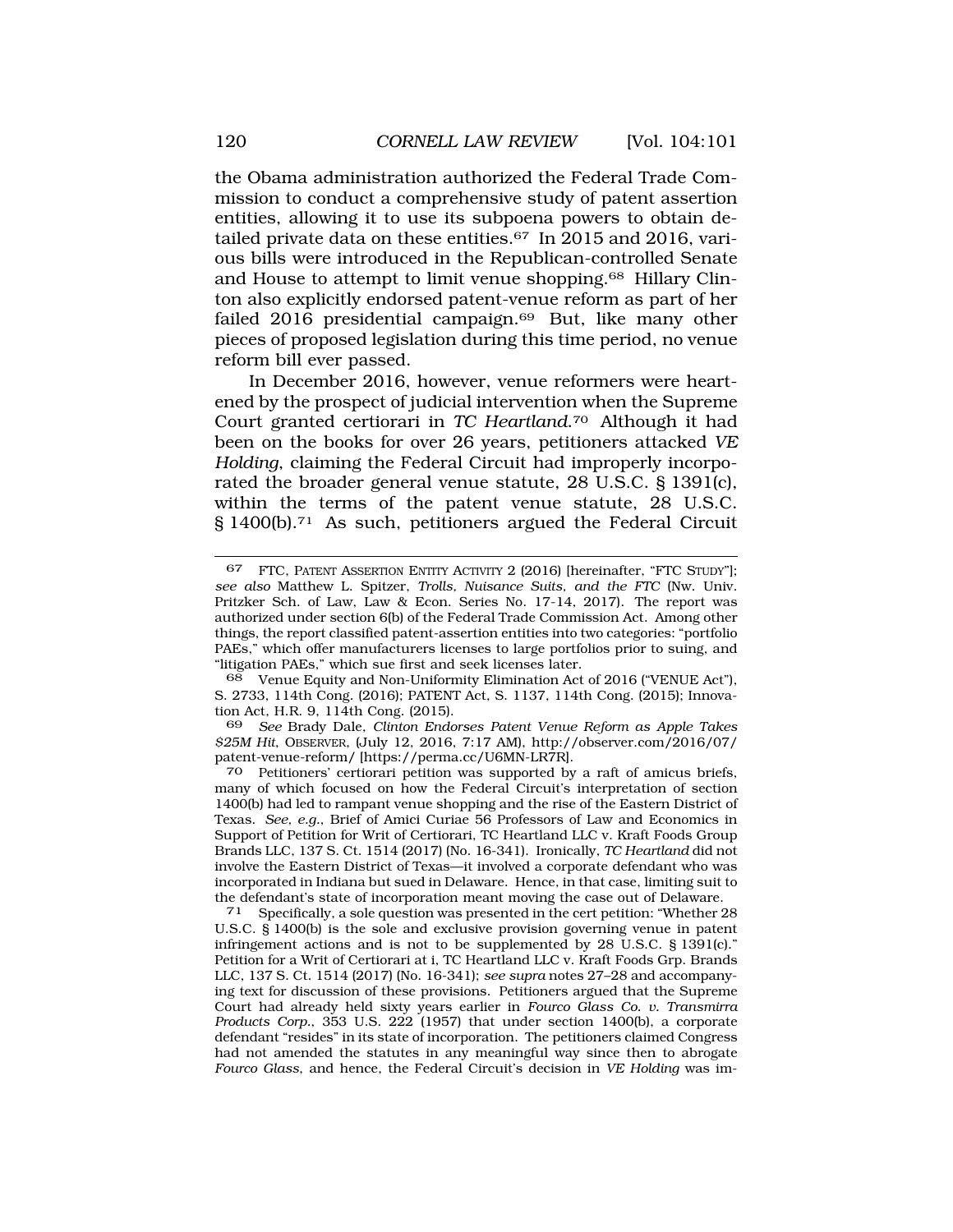the Obama administration authorized the Federal Trade Commission to conduct a comprehensive study of patent assertion entities, allowing it to use its subpoena powers to obtain detailed private data on these entities.[67] In 2015 and 2016, various bills were introduced in the Republican-controlled Senate and House to attempt to limit venue shopping.[68] Hillary Clinton also explicitly endorsed patent-venue reform as part of her failed 2016 presidential campaign.[69] But, like many other pieces of proposed legislation during this time period, no venue reform bill ever passed.

In December 2016, however, venue reformers were heartened by the prospect of judicial intervention when the Supreme Court granted certiorari in *TC Heartland*.[70] Although it had been on the books for over 26 years, petitioners attacked *VE Holding*, claiming the Federal Circuit had improperly incorporated the broader general venue statute, 28 U.S.C. § 1391(c), within the terms of the patent venue statute, 28 U.S.C. § 1400(b).[71] As such, petitioners argued the Federal Circuit

---

67 FTC, PATENT ASSERTION ENTITY ACTIVITY 2 (2016) [hereinafter, "FTC STUDY"]; *see also* Matthew L. Spitzer, *Trolls, Nuisance Suits, and the FTC* (Nw. Univ. Pritzker Sch. of Law, Law & Econ. Series No. 17-14, 2017). The report was authorized under section 6(b) of the Federal Trade Commission Act. Among other things, the report classified patent-assertion entities into two categories: "portfolio PAEs," which offer manufacturers licenses to large portfolios prior to suing, and "litigation PAEs," which sue first and seek licenses later.

68 Venue Equity and Non-Uniformity Elimination Act of 2016 ("VENUE Act"), S. 2733, 114th Cong. (2016); PATENT Act, S. 1137, 114th Cong. (2015); Innovation Act, H.R. 9, 114th Cong. (2015).

69 *See* Brady Dale, *Clinton Endorses Patent Venue Reform as Apple Takes $25M Hit*, OBSERVER, (July 12, 2016, 7:17 AM), http://observer.com/2016/07/patent-venue-reform/ [https://perma.cc/U6MN-LR7R].

70 Petitioners' certiorari petition was supported by a raft of amicus briefs, many of which focused on how the Federal Circuit's interpretation of section 1400(b) had led to rampant venue shopping and the rise of the Eastern District of Texas. *See, e.g.*, Brief of Amici Curiae 56 Professors of Law and Economics in Support of Petition for Writ of Certiorari, TC Heartland LLC v. Kraft Foods Group Brands LLC, 137 S. Ct. 1514 (2017) (No. 16-341). Ironically, *TC Heartland* did not involve the Eastern District of Texas—it involved a corporate defendant who was incorporated in Indiana but sued in Delaware. Hence, in that case, limiting suit to the defendant's state of incorporation meant moving the case out of Delaware.

71 Specifically, a sole question was presented in the cert petition: "Whether 28 U.S.C. § 1400(b) is the sole and exclusive provision governing venue in patent infringement actions and is not to be supplemented by 28 U.S.C. § 1391(c)." Petition for a Writ of Certiorari at i, TC Heartland LLC v. Kraft Foods Grp. Brands LLC, 137 S. Ct. 1514 (2017) (No. 16-341); *see supra* notes 27–28 and accompanying text for discussion of these provisions. Petitioners argued that the Supreme Court had already held sixty years earlier in *Fourco Glass Co. v. Transmirra Products Corp.*, 353 U.S. 222 (1957) that under section 1400(b), a corporate defendant "resides" in its state of incorporation. The petitioners claimed Congress had not amended the statutes in any meaningful way since then to abrogate *Fourco Glass*, and hence, the Federal Circuit's decision in *VE Holding* was im-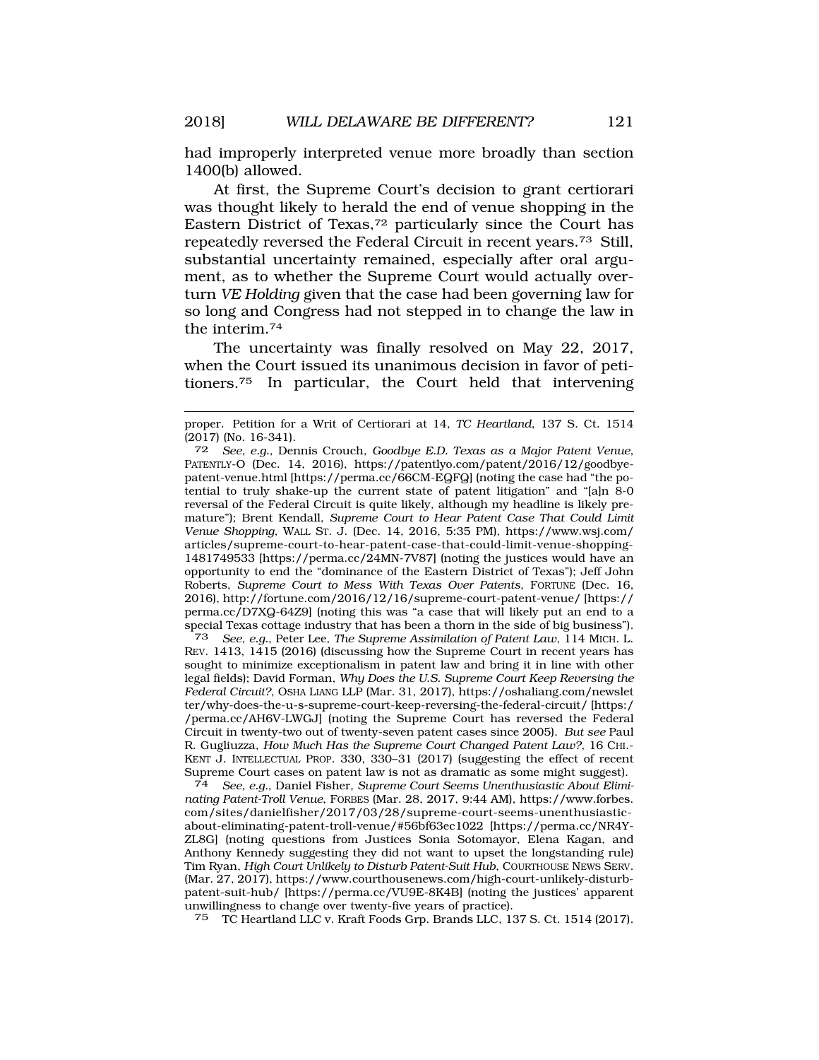had improperly interpreted venue more broadly than section 1400(b) allowed.

At first, the Supreme Court's decision to grant certiorari was thought likely to herald the end of venue shopping in the Eastern District of Texas,[72] particularly since the Court has repeatedly reversed the Federal Circuit in recent years.[73] Still, substantial uncertainty remained, especially after oral argument, as to whether the Supreme Court would actually overturn *VE Holding* given that the case had been governing law for so long and Congress had not stepped in to change the law in the interim.[74]

The uncertainty was finally resolved on May 22, 2017, when the Court issued its unanimous decision in favor of petitioners.[75] In particular, the Court held that intervening

---

proper. Petition for a Writ of Certiorari at 14, *TC Heartland*, 137 S. Ct. 1514 (2017) (No. 16-341).

72 *See, e.g.*, Dennis Crouch, *Goodbye E.D. Texas as a Major Patent Venue*, PATENTLY-O (Dec. 14, 2016), https://patentlyo.com/patent/2016/12/goodbye-patent-venue.html [https://perma.cc/66CM-EQFQ] (noting the case had "the potential to truly shake-up the current state of patent litigation" and "[a]n 8-0 reversal of the Federal Circuit is quite likely, although my headline is likely premature"); Brent Kendall, *Supreme Court to Hear Patent Case That Could Limit Venue Shopping*, WALL ST. J. (Dec. 14, 2016, 5:35 PM), https://www.wsj.com/articles/supreme-court-to-hear-patent-case-that-could-limit-venue-shopping-1481749533 [https://perma.cc/24MN-7V87] (noting the justices would have an opportunity to end the "dominance of the Eastern District of Texas"); Jeff John Roberts, *Supreme Court to Mess With Texas Over Patents*, FORTUNE (Dec. 16, 2016), http://fortune.com/2016/12/16/supreme-court-patent-venue/ [https://perma.cc/D7XQ-64Z9] (noting this was "a case that will likely put an end to a special Texas cottage industry that has been a thorn in the side of big business").

73 *See, e.g.*, Peter Lee, *The Supreme Assimilation of Patent Law*, 114 MICH. L. REV. 1413, 1415 (2016) (discussing how the Supreme Court in recent years has sought to minimize exceptionalism in patent law and bring it in line with other legal fields); David Forman, *Why Does the U.S. Supreme Court Keep Reversing the Federal Circuit?*, OSHA LIANG LLP (Mar. 31, 2017), https://oshaliang.com/newsletter/why-does-the-u-s-supreme-court-keep-reversing-the-federal-circuit/ [https://perma.cc/AH6V-LWGJ] (noting the Supreme Court has reversed the Federal Circuit in twenty-two out of twenty-seven patent cases since 2005). *But see* Paul R. Gugliuzza, *How Much Has the Supreme Court Changed Patent Law?*, 16 CHI.-KENT J. INTELLECTUAL PROP. 330, 330–31 (2017) (suggesting the effect of recent Supreme Court cases on patent law is not as dramatic as some might suggest).

74 *See, e.g.*, Daniel Fisher, *Supreme Court Seems Unenthusiastic About Eliminating Patent-Troll Venue*, FORBES (Mar. 28, 2017, 9:44 AM), https://www.forbes.com/sites/danielfisher/2017/03/28/supreme-court-seems-unenthusiastic-about-eliminating-patent-troll-venue/#56bf63ec1022 [https://perma.cc/NR4Y-ZL8G] (noting questions from Justices Sonia Sotomayor, Elena Kagan, and Anthony Kennedy suggesting they did not want to upset the longstanding rule) Tim Ryan, *High Court Unlikely to Disturb Patent-Suit Hub*, COURTHOUSE NEWS SERV. (Mar. 27, 2017), https://www.courthousenews.com/high-court-unlikely-disturb-patent-suit-hub/ [https://perma.cc/VU9E-8K4B] (noting the justices' apparent unwillingness to change over twenty-five years of practice).

75 TC Heartland LLC v. Kraft Foods Grp. Brands LLC, 137 S. Ct. 1514 (2017).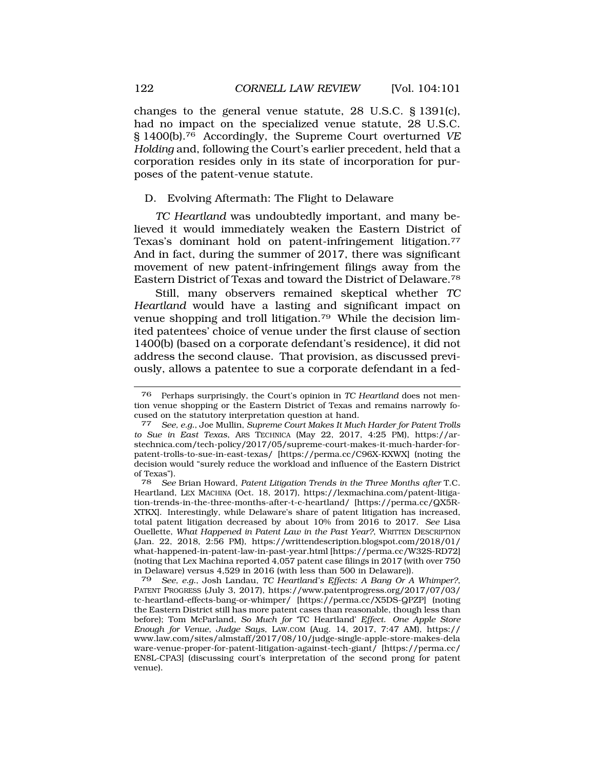changes to the general venue statute, 28 U.S.C. § 1391(c), had no impact on the specialized venue statute, 28 U.S.C. § 1400(b).[76] Accordingly, the Supreme Court overturned *VE Holding* and, following the Court's earlier precedent, held that a corporation resides only in its state of incorporation for purposes of the patent-venue statute.

### D. Evolving Aftermath: The Flight to Delaware

*TC Heartland* was undoubtedly important, and many believed it would immediately weaken the Eastern District of Texas's dominant hold on patent-infringement litigation.[77] And in fact, during the summer of 2017, there was significant movement of new patent-infringement filings away from the Eastern District of Texas and toward the District of Delaware.[78]

Still, many observers remained skeptical whether *TC Heartland* would have a lasting and significant impact on venue shopping and troll litigation.[79] While the decision limited patentees' choice of venue under the first clause of section 1400(b) (based on a corporate defendant's residence), it did not address the second clause. That provision, as discussed previously, allows a patentee to sue a corporate defendant in a fed-

---

[76] Perhaps surprisingly, the Court's opinion in *TC Heartland* does not mention venue shopping or the Eastern District of Texas and remains narrowly focused on the statutory interpretation question at hand.

[77] *See, e.g.*, Joe Mullin, *Supreme Court Makes It Much Harder for Patent Trolls to Sue in East Texas*, ARS TECHNICA (May 22, 2017, 4:25 PM), https://arstechnica.com/tech-policy/2017/05/supreme-court-makes-it-much-harder-for-patent-trolls-to-sue-in-east-texas/ [https://perma.cc/C96X-KXWX] (noting the decision would "surely reduce the workload and influence of the Eastern District of Texas").

[78] *See* Brian Howard, *Patent Litigation Trends in the Three Months after* T.C. Heartland, LEX MACHINA (Oct. 18, 2017), https://lexmachina.com/patent-litigation-trends-in-the-three-months-after-t-c-heartland/ [https://perma.cc/QX5R-XTKX]. Interestingly, while Delaware's share of patent litigation has increased, total patent litigation decreased by about 10% from 2016 to 2017. *See* Lisa Ouellette, *What Happened in Patent Law in the Past Year?*, WRITTEN DESCRIPTION (Jan. 22, 2018, 2:56 PM), https://writtendescription.blogspot.com/2018/01/what-happened-in-patent-law-in-past-year.html [https://perma.cc/W32S-RD72] (noting that Lex Machina reported 4,057 patent case filings in 2017 (with over 750 in Delaware) versus 4,529 in 2016 (with less than 500 in Delaware)).

[79] *See, e.g.*, Josh Landau, *TC Heartland's Effects: A Bang Or A Whimper?*, PATENT PROGRESS (July 3, 2017), https://www.patentprogress.org/2017/07/03/tc-heartland-effects-bang-or-whimper/ [https://perma.cc/X5DS-QPZP] (noting the Eastern District still has more patent cases than reasonable, though less than before); Tom McParland, *So Much for 'TC Heartland' Effect. One Apple Store Enough for Venue, Judge Says*, LAW.COM (Aug. 14, 2017, 7:47 AM), https://www.law.com/sites/almstaff/2017/08/10/judge-single-apple-store-makes-delaware-venue-proper-for-patent-litigation-against-tech-giant/ [https://perma.cc/EN8L-CPA3] (discussing court's interpretation of the second prong for patent venue).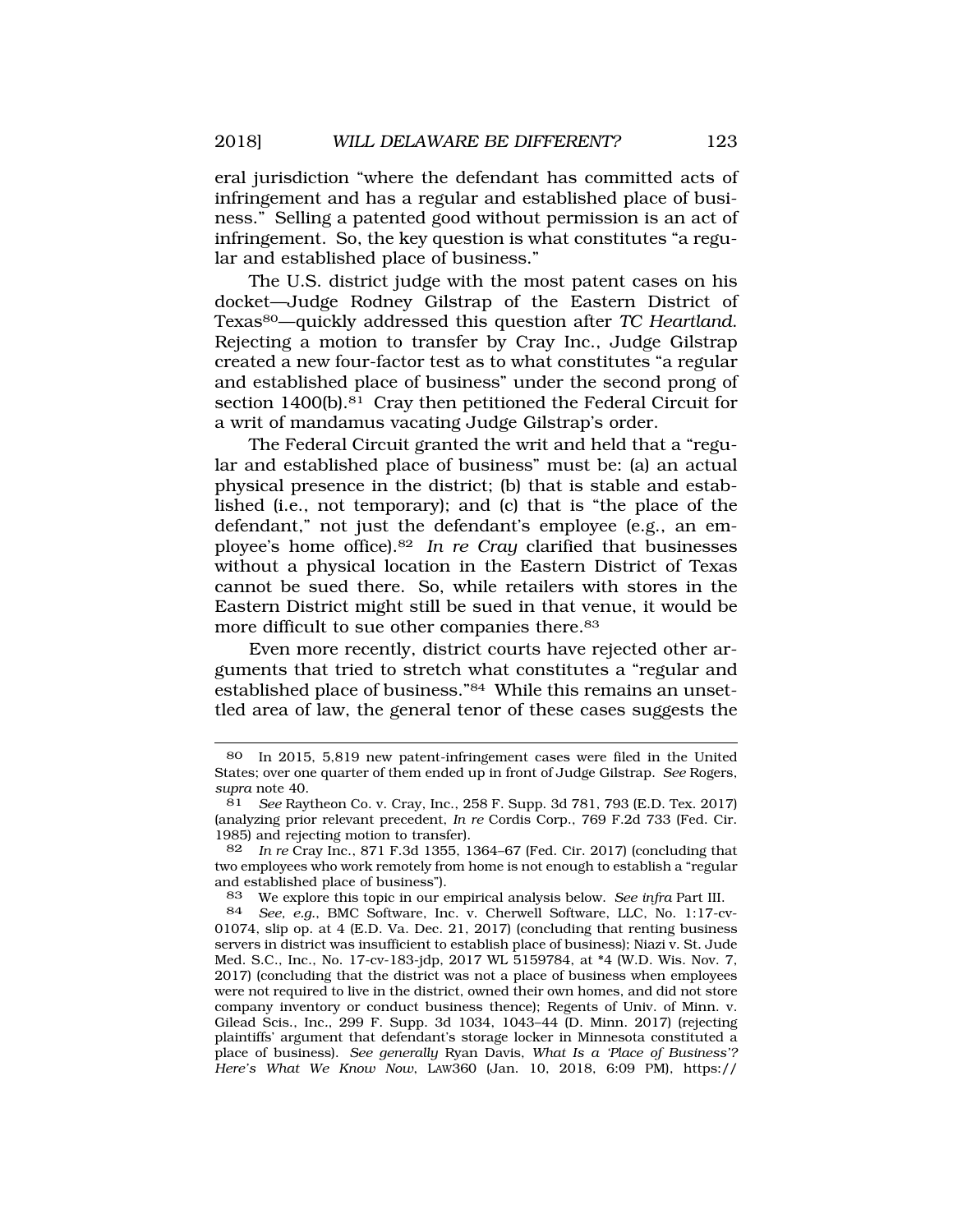eral jurisdiction "where the defendant has committed acts of infringement and has a regular and established place of business." Selling a patented good without permission is an act of infringement. So, the key question is what constitutes "a regular and established place of business."

The U.S. district judge with the most patent cases on his docket—Judge Rodney Gilstrap of the Eastern District of Texas[80]—quickly addressed this question after *TC Heartland*. Rejecting a motion to transfer by Cray Inc., Judge Gilstrap created a new four-factor test as to what constitutes "a regular and established place of business" under the second prong of section 1400(b).[81] Cray then petitioned the Federal Circuit for a writ of mandamus vacating Judge Gilstrap's order.

The Federal Circuit granted the writ and held that a "regular and established place of business" must be: (a) an actual physical presence in the district; (b) that is stable and established (i.e., not temporary); and (c) that is "the place of the defendant," not just the defendant's employee (e.g., an employee's home office).[82] *In re Cray* clarified that businesses without a physical location in the Eastern District of Texas cannot be sued there. So, while retailers with stores in the Eastern District might still be sued in that venue, it would be more difficult to sue other companies there.[83]

Even more recently, district courts have rejected other arguments that tried to stretch what constitutes a "regular and established place of business."[84] While this remains an unsettled area of law, the general tenor of these cases suggests the

---

[80] In 2015, 5,819 new patent-infringement cases were filed in the United States; over one quarter of them ended up in front of Judge Gilstrap. *See* Rogers, *supra* note 40.

[81] *See* Raytheon Co. v. Cray, Inc., 258 F. Supp. 3d 781, 793 (E.D. Tex. 2017) (analyzing prior relevant precedent, *In re* Cordis Corp., 769 F.2d 733 (Fed. Cir. 1985) and rejecting motion to transfer).

[82] *In re* Cray Inc., 871 F.3d 1355, 1364–67 (Fed. Cir. 2017) (concluding that two employees who work remotely from home is not enough to establish a "regular and established place of business").

[83] We explore this topic in our empirical analysis below. *See infra* Part III.

[84] *See, e.g.*, BMC Software, Inc. v. Cherwell Software, LLC, No. 1:17-cv-01074, slip op. at 4 (E.D. Va. Dec. 21, 2017) (concluding that renting business servers in district was insufficient to establish place of business); Niazi v. St. Jude Med. S.C., Inc., No. 17-cv-183-jdp, 2017 WL 5159784, at *4 (W.D. Wis. Nov. 7, 2017) (concluding that the district was not a place of business when employees were not required to live in the district, owned their own homes, and did not store company inventory or conduct business thence); Regents of Univ. of Minn. v. Gilead Scis., Inc., 299 F. Supp. 3d 1034, 1043–44 (D. Minn. 2017) (rejecting plaintiffs' argument that defendant's storage locker in Minnesota constituted a place of business). *See generally* Ryan Davis, *What Is a 'Place of Business'? Here's What We Know Now*, LAW360 (Jan. 10, 2018, 6:09 PM), https://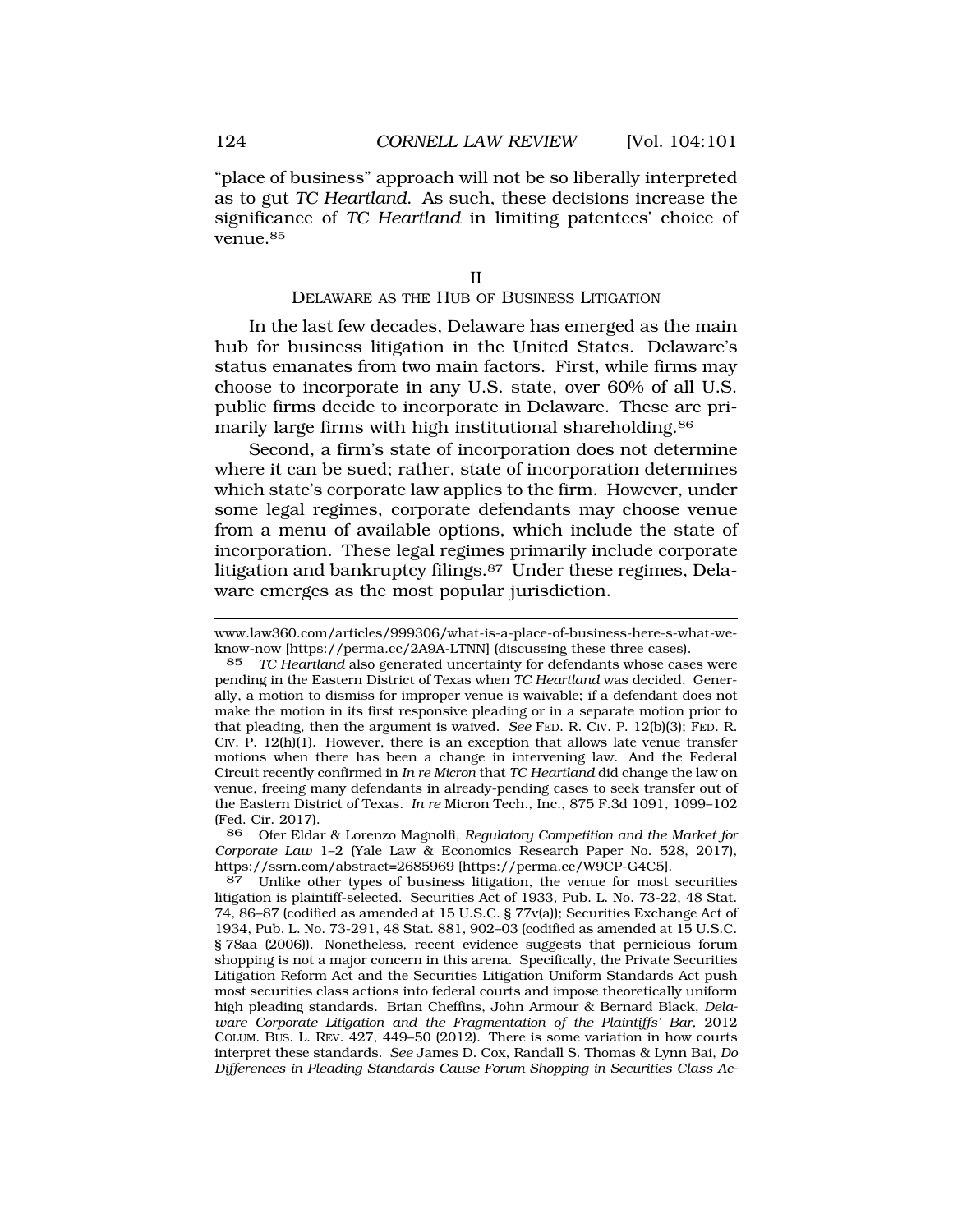"place of business" approach will not be so liberally interpreted as to gut *TC Heartland*. As such, these decisions increase the significance of *TC Heartland* in limiting patentees' choice of venue.[85]

## II
## DELAWARE AS THE HUB OF BUSINESS LITIGATION

In the last few decades, Delaware has emerged as the main hub for business litigation in the United States. Delaware's status emanates from two main factors. First, while firms may choose to incorporate in any U.S. state, over 60% of all U.S. public firms decide to incorporate in Delaware. These are primarily large firms with high institutional shareholding.[86]

Second, a firm's state of incorporation does not determine where it can be sued; rather, state of incorporation determines which state's corporate law applies to the firm. However, under some legal regimes, corporate defendants may choose venue from a menu of available options, which include the state of incorporation. These legal regimes primarily include corporate litigation and bankruptcy filings.[87] Under these regimes, Delaware emerges as the most popular jurisdiction.

---

www.law360.com/articles/999306/what-is-a-place-of-business-here-s-what-we-know-now [https://perma.cc/2A9A-LTNN] (discussing these three cases).

85 *TC Heartland* also generated uncertainty for defendants whose cases were pending in the Eastern District of Texas when *TC Heartland* was decided. Generally, a motion to dismiss for improper venue is waivable; if a defendant does not make the motion in its first responsive pleading or in a separate motion prior to that pleading, then the argument is waived. *See* FED. R. CIV. P. 12(b)(3); FED. R. CIV. P. 12(h)(1). However, there is an exception that allows late venue transfer motions when there has been a change in intervening law. And the Federal Circuit recently confirmed in *In re Micron* that *TC Heartland* did change the law on venue, freeing many defendants in already-pending cases to seek transfer out of the Eastern District of Texas. *In re* Micron Tech., Inc., 875 F.3d 1091, 1099–102 (Fed. Cir. 2017).

86 Ofer Eldar & Lorenzo Magnolfi, *Regulatory Competition and the Market for Corporate Law* 1–2 (Yale Law & Economics Research Paper No. 528, 2017), https://ssrn.com/abstract=2685969 [https://perma.cc/W9CP-G4C5].

87 Unlike other types of business litigation, the venue for most securities litigation is plaintiff-selected. Securities Act of 1933, Pub. L. No. 73-22, 48 Stat. 74, 86–87 (codified as amended at 15 U.S.C. § 77v(a)); Securities Exchange Act of 1934, Pub. L. No. 73-291, 48 Stat. 881, 902–03 (codified as amended at 15 U.S.C. § 78aa (2006)). Nonetheless, recent evidence suggests that pernicious forum shopping is not a major concern in this arena. Specifically, the Private Securities Litigation Reform Act and the Securities Litigation Uniform Standards Act push most securities class actions into federal courts and impose theoretically uniform high pleading standards. Brian Cheffins, John Armour & Bernard Black, *Delaware Corporate Litigation and the Fragmentation of the Plaintiffs' Bar*, 2012 COLUM. BUS. L. REV. 427, 449–50 (2012). There is some variation in how courts interpret these standards. *See* James D. Cox, Randall S. Thomas & Lynn Bai, *Do Differences in Pleading Standards Cause Forum Shopping in Securities Class Ac-*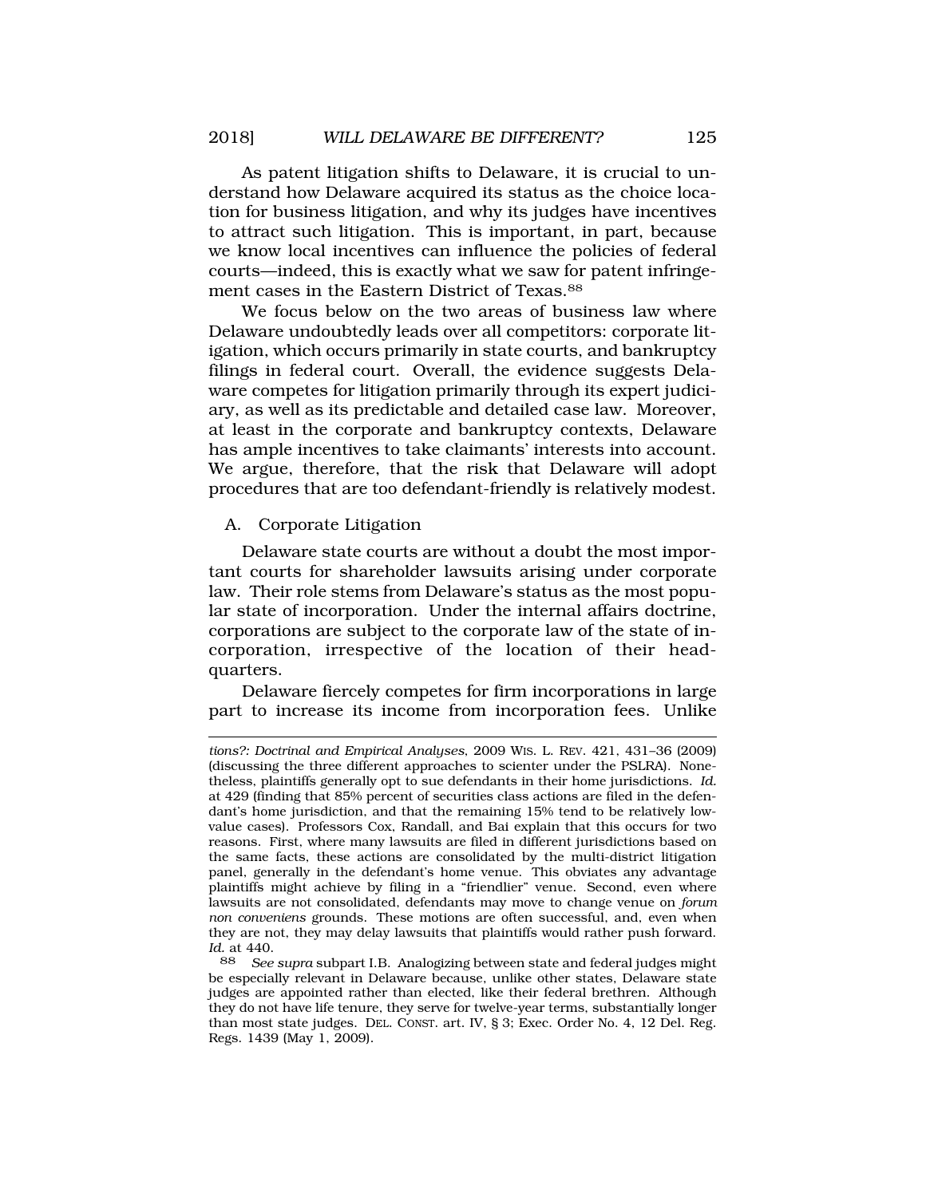As patent litigation shifts to Delaware, it is crucial to understand how Delaware acquired its status as the choice location for business litigation, and why its judges have incentives to attract such litigation. This is important, in part, because we know local incentives can influence the policies of federal courts—indeed, this is exactly what we saw for patent infringement cases in the Eastern District of Texas.[88]

We focus below on the two areas of business law where Delaware undoubtedly leads over all competitors: corporate litigation, which occurs primarily in state courts, and bankruptcy filings in federal court. Overall, the evidence suggests Delaware competes for litigation primarily through its expert judiciary, as well as its predictable and detailed case law. Moreover, at least in the corporate and bankruptcy contexts, Delaware has ample incentives to take claimants' interests into account. We argue, therefore, that the risk that Delaware will adopt procedures that are too defendant-friendly is relatively modest.

### A. Corporate Litigation

Delaware state courts are without a doubt the most important courts for shareholder lawsuits arising under corporate law. Their role stems from Delaware's status as the most popular state of incorporation. Under the internal affairs doctrine, corporations are subject to the corporate law of the state of incorporation, irrespective of the location of their headquarters.

Delaware fiercely competes for firm incorporations in large part to increase its income from incorporation fees. Unlike

---

*tions?: Doctrinal and Empirical Analyses*, 2009 WIS. L. REV. 421, 431–36 (2009) (discussing the three different approaches to scienter under the PSLRA). Nonetheless, plaintiffs generally opt to sue defendants in their home jurisdictions. *Id.* at 429 (finding that 85% percent of securities class actions are filed in the defendant's home jurisdiction, and that the remaining 15% tend to be relatively low-value cases). Professors Cox, Randall, and Bai explain that this occurs for two reasons. First, where many lawsuits are filed in different jurisdictions based on the same facts, these actions are consolidated by the multi-district litigation panel, generally in the defendant's home venue. This obviates any advantage plaintiffs might achieve by filing in a "friendlier" venue. Second, even where lawsuits are not consolidated, defendants may move to change venue on *forum non conveniens* grounds. These motions are often successful, and, even when they are not, they may delay lawsuits that plaintiffs would rather push forward. *Id.* at 440.

[88] *See supra* subpart I.B. Analogizing between state and federal judges might be especially relevant in Delaware because, unlike other states, Delaware state judges are appointed rather than elected, like their federal brethren. Although they do not have life tenure, they serve for twelve-year terms, substantially longer than most state judges. DEL. CONST. art. IV, § 3; Exec. Order No. 4, 12 Del. Reg. Regs. 1439 (May 1, 2009).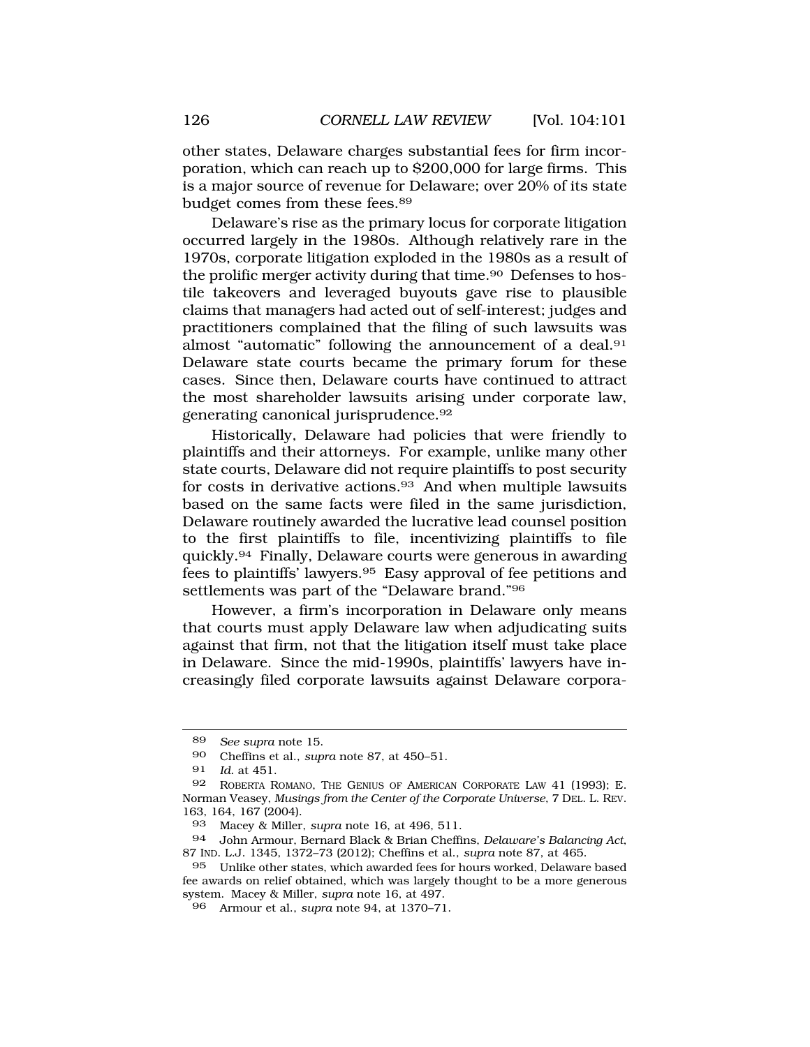other states, Delaware charges substantial fees for firm incorporation, which can reach up to $200,000 for large firms. This is a major source of revenue for Delaware; over 20% of its state budget comes from these fees.[89]

Delaware's rise as the primary locus for corporate litigation occurred largely in the 1980s. Although relatively rare in the 1970s, corporate litigation exploded in the 1980s as a result of the prolific merger activity during that time.[90] Defenses to hostile takeovers and leveraged buyouts gave rise to plausible claims that managers had acted out of self-interest; judges and practitioners complained that the filing of such lawsuits was almost "automatic" following the announcement of a deal.[91] Delaware state courts became the primary forum for these cases. Since then, Delaware courts have continued to attract the most shareholder lawsuits arising under corporate law, generating canonical jurisprudence.[92]

Historically, Delaware had policies that were friendly to plaintiffs and their attorneys. For example, unlike many other state courts, Delaware did not require plaintiffs to post security for costs in derivative actions.[93] And when multiple lawsuits based on the same facts were filed in the same jurisdiction, Delaware routinely awarded the lucrative lead counsel position to the first plaintiffs to file, incentivizing plaintiffs to file quickly.[94] Finally, Delaware courts were generous in awarding fees to plaintiffs' lawyers.[95] Easy approval of fee petitions and settlements was part of the "Delaware brand."[96]

However, a firm's incorporation in Delaware only means that courts must apply Delaware law when adjudicating suits against that firm, not that the litigation itself must take place in Delaware. Since the mid-1990s, plaintiffs' lawyers have increasingly filed corporate lawsuits against Delaware corpora-

---

89 *See supra* note 15.

90 Cheffins et al., *supra* note 87, at 450–51.

91 *Id.* at 451.

92 ROBERTA ROMANO, THE GENIUS OF AMERICAN CORPORATE LAW 41 (1993); E. Norman Veasey, *Musings from the Center of the Corporate Universe*, 7 DEL. L. REV. 163, 164, 167 (2004).

93 Macey & Miller, *supra* note 16, at 496, 511.

94 John Armour, Bernard Black & Brian Cheffins, *Delaware's Balancing Act*, 87 IND. L.J. 1345, 1372–73 (2012); Cheffins et al., *supra* note 87, at 465.

95 Unlike other states, which awarded fees for hours worked, Delaware based fee awards on relief obtained, which was largely thought to be a more generous system. Macey & Miller, *supra* note 16, at 497.

96 Armour et al., *supra* note 94, at 1370–71.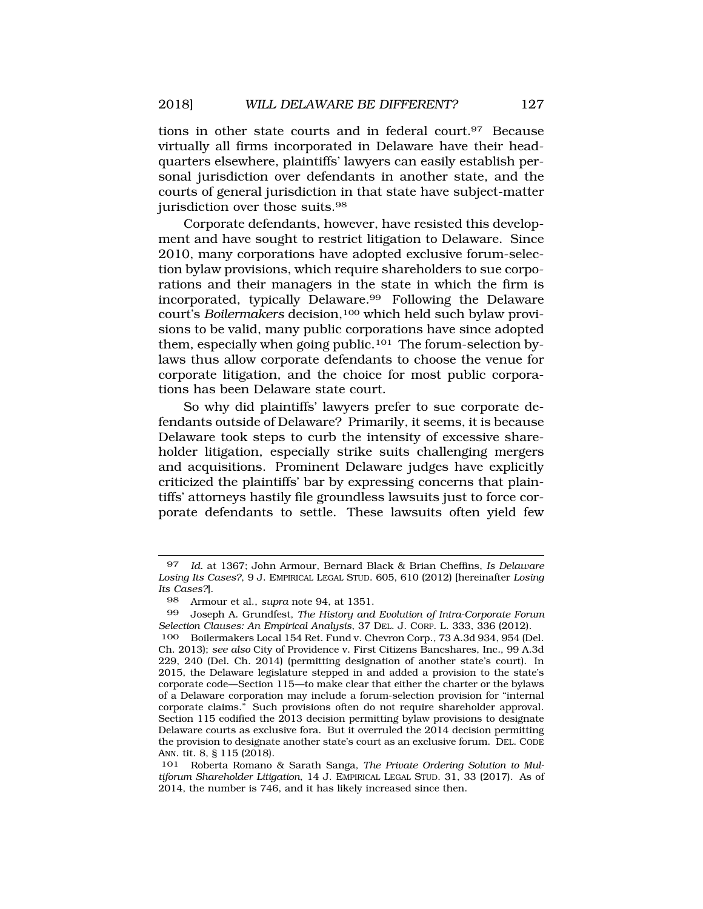tions in other state courts and in federal court.[97] Because virtually all firms incorporated in Delaware have their headquarters elsewhere, plaintiffs' lawyers can easily establish personal jurisdiction over defendants in another state, and the courts of general jurisdiction in that state have subject-matter jurisdiction over those suits.[98]

Corporate defendants, however, have resisted this development and have sought to restrict litigation to Delaware. Since 2010, many corporations have adopted exclusive forum-selection bylaw provisions, which require shareholders to sue corporations and their managers in the state in which the firm is incorporated, typically Delaware.[99] Following the Delaware court's *Boilermakers* decision,[100] which held such bylaw provisions to be valid, many public corporations have since adopted them, especially when going public.[101] The forum-selection bylaws thus allow corporate defendants to choose the venue for corporate litigation, and the choice for most public corporations has been Delaware state court.

So why did plaintiffs' lawyers prefer to sue corporate defendants outside of Delaware? Primarily, it seems, it is because Delaware took steps to curb the intensity of excessive shareholder litigation, especially strike suits challenging mergers and acquisitions. Prominent Delaware judges have explicitly criticized the plaintiffs' bar by expressing concerns that plaintiffs' attorneys hastily file groundless lawsuits just to force corporate defendants to settle. These lawsuits often yield few

---

97 *Id.* at 1367; John Armour, Bernard Black & Brian Cheffins, *Is Delaware Losing Its Cases?*, 9 J. EMPIRICAL LEGAL STUD. 605, 610 (2012) [hereinafter *Losing Its Cases?*].

98 Armour et al., *supra* note 94, at 1351.

99 Joseph A. Grundfest, *The History and Evolution of Intra-Corporate Forum Selection Clauses: An Empirical Analysis*, 37 DEL. J. CORP. L. 333, 336 (2012).

100 Boilermakers Local 154 Ret. Fund v. Chevron Corp., 73 A.3d 934, 954 (Del. Ch. 2013); *see also* City of Providence v. First Citizens Bancshares, Inc., 99 A.3d 229, 240 (Del. Ch. 2014) (permitting designation of another state's court). In 2015, the Delaware legislature stepped in and added a provision to the state's corporate code—Section 115—to make clear that either the charter or the bylaws of a Delaware corporation may include a forum-selection provision for "internal corporate claims." Such provisions often do not require shareholder approval. Section 115 codified the 2013 decision permitting bylaw provisions to designate Delaware courts as exclusive fora. But it overruled the 2014 decision permitting the provision to designate another state's court as an exclusive forum. DEL. CODE ANN. tit. 8, § 115 (2018).

101 Roberta Romano & Sarath Sanga, *The Private Ordering Solution to Multiforum Shareholder Litigation*, 14 J. EMPIRICAL LEGAL STUD. 31, 33 (2017). As of 2014, the number is 746, and it has likely increased since then.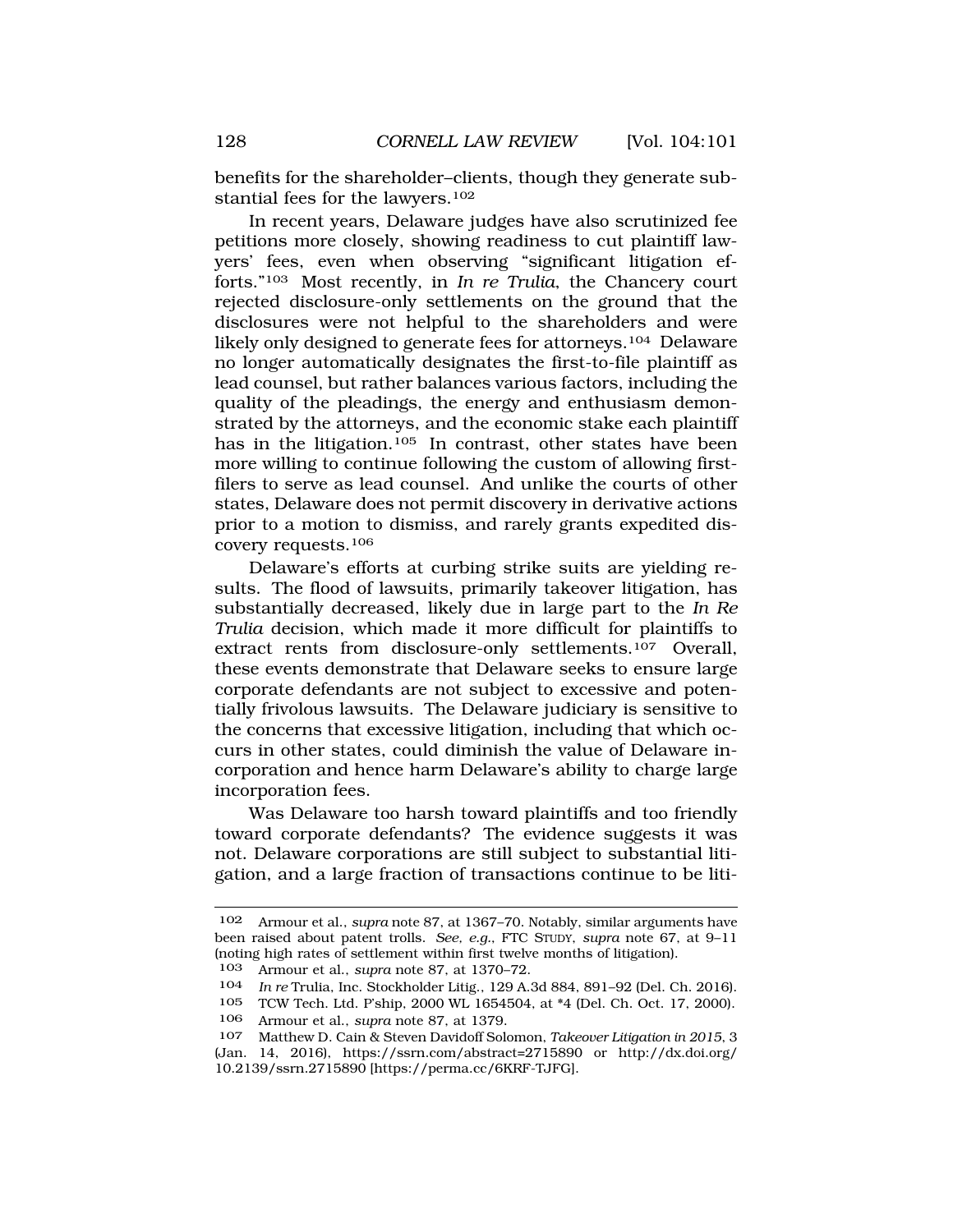benefits for the shareholder–clients, though they generate substantial fees for the lawyers.[102]

In recent years, Delaware judges have also scrutinized fee petitions more closely, showing readiness to cut plaintiff lawyers' fees, even when observing "significant litigation efforts."[103] Most recently, in *In re Trulia*, the Chancery court rejected disclosure-only settlements on the ground that the disclosures were not helpful to the shareholders and were likely only designed to generate fees for attorneys.[104] Delaware no longer automatically designates the first-to-file plaintiff as lead counsel, but rather balances various factors, including the quality of the pleadings, the energy and enthusiasm demonstrated by the attorneys, and the economic stake each plaintiff has in the litigation.[105] In contrast, other states have been more willing to continue following the custom of allowing first-filers to serve as lead counsel. And unlike the courts of other states, Delaware does not permit discovery in derivative actions prior to a motion to dismiss, and rarely grants expedited discovery requests.[106]

Delaware's efforts at curbing strike suits are yielding results. The flood of lawsuits, primarily takeover litigation, has substantially decreased, likely due in large part to the *In Re Trulia* decision, which made it more difficult for plaintiffs to extract rents from disclosure-only settlements.[107] Overall, these events demonstrate that Delaware seeks to ensure large corporate defendants are not subject to excessive and potentially frivolous lawsuits. The Delaware judiciary is sensitive to the concerns that excessive litigation, including that which occurs in other states, could diminish the value of Delaware incorporation and hence harm Delaware's ability to charge large incorporation fees.

Was Delaware too harsh toward plaintiffs and too friendly toward corporate defendants? The evidence suggests it was not. Delaware corporations are still subject to substantial litigation, and a large fraction of transactions continue to be liti-

---

[102] Armour et al., *supra* note 87, at 1367–70. Notably, similar arguments have been raised about patent trolls. *See, e.g.*, FTC STUDY, *supra* note 67, at 9–11 (noting high rates of settlement within first twelve months of litigation).

[103] Armour et al., *supra* note 87, at 1370–72.

[104] *In re* Trulia, Inc. Stockholder Litig., 129 A.3d 884, 891–92 (Del. Ch. 2016).

[105] TCW Tech. Ltd. P'ship, 2000 WL 1654504, at *4 (Del. Ch. Oct. 17, 2000).

[106] Armour et al., *supra* note 87, at 1379.

[107] Matthew D. Cain & Steven Davidoff Solomon, *Takeover Litigation in 2015*, 3 (Jan. 14, 2016), https://ssrn.com/abstract=2715890 or http://dx.doi.org/10.2139/ssrn.2715890 [https://perma.cc/6KRF-TJFG].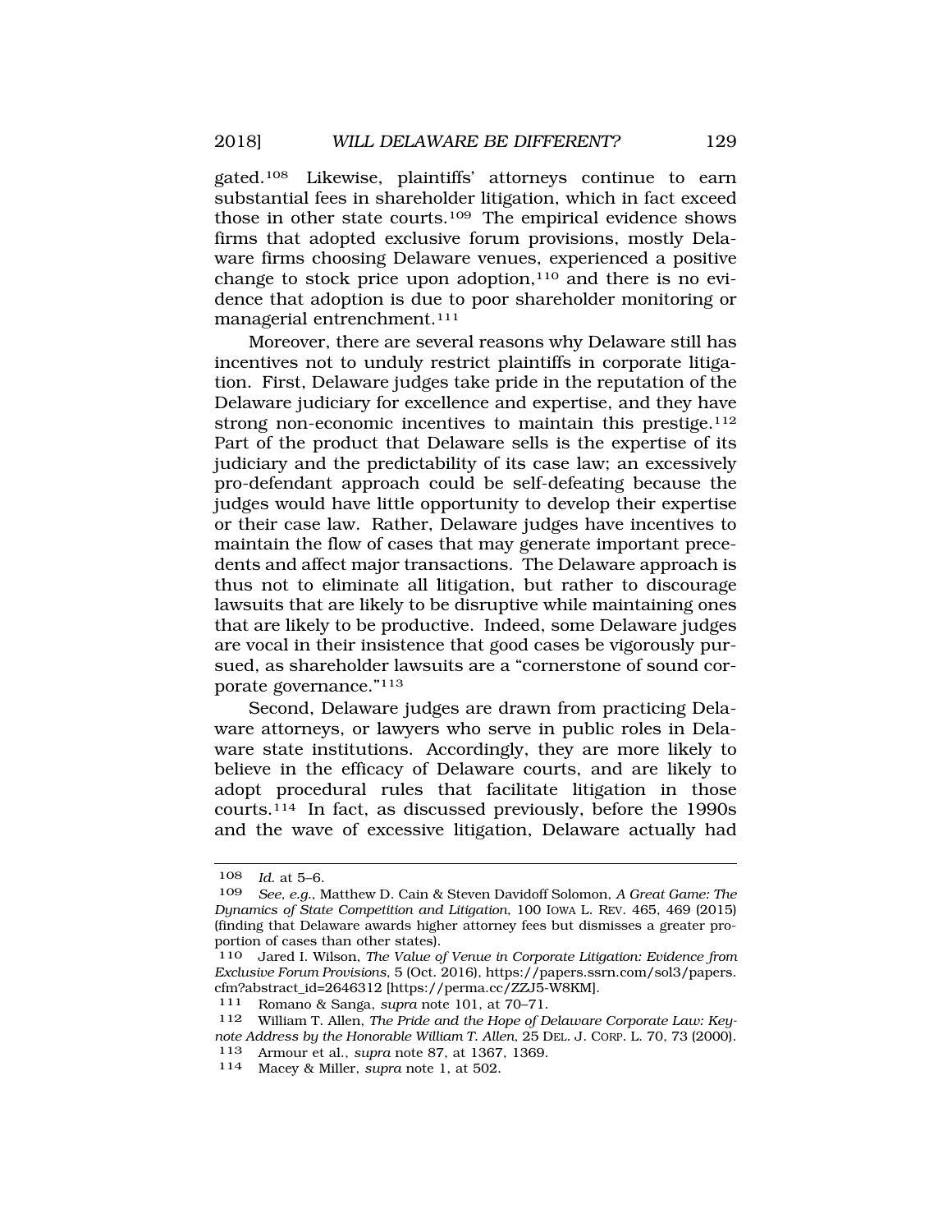gated.[108] Likewise, plaintiffs' attorneys continue to earn substantial fees in shareholder litigation, which in fact exceed those in other state courts.[109] The empirical evidence shows firms that adopted exclusive forum provisions, mostly Delaware firms choosing Delaware venues, experienced a positive change to stock price upon adoption,[110] and there is no evidence that adoption is due to poor shareholder monitoring or managerial entrenchment.[111]

Moreover, there are several reasons why Delaware still has incentives not to unduly restrict plaintiffs in corporate litigation. First, Delaware judges take pride in the reputation of the Delaware judiciary for excellence and expertise, and they have strong non-economic incentives to maintain this prestige.[112] Part of the product that Delaware sells is the expertise of its judiciary and the predictability of its case law; an excessively pro-defendant approach could be self-defeating because the judges would have little opportunity to develop their expertise or their case law. Rather, Delaware judges have incentives to maintain the flow of cases that may generate important precedents and affect major transactions. The Delaware approach is thus not to eliminate all litigation, but rather to discourage lawsuits that are likely to be disruptive while maintaining ones that are likely to be productive. Indeed, some Delaware judges are vocal in their insistence that good cases be vigorously pursued, as shareholder lawsuits are a "cornerstone of sound corporate governance."[113]

Second, Delaware judges are drawn from practicing Delaware attorneys, or lawyers who serve in public roles in Delaware state institutions. Accordingly, they are more likely to believe in the efficacy of Delaware courts, and are likely to adopt procedural rules that facilitate litigation in those courts.[114] In fact, as discussed previously, before the 1990s and the wave of excessive litigation, Delaware actually had

---

108 *Id.* at 5–6.

109 *See, e.g.*, Matthew D. Cain & Steven Davidoff Solomon, *A Great Game: The Dynamics of State Competition and Litigation*, 100 IOWA L. REV. 465, 469 (2015) (finding that Delaware awards higher attorney fees but dismisses a greater proportion of cases than other states).

110 Jared I. Wilson, *The Value of Venue in Corporate Litigation: Evidence from Exclusive Forum Provisions*, 5 (Oct. 2016), https://papers.ssrn.com/sol3/papers.cfm?abstract_id=2646312 [https://perma.cc/ZZJ5-W8KM].

111 Romano & Sanga, *supra* note 101, at 70–71.

112 William T. Allen, *The Pride and the Hope of Delaware Corporate Law: Keynote Address by the Honorable William T. Allen*, 25 DEL. J. CORP. L. 70, 73 (2000).

113 Armour et al., *supra* note 87, at 1367, 1369.

114 Macey & Miller, *supra* note 1, at 502.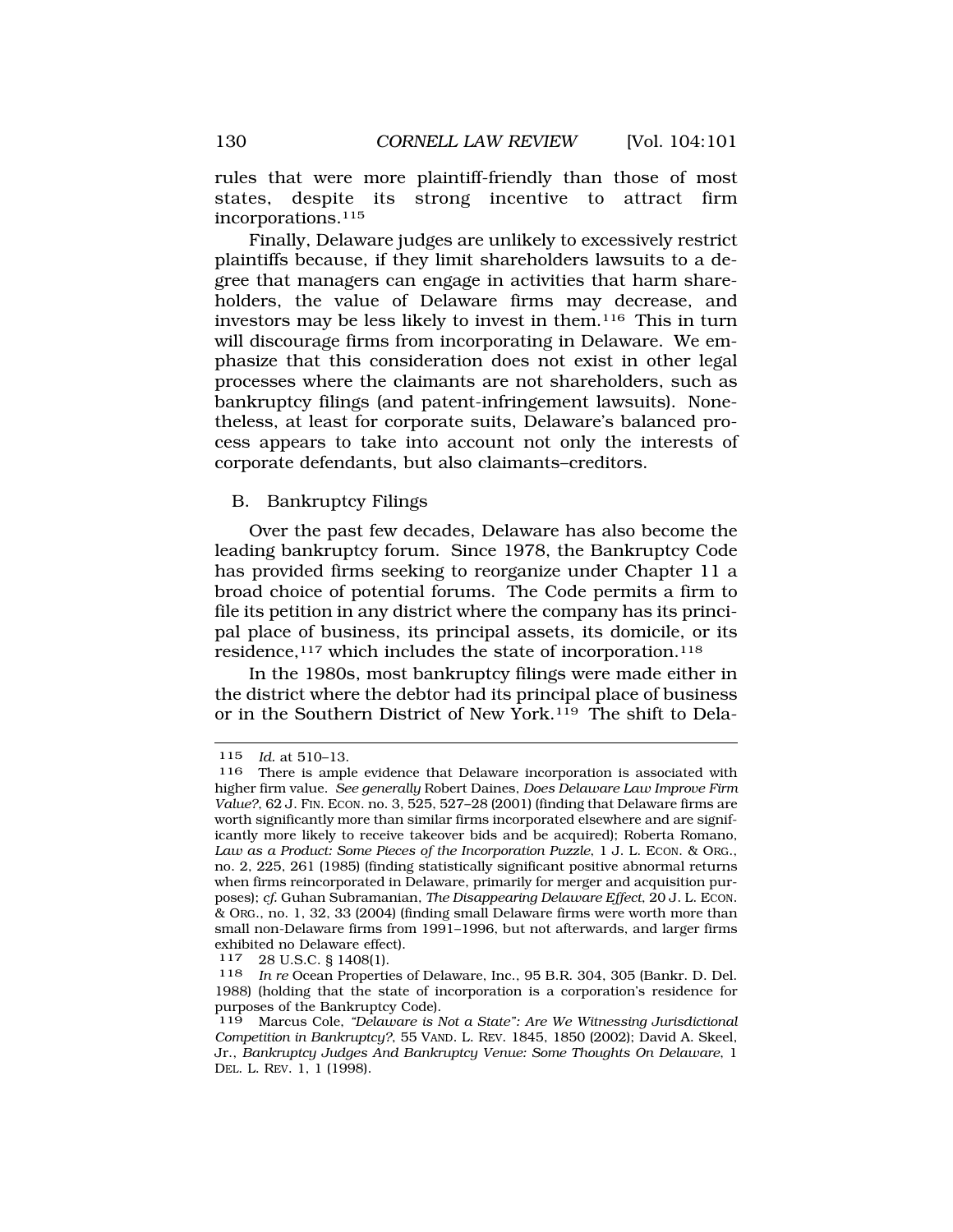rules that were more plaintiff-friendly than those of most states, despite its strong incentive to attract firm incorporations.[115]

Finally, Delaware judges are unlikely to excessively restrict plaintiffs because, if they limit shareholders lawsuits to a degree that managers can engage in activities that harm shareholders, the value of Delaware firms may decrease, and investors may be less likely to invest in them.[116] This in turn will discourage firms from incorporating in Delaware. We emphasize that this consideration does not exist in other legal processes where the claimants are not shareholders, such as bankruptcy filings (and patent-infringement lawsuits). Nonetheless, at least for corporate suits, Delaware's balanced process appears to take into account not only the interests of corporate defendants, but also claimants–creditors.

## B. Bankruptcy Filings

Over the past few decades, Delaware has also become the leading bankruptcy forum. Since 1978, the Bankruptcy Code has provided firms seeking to reorganize under Chapter 11 a broad choice of potential forums. The Code permits a firm to file its petition in any district where the company has its principal place of business, its principal assets, its domicile, or its residence,[117] which includes the state of incorporation.[118]

In the 1980s, most bankruptcy filings were made either in the district where the debtor had its principal place of business or in the Southern District of New York.[119] The shift to Dela-

---

115 *Id.* at 510–13.

116 There is ample evidence that Delaware incorporation is associated with higher firm value. *See generally* Robert Daines, *Does Delaware Law Improve Firm Value?*, 62 J. FIN. ECON. no. 3, 525, 527–28 (2001) (finding that Delaware firms are worth significantly more than similar firms incorporated elsewhere and are significantly more likely to receive takeover bids and be acquired); Roberta Romano, *Law as a Product: Some Pieces of the Incorporation Puzzle*, 1 J. L. ECON. & ORG., no. 2, 225, 261 (1985) (finding statistically significant positive abnormal returns when firms reincorporated in Delaware, primarily for merger and acquisition purposes); *cf.* Guhan Subramanian, *The Disappearing Delaware Effect*, 20 J. L. ECON. & ORG., no. 1, 32, 33 (2004) (finding small Delaware firms were worth more than small non-Delaware firms from 1991–1996, but not afterwards, and larger firms exhibited no Delaware effect).

117 28 U.S.C. § 1408(1).

118 *In re* Ocean Properties of Delaware, Inc., 95 B.R. 304, 305 (Bankr. D. Del. 1988) (holding that the state of incorporation is a corporation's residence for purposes of the Bankruptcy Code).

119 Marcus Cole, *"Delaware is Not a State": Are We Witnessing Jurisdictional Competition in Bankruptcy?*, 55 VAND. L. REV. 1845, 1850 (2002); David A. Skeel, Jr., *Bankruptcy Judges And Bankruptcy Venue: Some Thoughts On Delaware*, 1 DEL. L. REV. 1, 1 (1998).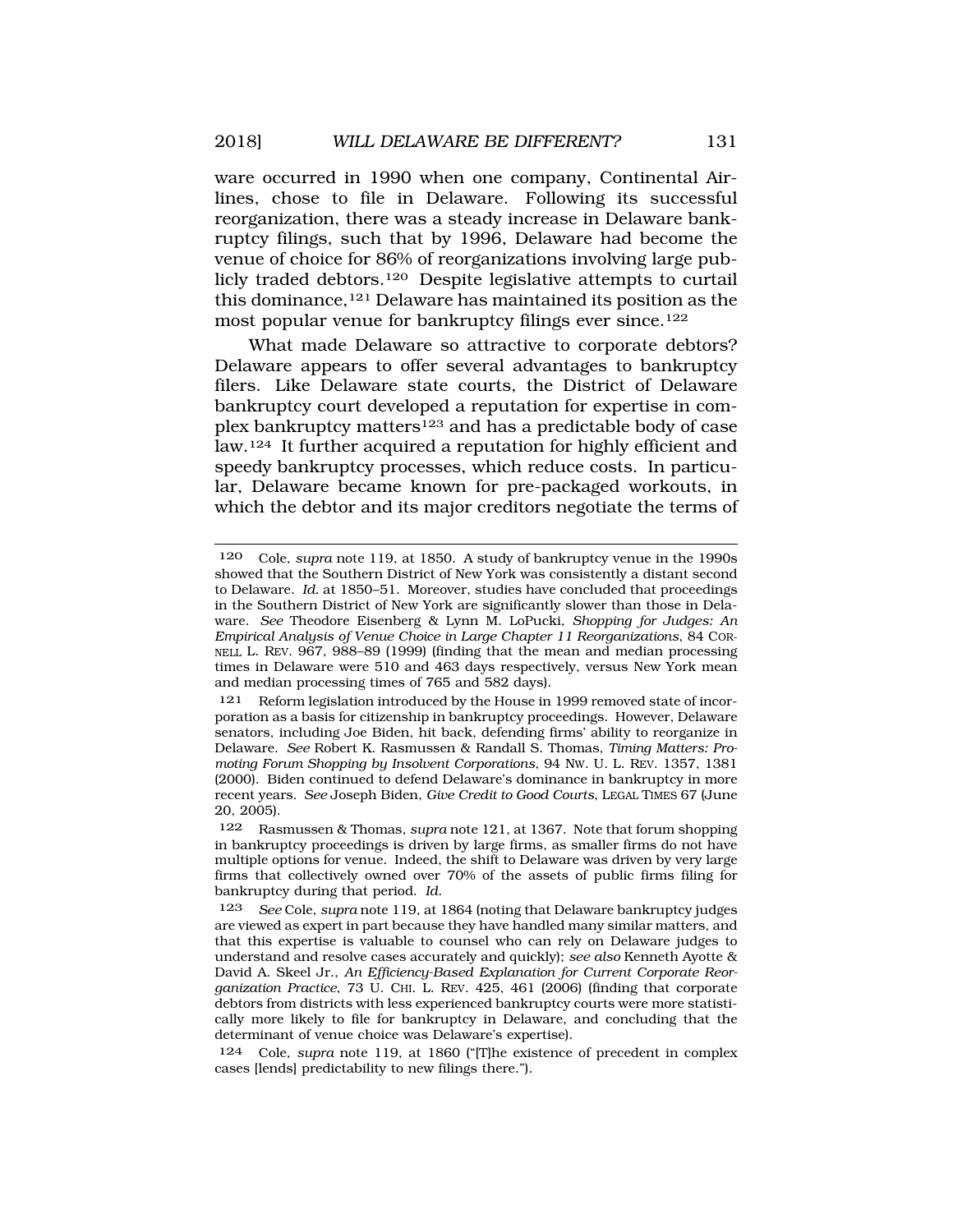ware occurred in 1990 when one company, Continental Airlines, chose to file in Delaware. Following its successful reorganization, there was a steady increase in Delaware bankruptcy filings, such that by 1996, Delaware had become the venue of choice for 86% of reorganizations involving large publicly traded debtors.[120] Despite legislative attempts to curtail this dominance,[121] Delaware has maintained its position as the most popular venue for bankruptcy filings ever since.[122]

What made Delaware so attractive to corporate debtors? Delaware appears to offer several advantages to bankruptcy filers. Like Delaware state courts, the District of Delaware bankruptcy court developed a reputation for expertise in complex bankruptcy matters[123] and has a predictable body of case law.[124] It further acquired a reputation for highly efficient and speedy bankruptcy processes, which reduce costs. In particular, Delaware became known for pre-packaged workouts, in which the debtor and its major creditors negotiate the terms of

---

120 Cole, *supra* note 119, at 1850. A study of bankruptcy venue in the 1990s showed that the Southern District of New York was consistently a distant second to Delaware. *Id.* at 1850–51. Moreover, studies have concluded that proceedings in the Southern District of New York are significantly slower than those in Delaware. *See* Theodore Eisenberg & Lynn M. LoPucki, *Shopping for Judges: An Empirical Analysis of Venue Choice in Large Chapter 11 Reorganizations*, 84 CORNELL L. REV. 967, 988–89 (1999) (finding that the mean and median processing times in Delaware were 510 and 463 days respectively, versus New York mean and median processing times of 765 and 582 days).

121 Reform legislation introduced by the House in 1999 removed state of incorporation as a basis for citizenship in bankruptcy proceedings. However, Delaware senators, including Joe Biden, hit back, defending firms' ability to reorganize in Delaware. *See* Robert K. Rasmussen & Randall S. Thomas, *Timing Matters: Promoting Forum Shopping by Insolvent Corporations*, 94 NW. U. L. REV. 1357, 1381 (2000). Biden continued to defend Delaware's dominance in bankruptcy in more recent years. *See* Joseph Biden, *Give Credit to Good Courts*, LEGAL TIMES 67 (June 20, 2005).

122 Rasmussen & Thomas, *supra* note 121, at 1367. Note that forum shopping in bankruptcy proceedings is driven by large firms, as smaller firms do not have multiple options for venue. Indeed, the shift to Delaware was driven by very large firms that collectively owned over 70% of the assets of public firms filing for bankruptcy during that period. *Id.*

123 *See* Cole, *supra* note 119, at 1864 (noting that Delaware bankruptcy judges are viewed as expert in part because they have handled many similar matters, and that this expertise is valuable to counsel who can rely on Delaware judges to understand and resolve cases accurately and quickly); *see also* Kenneth Ayotte & David A. Skeel Jr., *An Efficiency-Based Explanation for Current Corporate Reorganization Practice*, 73 U. CHI. L. REV. 425, 461 (2006) (finding that corporate debtors from districts with less experienced bankruptcy courts were more statistically more likely to file for bankruptcy in Delaware, and concluding that the determinant of venue choice was Delaware's expertise).

124 Cole, *supra* note 119, at 1860 ("[T]he existence of precedent in complex cases [lends] predictability to new filings there.").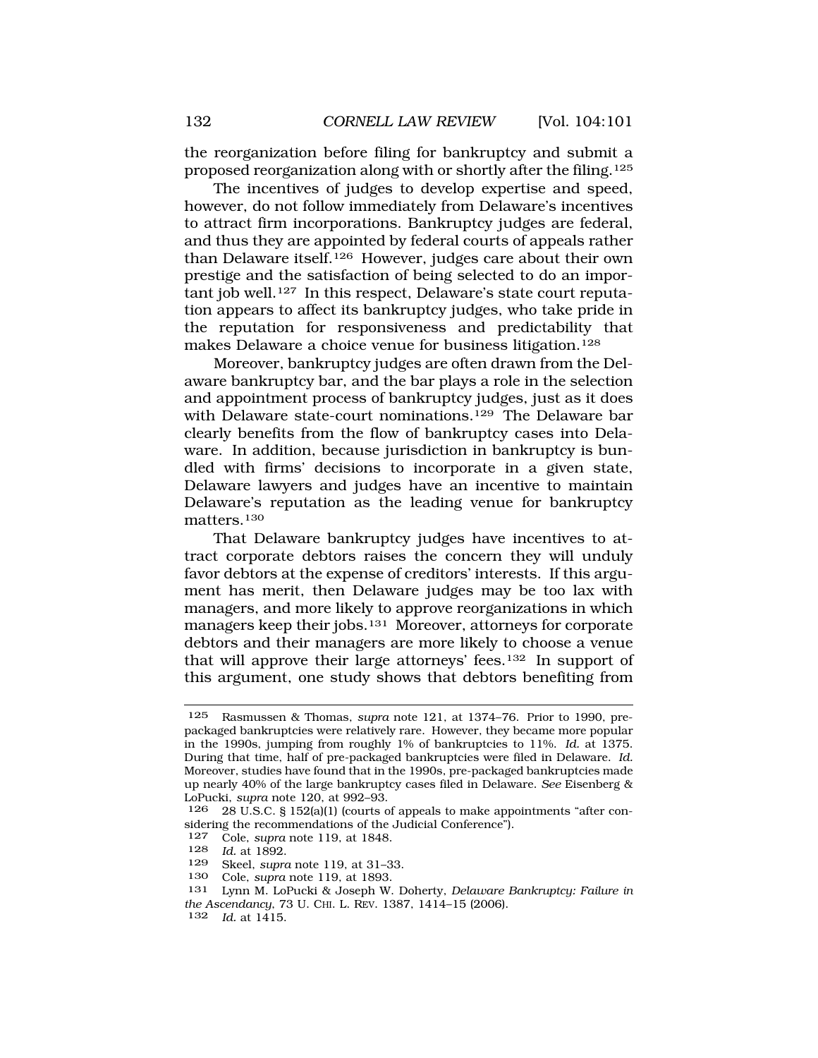the reorganization before filing for bankruptcy and submit a proposed reorganization along with or shortly after the filing.[125]

The incentives of judges to develop expertise and speed, however, do not follow immediately from Delaware's incentives to attract firm incorporations. Bankruptcy judges are federal, and thus they are appointed by federal courts of appeals rather than Delaware itself.[126] However, judges care about their own prestige and the satisfaction of being selected to do an important job well.[127] In this respect, Delaware's state court reputation appears to affect its bankruptcy judges, who take pride in the reputation for responsiveness and predictability that makes Delaware a choice venue for business litigation.[128]

Moreover, bankruptcy judges are often drawn from the Delaware bankruptcy bar, and the bar plays a role in the selection and appointment process of bankruptcy judges, just as it does with Delaware state-court nominations.[129] The Delaware bar clearly benefits from the flow of bankruptcy cases into Delaware. In addition, because jurisdiction in bankruptcy is bundled with firms' decisions to incorporate in a given state, Delaware lawyers and judges have an incentive to maintain Delaware's reputation as the leading venue for bankruptcy matters.[130]

That Delaware bankruptcy judges have incentives to attract corporate debtors raises the concern they will unduly favor debtors at the expense of creditors' interests. If this argument has merit, then Delaware judges may be too lax with managers, and more likely to approve reorganizations in which managers keep their jobs.[131] Moreover, attorneys for corporate debtors and their managers are more likely to choose a venue that will approve their large attorneys' fees.[132] In support of this argument, one study shows that debtors benefiting from

---

125 Rasmussen & Thomas, *supra* note 121, at 1374–76. Prior to 1990, pre-packaged bankruptcies were relatively rare. However, they became more popular in the 1990s, jumping from roughly 1% of bankruptcies to 11%. *Id.* at 1375. During that time, half of pre-packaged bankruptcies were filed in Delaware. *Id.* Moreover, studies have found that in the 1990s, pre-packaged bankruptcies made up nearly 40% of the large bankruptcy cases filed in Delaware. *See* Eisenberg & LoPucki, *supra* note 120, at 992–93.

126 28 U.S.C. § 152(a)(1) (courts of appeals to make appointments "after considering the recommendations of the Judicial Conference").

127 Cole, *supra* note 119, at 1848.

128 *Id.* at 1892.

129 Skeel, *supra* note 119, at 31–33.

130 Cole, *supra* note 119, at 1893.

131 Lynn M. LoPucki & Joseph W. Doherty, *Delaware Bankruptcy: Failure in the Ascendancy*, 73 U. CHI. L. REV. 1387, 1414–15 (2006).

132 *Id.* at 1415.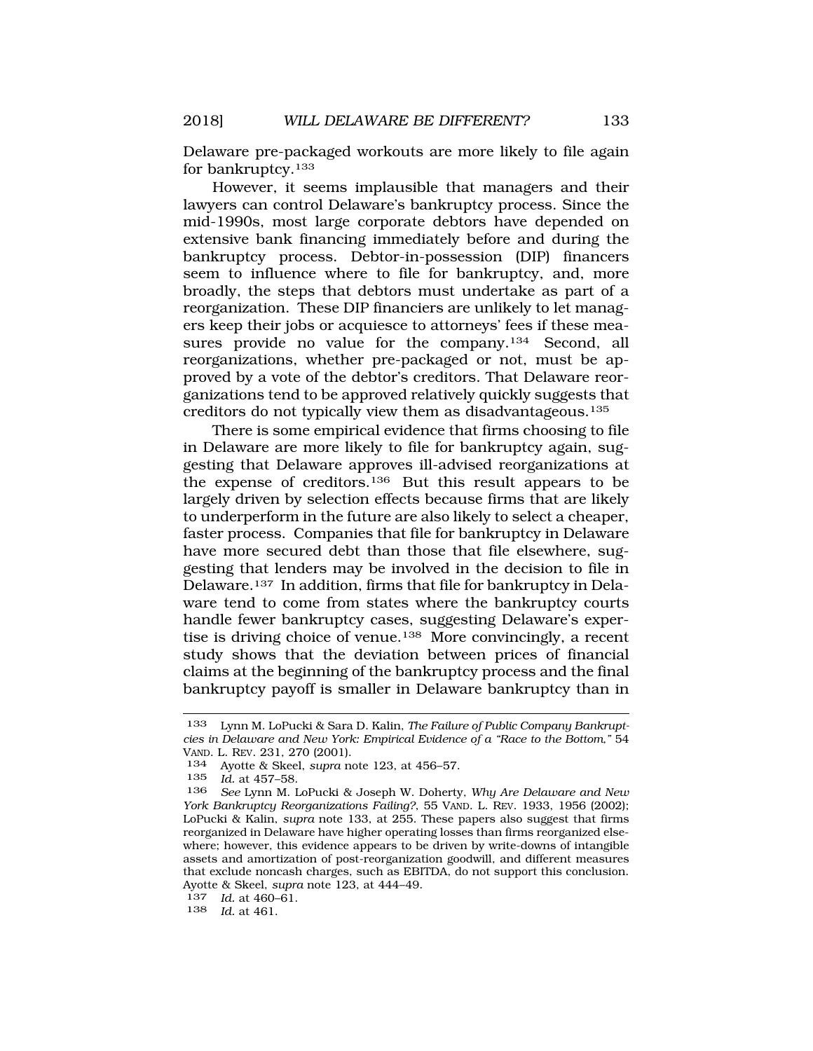Delaware pre-packaged workouts are more likely to file again for bankruptcy.[133]

However, it seems implausible that managers and their lawyers can control Delaware's bankruptcy process. Since the mid-1990s, most large corporate debtors have depended on extensive bank financing immediately before and during the bankruptcy process. Debtor-in-possession (DIP) financers seem to influence where to file for bankruptcy, and, more broadly, the steps that debtors must undertake as part of a reorganization. These DIP financiers are unlikely to let managers keep their jobs or acquiesce to attorneys' fees if these measures provide no value for the company.[134] Second, all reorganizations, whether pre-packaged or not, must be approved by a vote of the debtor's creditors. That Delaware reorganizations tend to be approved relatively quickly suggests that creditors do not typically view them as disadvantageous.[135]

There is some empirical evidence that firms choosing to file in Delaware are more likely to file for bankruptcy again, suggesting that Delaware approves ill-advised reorganizations at the expense of creditors.[136] But this result appears to be largely driven by selection effects because firms that are likely to underperform in the future are also likely to select a cheaper, faster process. Companies that file for bankruptcy in Delaware have more secured debt than those that file elsewhere, suggesting that lenders may be involved in the decision to file in Delaware.[137] In addition, firms that file for bankruptcy in Delaware tend to come from states where the bankruptcy courts handle fewer bankruptcy cases, suggesting Delaware's expertise is driving choice of venue.[138] More convincingly, a recent study shows that the deviation between prices of financial claims at the beginning of the bankruptcy process and the final bankruptcy payoff is smaller in Delaware bankruptcy than in

---

133 Lynn M. LoPucki & Sara D. Kalin, *The Failure of Public Company Bankruptcies in Delaware and New York: Empirical Evidence of a "Race to the Bottom,"* 54 VAND. L. REV. 231, 270 (2001).

134 Ayotte & Skeel, *supra* note 123, at 456–57.

135 *Id.* at 457–58.

136 *See* Lynn M. LoPucki & Joseph W. Doherty, *Why Are Delaware and New York Bankruptcy Reorganizations Failing?*, 55 VAND. L. REV. 1933, 1956 (2002); LoPucki & Kalin, *supra* note 133, at 255. These papers also suggest that firms reorganized in Delaware have higher operating losses than firms reorganized elsewhere; however, this evidence appears to be driven by write-downs of intangible assets and amortization of post-reorganization goodwill, and different measures that exclude noncash charges, such as EBITDA, do not support this conclusion. Ayotte & Skeel, *supra* note 123, at 444–49.

137 *Id.* at 460–61.

138 *Id.* at 461.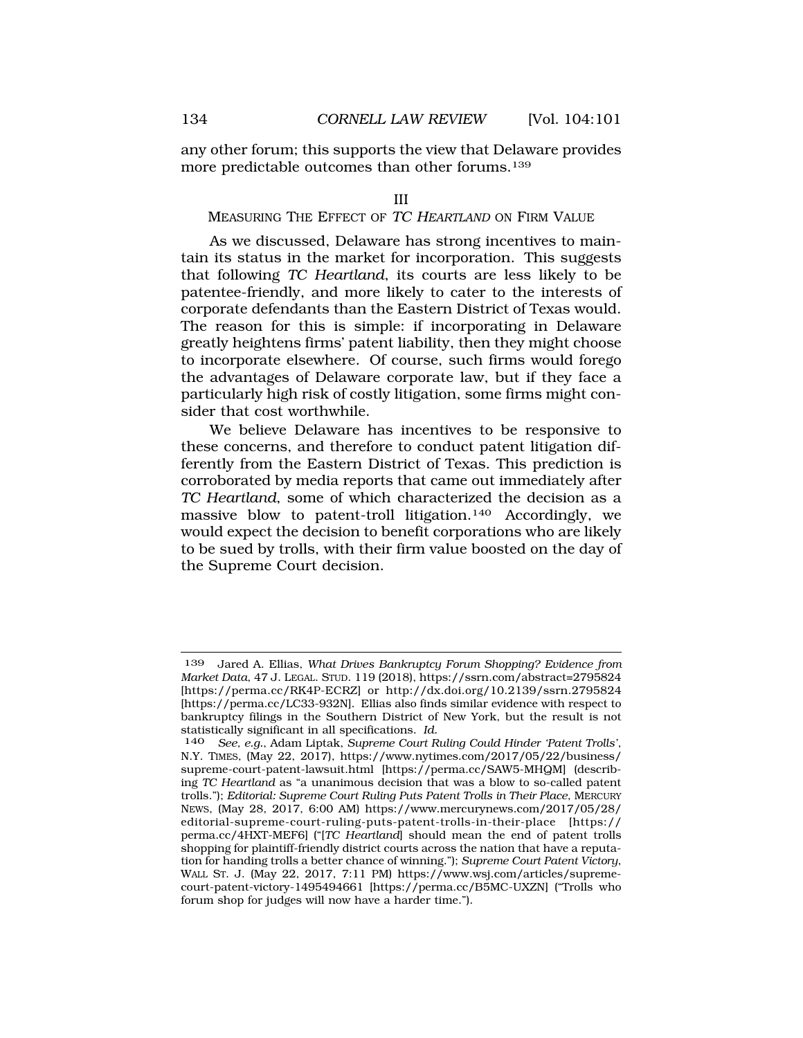any other forum; this supports the view that Delaware provides more predictable outcomes than other forums.[139]

## III
## MEASURING THE EFFECT OF *TC HEARTLAND* ON FIRM VALUE

As we discussed, Delaware has strong incentives to maintain its status in the market for incorporation. This suggests that following *TC Heartland*, its courts are less likely to be patentee-friendly, and more likely to cater to the interests of corporate defendants than the Eastern District of Texas would. The reason for this is simple: if incorporating in Delaware greatly heightens firms' patent liability, then they might choose to incorporate elsewhere. Of course, such firms would forego the advantages of Delaware corporate law, but if they face a particularly high risk of costly litigation, some firms might consider that cost worthwhile.

We believe Delaware has incentives to be responsive to these concerns, and therefore to conduct patent litigation differently from the Eastern District of Texas. This prediction is corroborated by media reports that came out immediately after *TC Heartland*, some of which characterized the decision as a massive blow to patent-troll litigation.[140] Accordingly, we would expect the decision to benefit corporations who are likely to be sued by trolls, with their firm value boosted on the day of the Supreme Court decision.

---

139 Jared A. Ellias, *What Drives Bankruptcy Forum Shopping? Evidence from Market Data*, 47 J. LEGAL. STUD. 119 (2018), https://ssrn.com/abstract=2795824 [https://perma.cc/RK4P-ECRZ] or http://dx.doi.org/10.2139/ssrn.2795824 [https://perma.cc/LC33-932N]. Ellias also finds similar evidence with respect to bankruptcy filings in the Southern District of New York, but the result is not statistically significant in all specifications. *Id.*

140 *See, e.g.*, Adam Liptak, *Supreme Court Ruling Could Hinder 'Patent Trolls'*, N.Y. TIMES, (May 22, 2017), https://www.nytimes.com/2017/05/22/business/supreme-court-patent-lawsuit.html [https://perma.cc/SAW5-MHQM] (describing *TC Heartland* as "a unanimous decision that was a blow to so-called patent trolls."); *Editorial: Supreme Court Ruling Puts Patent Trolls in Their Place*, MERCURY NEWS, (May 28, 2017, 6:00 AM) https://www.mercurynews.com/2017/05/28/editorial-supreme-court-ruling-puts-patent-trolls-in-their-place [https://perma.cc/4HXT-MEF6] ("[*TC Heartland*] should mean the end of patent trolls shopping for plaintiff-friendly district courts across the nation that have a reputation for handing trolls a better chance of winning."); *Supreme Court Patent Victory*, WALL ST. J. (May 22, 2017, 7:11 PM) https://www.wsj.com/articles/supreme-court-patent-victory-1495494661 [https://perma.cc/B5MC-UXZN] ("Trolls who forum shop for judges will now have a harder time.").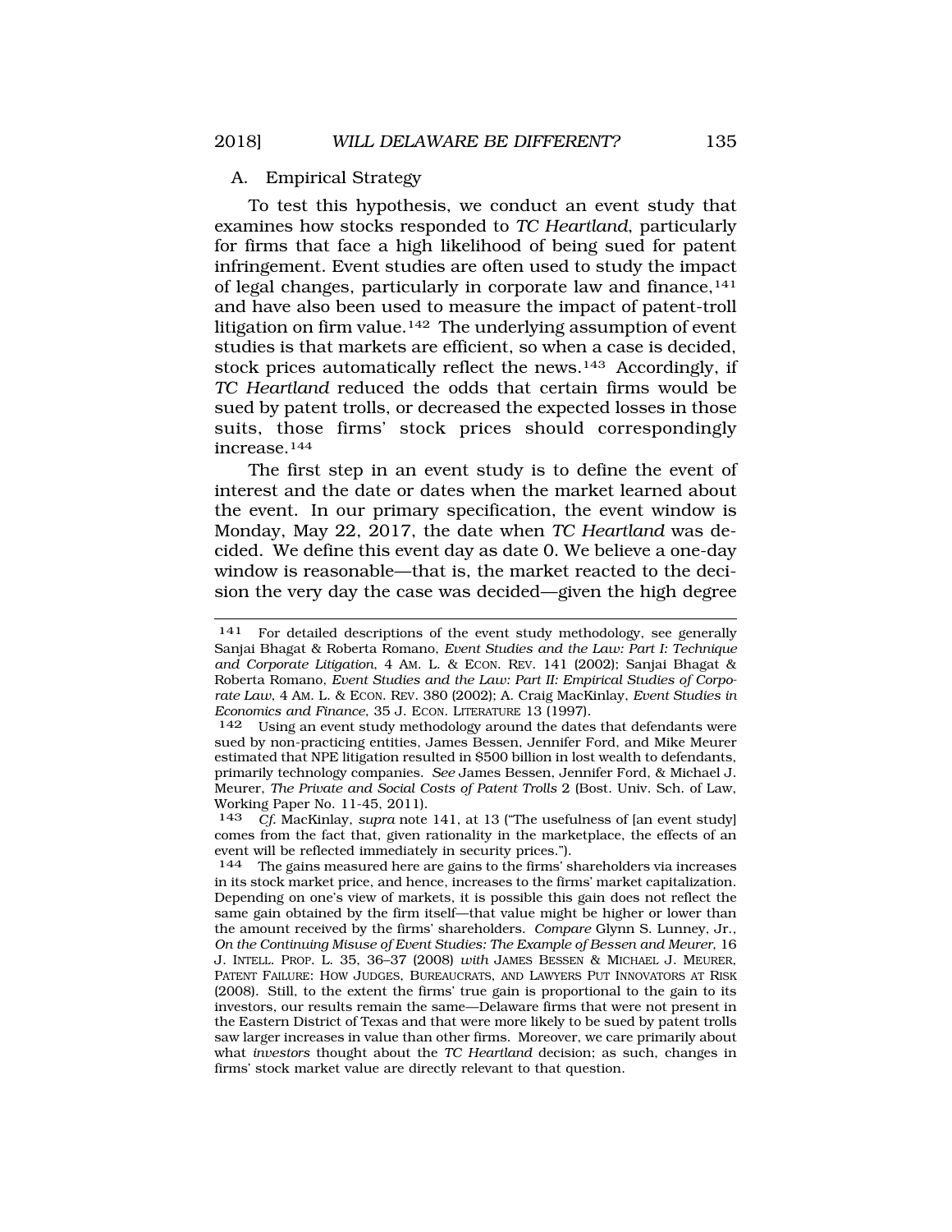### A. Empirical Strategy

To test this hypothesis, we conduct an event study that examines how stocks responded to *TC Heartland*, particularly for firms that face a high likelihood of being sued for patent infringement. Event studies are often used to study the impact of legal changes, particularly in corporate law and finance,[141] and have also been used to measure the impact of patent-troll litigation on firm value.[142] The underlying assumption of event studies is that markets are efficient, so when a case is decided, stock prices automatically reflect the news.[143] Accordingly, if *TC Heartland* reduced the odds that certain firms would be sued by patent trolls, or decreased the expected losses in those suits, those firms' stock prices should correspondingly increase.[144]

The first step in an event study is to define the event of interest and the date or dates when the market learned about the event. In our primary specification, the event window is Monday, May 22, 2017, the date when *TC Heartland* was decided. We define this event day as date 0. We believe a one-day window is reasonable—that is, the market reacted to the decision the very day the case was decided—given the high degree

---

[141] For detailed descriptions of the event study methodology, see generally Sanjai Bhagat & Roberta Romano, *Event Studies and the Law: Part I: Technique and Corporate Litigation*, 4 AM. L. & ECON. REV. 141 (2002); Sanjai Bhagat & Roberta Romano, *Event Studies and the Law: Part II: Empirical Studies of Corporate Law*, 4 AM. L. & ECON. REV. 380 (2002); A. Craig MacKinlay, *Event Studies in Economics and Finance*, 35 J. ECON. LITERATURE 13 (1997).

[142] Using an event study methodology around the dates that defendants were sued by non-practicing entities, James Bessen, Jennifer Ford, and Mike Meurer estimated that NPE litigation resulted in $500 billion in lost wealth to defendants, primarily technology companies. *See* James Bessen, Jennifer Ford, & Michael J. Meurer, *The Private and Social Costs of Patent Trolls* 2 (Bost. Univ. Sch. of Law, Working Paper No. 11-45, 2011).

[143] *Cf.* MacKinlay, *supra* note 141, at 13 ("The usefulness of [an event study] comes from the fact that, given rationality in the marketplace, the effects of an event will be reflected immediately in security prices.").

[144] The gains measured here are gains to the firms' shareholders via increases in its stock market price, and hence, increases to the firms' market capitalization. Depending on one's view of markets, it is possible this gain does not reflect the same gain obtained by the firm itself—that value might be higher or lower than the amount received by the firms' shareholders. *Compare* Glynn S. Lunney, Jr., *On the Continuing Misuse of Event Studies: The Example of Bessen and Meurer*, 16 J. INTELL. PROP. L. 35, 36–37 (2008) *with* JAMES BESSEN & MICHAEL J. MEURER, PATENT FAILURE: HOW JUDGES, BUREAUCRATS, AND LAWYERS PUT INNOVATORS AT RISK (2008). Still, to the extent the firms' true gain is proportional to the gain to its investors, our results remain the same—Delaware firms that were not present in the Eastern District of Texas and that were more likely to be sued by patent trolls saw larger increases in value than other firms. Moreover, we care primarily about what *investors* thought about the *TC Heartland* decision; as such, changes in firms' stock market value are directly relevant to that question.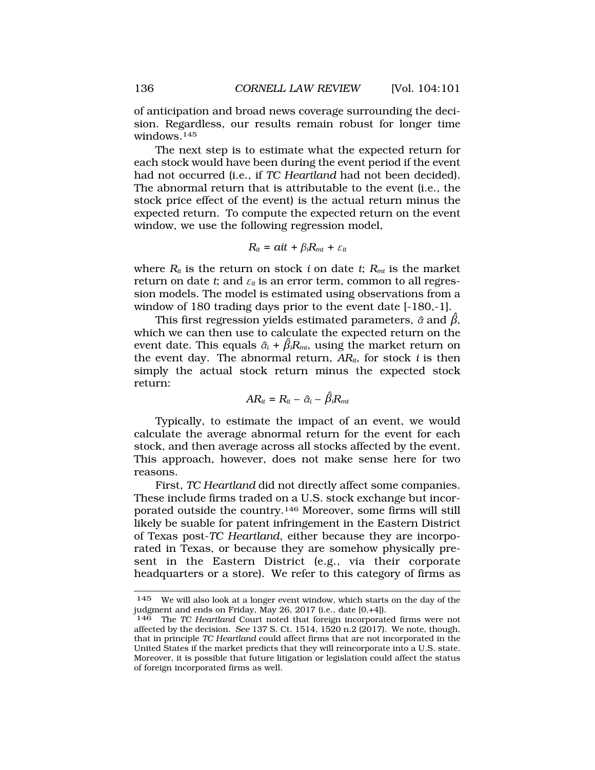of anticipation and broad news coverage surrounding the decision. Regardless, our results remain robust for longer time windows.[145]

The next step is to estimate what the expected return for each stock would have been during the event period if the event had not occurred (i.e., if *TC Heartland* had not been decided). The abnormal return that is attributable to the event (i.e., the stock price effect of the event) is the actual return minus the expected return. To compute the expected return on the event window, we use the following regression model,

$$R_{it} = \alpha it + \beta_i R_{mt} + \varepsilon_{it}$$

where $R_{it}$ is the return on stock $i$ on date $t$; $R_{mt}$ is the market return on date $t$; and $\varepsilon_{it}$ is an error term, common to all regression models. The model is estimated using observations from a window of 180 trading days prior to the event date [-180,-1].

This first regression yields estimated parameters, $\hat{\alpha}$ and $\hat{\beta}$, which we can then use to calculate the expected return on the event date. This equals $\hat{\alpha}_i + \hat{\beta}_i R_{mt}$, using the market return on the event day. The abnormal return, $AR_{it}$, for stock $i$ is then simply the actual stock return minus the expected stock return:

$$AR_{it} = R_{it} - \hat{\alpha}_i - \hat{\beta}_i R_{mt}$$

Typically, to estimate the impact of an event, we would calculate the average abnormal return for the event for each stock, and then average across all stocks affected by the event. This approach, however, does not make sense here for two reasons.

First, *TC Heartland* did not directly affect some companies. These include firms traded on a U.S. stock exchange but incorporated outside the country.[146] Moreover, some firms will still likely be suable for patent infringement in the Eastern District of Texas post-*TC Heartland*, either because they are incorporated in Texas, or because they are somehow physically present in the Eastern District (e.g., via their corporate headquarters or a store). We refer to this category of firms as

---

[145] We will also look at a longer event window, which starts on the day of the judgment and ends on Friday, May 26, 2017 (i.e., date [0,+4]).

[146] The *TC Heartland* Court noted that foreign incorporated firms were not affected by the decision. *See* 137 S. Ct. 1514, 1520 n.2 (2017). We note, though, that in principle *TC Heartland* could affect firms that are not incorporated in the United States if the market predicts that they will reincorporate into a U.S. state. Moreover, it is possible that future litigation or legislation could affect the status of foreign incorporated firms as well.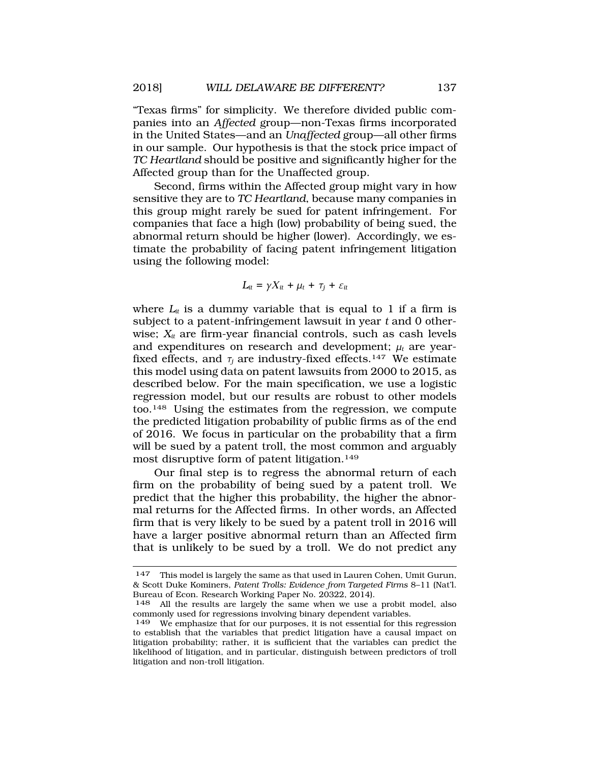"Texas firms" for simplicity. We therefore divided public companies into an *Affected* group—non-Texas firms incorporated in the United States—and an *Unaffected* group—all other firms in our sample. Our hypothesis is that the stock price impact of *TC Heartland* should be positive and significantly higher for the Affected group than for the Unaffected group.

Second, firms within the Affected group might vary in how sensitive they are to *TC Heartland*, because many companies in this group might rarely be sued for patent infringement. For companies that face a high (low) probability of being sued, the abnormal return should be higher (lower). Accordingly, we estimate the probability of facing patent infringement litigation using the following model:

$$L_{it} = \gamma X_{it} + \mu_t + \tau_j + \varepsilon_{it}$$

where $L_{it}$ is a dummy variable that is equal to 1 if a firm is subject to a patent-infringement lawsuit in year $t$ and 0 otherwise; $X_{it}$ are firm-year financial controls, such as cash levels and expenditures on research and development; $\mu_t$ are year-fixed effects, and $\tau_j$ are industry-fixed effects.[147] We estimate this model using data on patent lawsuits from 2000 to 2015, as described below. For the main specification, we use a logistic regression model, but our results are robust to other models too.[148] Using the estimates from the regression, we compute the predicted litigation probability of public firms as of the end of 2016. We focus in particular on the probability that a firm will be sued by a patent troll, the most common and arguably most disruptive form of patent litigation.[149]

Our final step is to regress the abnormal return of each firm on the probability of being sued by a patent troll. We predict that the higher this probability, the higher the abnormal returns for the Affected firms. In other words, an Affected firm that is very likely to be sued by a patent troll in 2016 will have a larger positive abnormal return than an Affected firm that is unlikely to be sued by a troll. We do not predict any

---

147 This model is largely the same as that used in Lauren Cohen, Umit Gurun, & Scott Duke Kominers, *Patent Trolls: Evidence from Targeted Firms* 8–11 (Nat'l. Bureau of Econ. Research Working Paper No. 20322, 2014).

148 All the results are largely the same when we use a probit model, also commonly used for regressions involving binary dependent variables.

149 We emphasize that for our purposes, it is not essential for this regression to establish that the variables that predict litigation have a causal impact on litigation probability; rather, it is sufficient that the variables can predict the likelihood of litigation, and in particular, distinguish between predictors of troll litigation and non-troll litigation.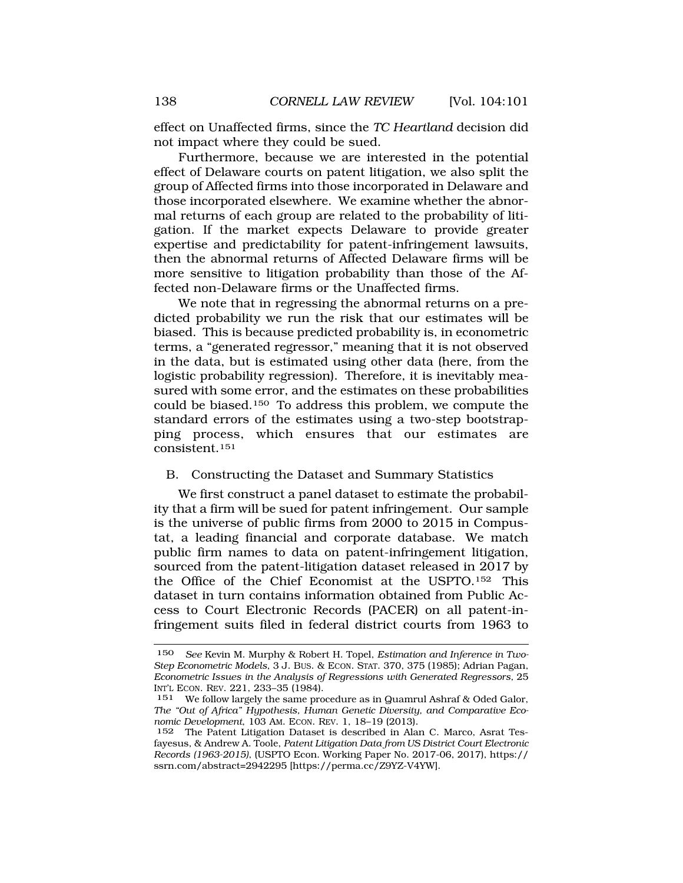effect on Unaffected firms, since the *TC Heartland* decision did not impact where they could be sued.

Furthermore, because we are interested in the potential effect of Delaware courts on patent litigation, we also split the group of Affected firms into those incorporated in Delaware and those incorporated elsewhere. We examine whether the abnormal returns of each group are related to the probability of litigation. If the market expects Delaware to provide greater expertise and predictability for patent-infringement lawsuits, then the abnormal returns of Affected Delaware firms will be more sensitive to litigation probability than those of the Affected non-Delaware firms or the Unaffected firms.

We note that in regressing the abnormal returns on a predicted probability we run the risk that our estimates will be biased. This is because predicted probability is, in econometric terms, a "generated regressor," meaning that it is not observed in the data, but is estimated using other data (here, from the logistic probability regression). Therefore, it is inevitably measured with some error, and the estimates on these probabilities could be biased.[150] To address this problem, we compute the standard errors of the estimates using a two-step bootstrapping process, which ensures that our estimates are consistent.[151]

## B. Constructing the Dataset and Summary Statistics

We first construct a panel dataset to estimate the probability that a firm will be sued for patent infringement. Our sample is the universe of public firms from 2000 to 2015 in Compustat, a leading financial and corporate database. We match public firm names to data on patent-infringement litigation, sourced from the patent-litigation dataset released in 2017 by the Office of the Chief Economist at the USPTO.[152] This dataset in turn contains information obtained from Public Access to Court Electronic Records (PACER) on all patent-infringement suits filed in federal district courts from 1963 to

---

150 *See* Kevin M. Murphy & Robert H. Topel, *Estimation and Inference in Two-Step Econometric Models*, 3 J. BUS. & ECON. STAT. 370, 375 (1985); Adrian Pagan, *Econometric Issues in the Analysis of Regressions with Generated Regressors*, 25 INT'L ECON. REV. 221, 233–35 (1984).

151 We follow largely the same procedure as in Quamrul Ashraf & Oded Galor, *The "Out of Africa" Hypothesis, Human Genetic Diversity, and Comparative Economic Development*, 103 AM. ECON. REV. 1, 18–19 (2013).

152 The Patent Litigation Dataset is described in Alan C. Marco, Asrat Tesfayesus, & Andrew A. Toole, *Patent Litigation Data from US District Court Electronic Records (1963-2015)*, (USPTO Econ. Working Paper No. 2017-06, 2017), https://ssrn.com/abstract=2942295 [https://perma.cc/Z9YZ-V4YW].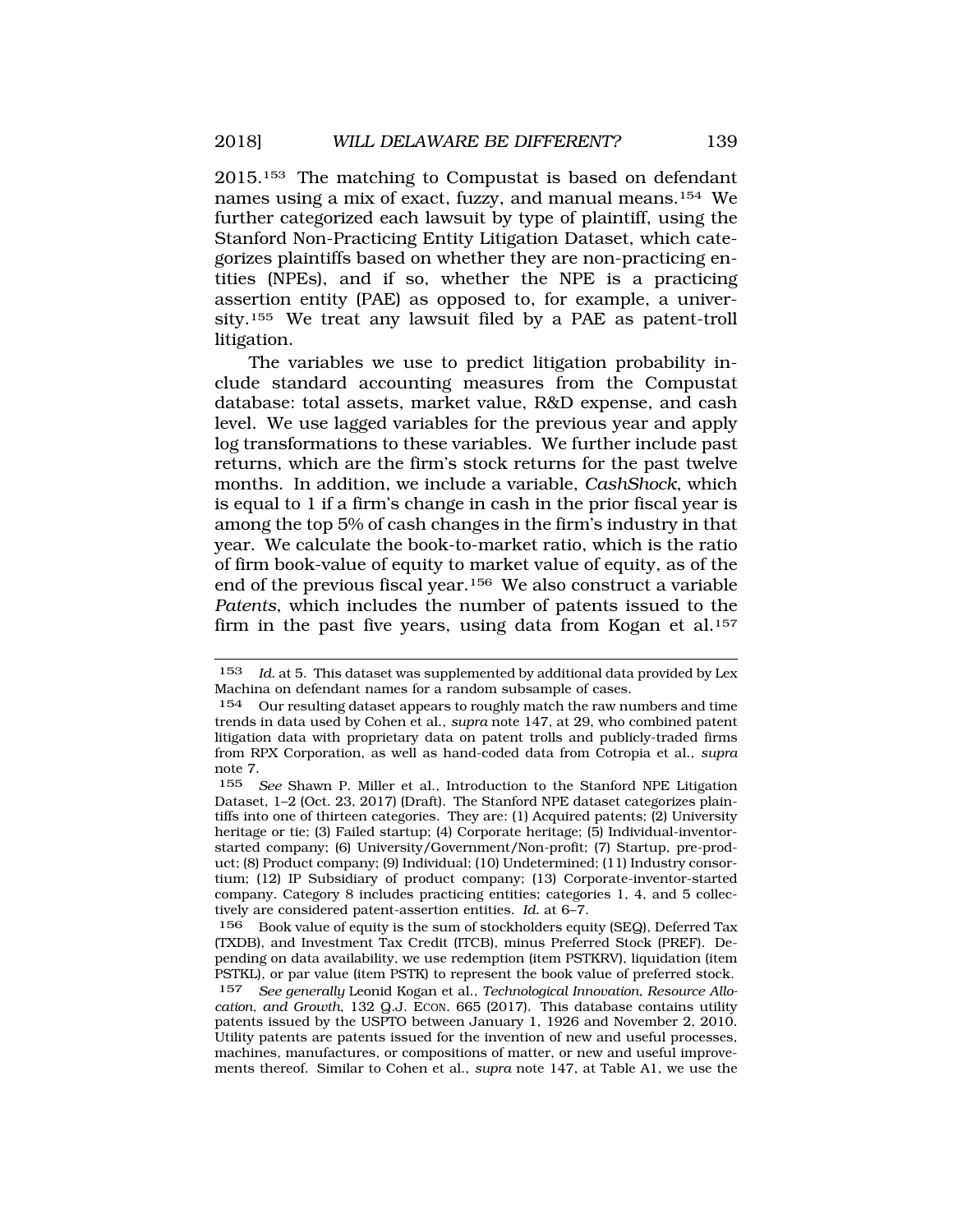2015.[153] The matching to Compustat is based on defendant names using a mix of exact, fuzzy, and manual means.[154] We further categorized each lawsuit by type of plaintiff, using the Stanford Non-Practicing Entity Litigation Dataset, which categorizes plaintiffs based on whether they are non-practicing entities (NPEs), and if so, whether the NPE is a practicing assertion entity (PAE) as opposed to, for example, a university.[155] We treat any lawsuit filed by a PAE as patent-troll litigation.

The variables we use to predict litigation probability include standard accounting measures from the Compustat database: total assets, market value, R&D expense, and cash level. We use lagged variables for the previous year and apply log transformations to these variables. We further include past returns, which are the firm's stock returns for the past twelve months. In addition, we include a variable, *CashShock*, which is equal to 1 if a firm's change in cash in the prior fiscal year is among the top 5% of cash changes in the firm's industry in that year. We calculate the book-to-market ratio, which is the ratio of firm book-value of equity to market value of equity, as of the end of the previous fiscal year.[156] We also construct a variable *Patents*, which includes the number of patents issued to the firm in the past five years, using data from Kogan et al.[157]

---

153 *Id.* at 5. This dataset was supplemented by additional data provided by Lex Machina on defendant names for a random subsample of cases.

154 Our resulting dataset appears to roughly match the raw numbers and time trends in data used by Cohen et al., *supra* note 147, at 29, who combined patent litigation data with proprietary data on patent trolls and publicly-traded firms from RPX Corporation, as well as hand-coded data from Cotropia et al., *supra* note 7.

155 *See* Shawn P. Miller et al., Introduction to the Stanford NPE Litigation Dataset, 1–2 (Oct. 23, 2017) (Draft). The Stanford NPE dataset categorizes plaintiffs into one of thirteen categories. They are: (1) Acquired patents; (2) University heritage or tie; (3) Failed startup; (4) Corporate heritage; (5) Individual-inventor-started company; (6) University/Government/Non-profit; (7) Startup, pre-product; (8) Product company; (9) Individual; (10) Undetermined; (11) Industry consortium; (12) IP Subsidiary of product company; (13) Corporate-inventor-started company. Category 8 includes practicing entities; categories 1, 4, and 5 collectively are considered patent-assertion entities. *Id.* at 6–7.

156 Book value of equity is the sum of stockholders equity (SEQ), Deferred Tax (TXDB), and Investment Tax Credit (ITCB), minus Preferred Stock (PREF). Depending on data availability, we use redemption (item PSTKRV), liquidation (item PSTKL), or par value (item PSTK) to represent the book value of preferred stock.

157 *See generally* Leonid Kogan et al., *Technological Innovation, Resource Allocation, and Growth*, 132 Q.J. ECON. 665 (2017). This database contains utility patents issued by the USPTO between January 1, 1926 and November 2, 2010. Utility patents are patents issued for the invention of new and useful processes, machines, manufactures, or compositions of matter, or new and useful improvements thereof. Similar to Cohen et al., *supra* note 147, at Table A1, we use the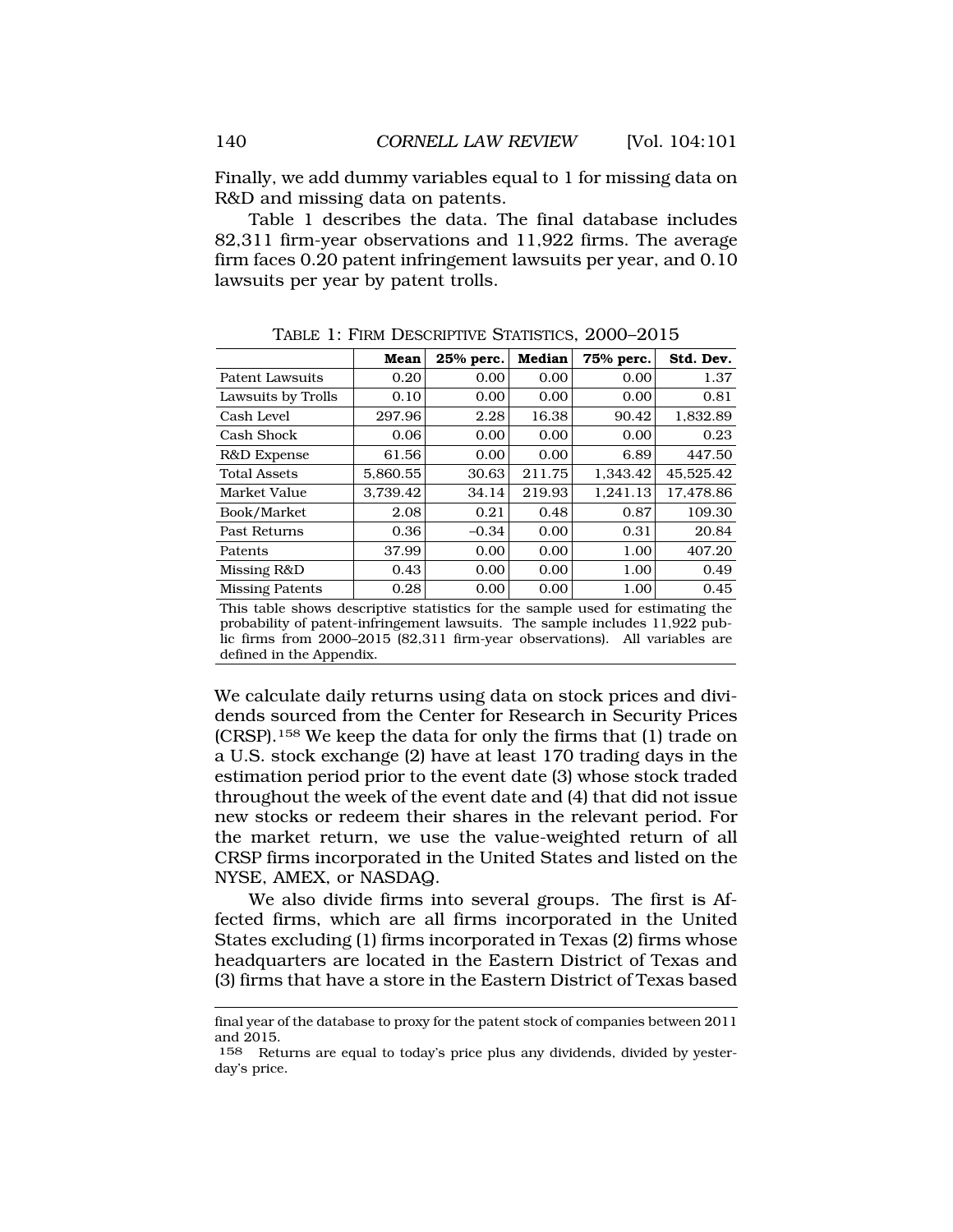Finally, we add dummy variables equal to 1 for missing data on R&D and missing data on patents.

Table 1 describes the data. The final database includes 82,311 firm-year observations and 11,922 firms. The average firm faces 0.20 patent infringement lawsuits per year, and 0.10 lawsuits per year by patent trolls.

TABLE 1: FIRM DESCRIPTIVE STATISTICS, 2000–2015

| | **Mean** | **25% perc.** | **Median** | **75% perc.** | **Std. Dev.** |
|---|---|---|---|---|---|
| Patent Lawsuits | 0.20 | 0.00 | 0.00 | 0.00 | 1.37 |
| Lawsuits by Trolls | 0.10 | 0.00 | 0.00 | 0.00 | 0.81 |
| Cash Level | 297.96 | 2.28 | 16.38 | 90.42 | 1,832.89 |
| Cash Shock | 0.06 | 0.00 | 0.00 | 0.00 | 0.23 |
| R&D Expense | 61.56 | 0.00 | 0.00 | 6.89 | 447.50 |
| Total Assets | 5,860.55 | 30.63 | 211.75 | 1,343.42 | 45,525.42 |
| Market Value | 3,739.42 | 34.14 | 219.93 | 1,241.13 | 17,478.86 |
| Book/Market | 2.08 | 0.21 | 0.48 | 0.87 | 109.30 |
| Past Returns | 0.36 | −0.34 | 0.00 | 0.31 | 20.84 |
| Patents | 37.99 | 0.00 | 0.00 | 1.00 | 407.20 |
| Missing R&D | 0.43 | 0.00 | 0.00 | 1.00 | 0.49 |
| Missing Patents | 0.28 | 0.00 | 0.00 | 1.00 | 0.45 |

This table shows descriptive statistics for the sample used for estimating the probability of patent-infringement lawsuits. The sample includes 11,922 public firms from 2000–2015 (82,311 firm-year observations). All variables are defined in the Appendix.

We calculate daily returns using data on stock prices and dividends sourced from the Center for Research in Security Prices (CRSP).[158] We keep the data for only the firms that (1) trade on a U.S. stock exchange (2) have at least 170 trading days in the estimation period prior to the event date (3) whose stock traded throughout the week of the event date and (4) that did not issue new stocks or redeem their shares in the relevant period. For the market return, we use the value-weighted return of all CRSP firms incorporated in the United States and listed on the NYSE, AMEX, or NASDAQ.

We also divide firms into several groups. The first is Affected firms, which are all firms incorporated in the United States excluding (1) firms incorporated in Texas (2) firms whose headquarters are located in the Eastern District of Texas and (3) firms that have a store in the Eastern District of Texas based

---

final year of the database to proxy for the patent stock of companies between 2011 and 2015.

158 Returns are equal to today's price plus any dividends, divided by yesterday's price.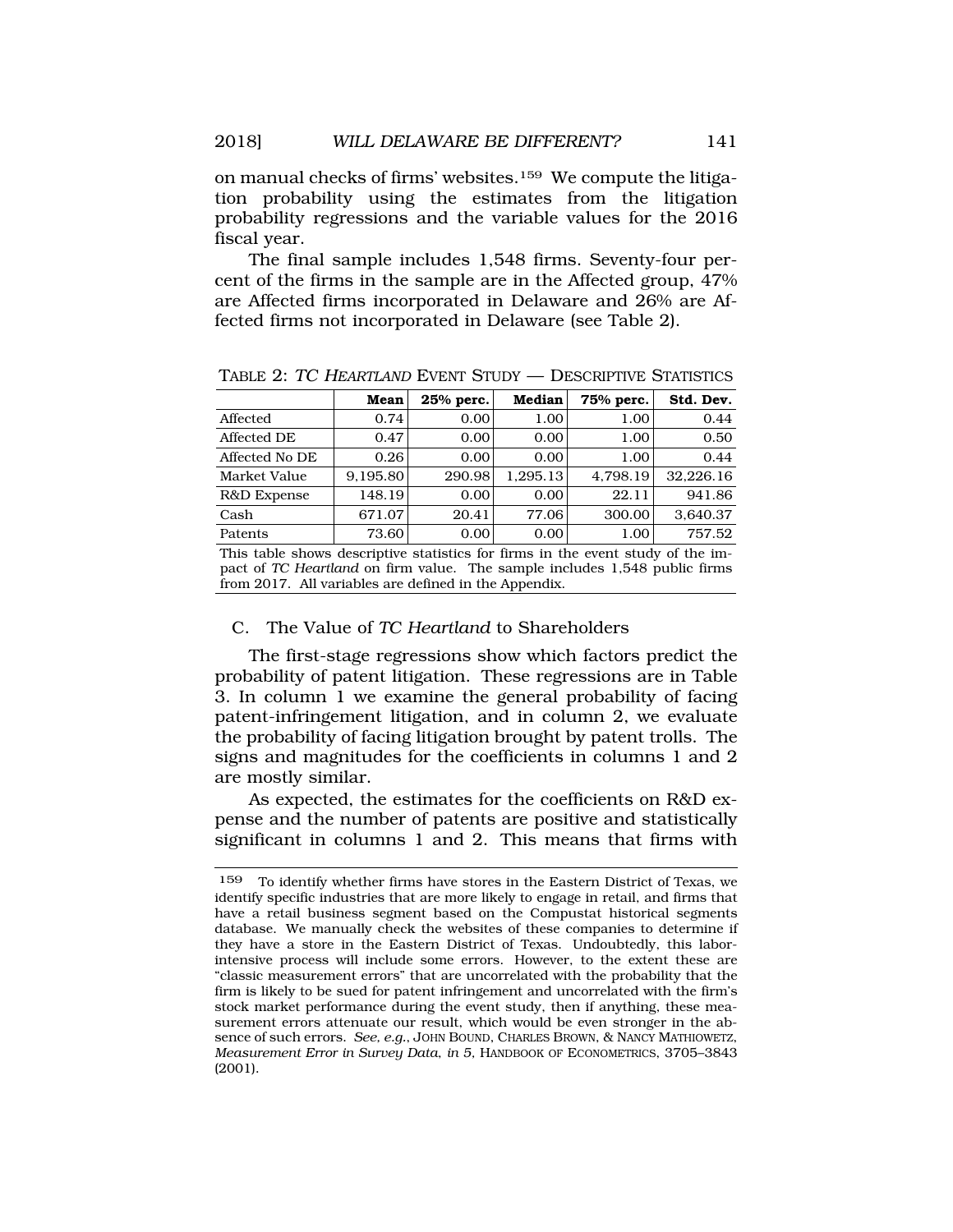on manual checks of firms' websites.[159] We compute the litigation probability using the estimates from the litigation probability regressions and the variable values for the 2016 fiscal year.

The final sample includes 1,548 firms. Seventy-four percent of the firms in the sample are in the Affected group, 47% are Affected firms incorporated in Delaware and 26% are Affected firms not incorporated in Delaware (see Table 2).

TABLE 2: *TC HEARTLAND* EVENT STUDY — DESCRIPTIVE STATISTICS

| | **Mean** | **25% perc.** | **Median** | **75% perc.** | **Std. Dev.** |
|---|---|---|---|---|---|
| Affected | 0.74 | 0.00 | 1.00 | 1.00 | 0.44 |
| Affected DE | 0.47 | 0.00 | 0.00 | 1.00 | 0.50 |
| Affected No DE | 0.26 | 0.00 | 0.00 | 1.00 | 0.44 |
| Market Value | 9,195.80 | 290.98 | 1,295.13 | 4,798.19 | 32,226.16 |
| R&D Expense | 148.19 | 0.00 | 0.00 | 22.11 | 941.86 |
| Cash | 671.07 | 20.41 | 77.06 | 300.00 | 3,640.37 |
| Patents | 73.60 | 0.00 | 0.00 | 1.00 | 757.52 |

This table shows descriptive statistics for firms in the event study of the impact of *TC Heartland* on firm value. The sample includes 1,548 public firms from 2017. All variables are defined in the Appendix.

## C. The Value of *TC Heartland* to Shareholders

The first-stage regressions show which factors predict the probability of patent litigation. These regressions are in Table 3. In column 1 we examine the general probability of facing patent-infringement litigation, and in column 2, we evaluate the probability of facing litigation brought by patent trolls. The signs and magnitudes for the coefficients in columns 1 and 2 are mostly similar.

As expected, the estimates for the coefficients on R&D expense and the number of patents are positive and statistically significant in columns 1 and 2. This means that firms with

---

[159] To identify whether firms have stores in the Eastern District of Texas, we identify specific industries that are more likely to engage in retail, and firms that have a retail business segment based on the Compustat historical segments database. We manually check the websites of these companies to determine if they have a store in the Eastern District of Texas. Undoubtedly, this labor-intensive process will include some errors. However, to the extent these are "classic measurement errors" that are uncorrelated with the probability that the firm is likely to be sued for patent infringement and uncorrelated with the firm's stock market performance during the event study, then if anything, these measurement errors attenuate our result, which would be even stronger in the absence of such errors. *See, e.g.*, JOHN BOUND, CHARLES BROWN, & NANCY MATHIOWETZ, *Measurement Error in Survey Data*, *in 5*, HANDBOOK OF ECONOMETRICS, 3705–3843 (2001).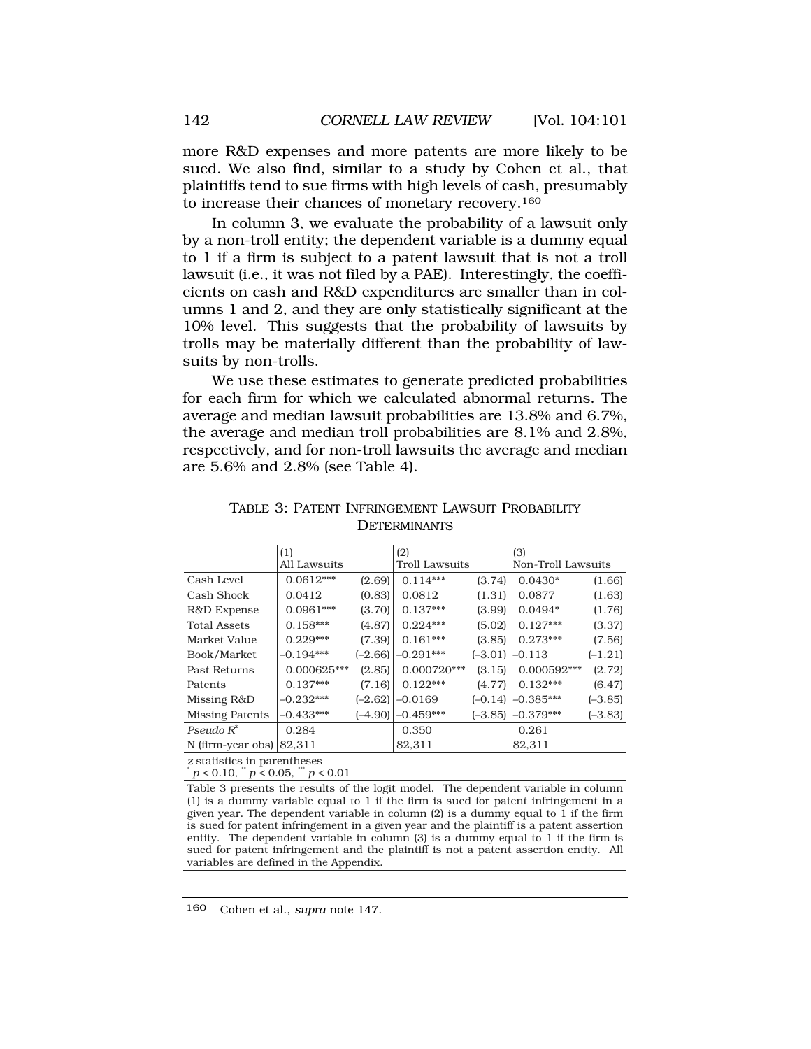more R&D expenses and more patents are more likely to be sued. We also find, similar to a study by Cohen et al., that plaintiffs tend to sue firms with high levels of cash, presumably to increase their chances of monetary recovery.[160]

In column 3, we evaluate the probability of a lawsuit only by a non-troll entity; the dependent variable is a dummy equal to 1 if a firm is subject to a patent lawsuit that is not a troll lawsuit (i.e., it was not filed by a PAE). Interestingly, the coefficients on cash and R&D expenditures are smaller than in columns 1 and 2, and they are only statistically significant at the 10% level. This suggests that the probability of lawsuits by trolls may be materially different than the probability of lawsuits by non-trolls.

We use these estimates to generate predicted probabilities for each firm for which we calculated abnormal returns. The average and median lawsuit probabilities are 13.8% and 6.7%, the average and median troll probabilities are 8.1% and 2.8%, respectively, and for non-troll lawsuits the average and median are 5.6% and 2.8% (see Table 4).

TABLE 3: PATENT INFRINGEMENT LAWSUIT PROBABILITY DETERMINANTS

| | (1) All Lawsuits | | (2) Troll Lawsuits | | (3) Non-Troll Lawsuits | |
|---|---|---|---|---|---|---|
| Cash Level | 0.0612*** | (2.69) | 0.114*** | (3.74) | 0.0430* | (1.66) |
| Cash Shock | 0.0412 | (0.83) | 0.0812 | (1.31) | 0.0877 | (1.63) |
| R&D Expense | 0.0961*** | (3.70) | 0.137*** | (3.99) | 0.0494* | (1.76) |
| Total Assets | 0.158*** | (4.87) | 0.224*** | (5.02) | 0.127*** | (3.37) |
| Market Value | 0.229*** | (7.39) | 0.161*** | (3.85) | 0.273*** | (7.56) |
| Book/Market | –0.194*** | (–2.66) | –0.291*** | (–3.01) | –0.113 | (–1.21) |
| Past Returns | 0.000625*** | (2.85) | 0.000720*** | (3.15) | 0.000592*** | (2.72) |
| Patents | 0.137*** | (7.16) | 0.122*** | (4.77) | 0.132*** | (6.47) |
| Missing R&D | –0.232*** | (–2.62) | –0.0169 | (–0.14) | –0.385*** | (–3.85) |
| Missing Patents | –0.433*** | (–4.90) | –0.459*** | (–3.85) | –0.379*** | (–3.83) |
| *Pseudo* $R^2$ | 0.284 | | 0.350 | | 0.261 | |
| N (firm-year obs) | 82,311 | | 82,311 | | 82,311 | |

*z* statistics in parentheses
* $p < 0.10$, ** $p < 0.05$, *** $p < 0.01$

Table 3 presents the results of the logit model. The dependent variable in column (1) is a dummy variable equal to 1 if the firm is sued for patent infringement in a given year. The dependent variable in column (2) is a dummy equal to 1 if the firm is sued for patent infringement in a given year and the plaintiff is a patent assertion entity. The dependent variable in column (3) is a dummy equal to 1 if the firm is sued for patent infringement and the plaintiff is not a patent assertion entity. All variables are defined in the Appendix.

160 Cohen et al., *supra* note 147.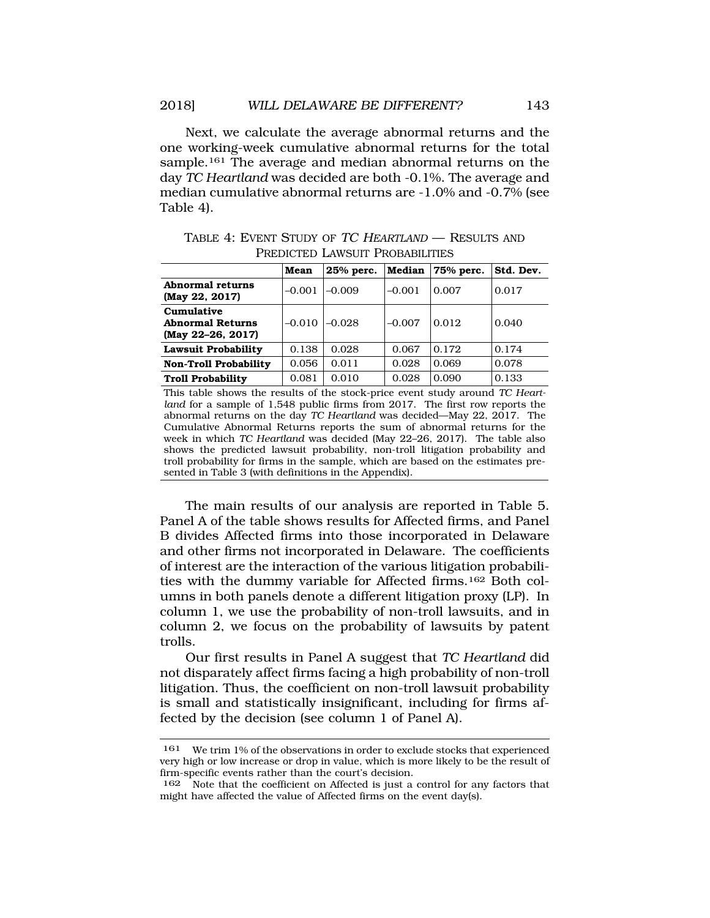Next, we calculate the average abnormal returns and the one working-week cumulative abnormal returns for the total sample.[161] The average and median abnormal returns on the day *TC Heartland* was decided are both -0.1%. The average and median cumulative abnormal returns are -1.0% and -0.7% (see Table 4).

TABLE 4: EVENT STUDY OF *TC HEARTLAND* — RESULTS AND PREDICTED LAWSUIT PROBABILITIES

| | Mean | 25% perc. | Median | 75% perc. | Std. Dev. |
|---|---|---|---|---|---|
| **Abnormal returns (May 22, 2017)** | –0.001 | –0.009 | –0.001 | 0.007 | 0.017 |
| **Cumulative Abnormal Returns (May 22–26, 2017)** | –0.010 | –0.028 | –0.007 | 0.012 | 0.040 |
| **Lawsuit Probability** | 0.138 | 0.028 | 0.067 | 0.172 | 0.174 |
| **Non-Troll Probability** | 0.056 | 0.011 | 0.028 | 0.069 | 0.078 |
| **Troll Probability** | 0.081 | 0.010 | 0.028 | 0.090 | 0.133 |

This table shows the results of the stock-price event study around *TC Heartland* for a sample of 1,548 public firms from 2017. The first row reports the abnormal returns on the day *TC Heartland* was decided—May 22, 2017. The Cumulative Abnormal Returns reports the sum of abnormal returns for the week in which *TC Heartland* was decided (May 22–26, 2017). The table also shows the predicted lawsuit probability, non-troll litigation probability and troll probability for firms in the sample, which are based on the estimates presented in Table 3 (with definitions in the Appendix).

The main results of our analysis are reported in Table 5. Panel A of the table shows results for Affected firms, and Panel B divides Affected firms into those incorporated in Delaware and other firms not incorporated in Delaware. The coefficients of interest are the interaction of the various litigation probabilities with the dummy variable for Affected firms.[162] Both columns in both panels denote a different litigation proxy (LP). In column 1, we use the probability of non-troll lawsuits, and in column 2, we focus on the probability of lawsuits by patent trolls.

Our first results in Panel A suggest that *TC Heartland* did not disparately affect firms facing a high probability of non-troll litigation. Thus, the coefficient on non-troll lawsuit probability is small and statistically insignificant, including for firms affected by the decision (see column 1 of Panel A).

---

[161] We trim 1% of the observations in order to exclude stocks that experienced very high or low increase or drop in value, which is more likely to be the result of firm-specific events rather than the court's decision.

[162] Note that the coefficient on Affected is just a control for any factors that might have affected the value of Affected firms on the event day(s).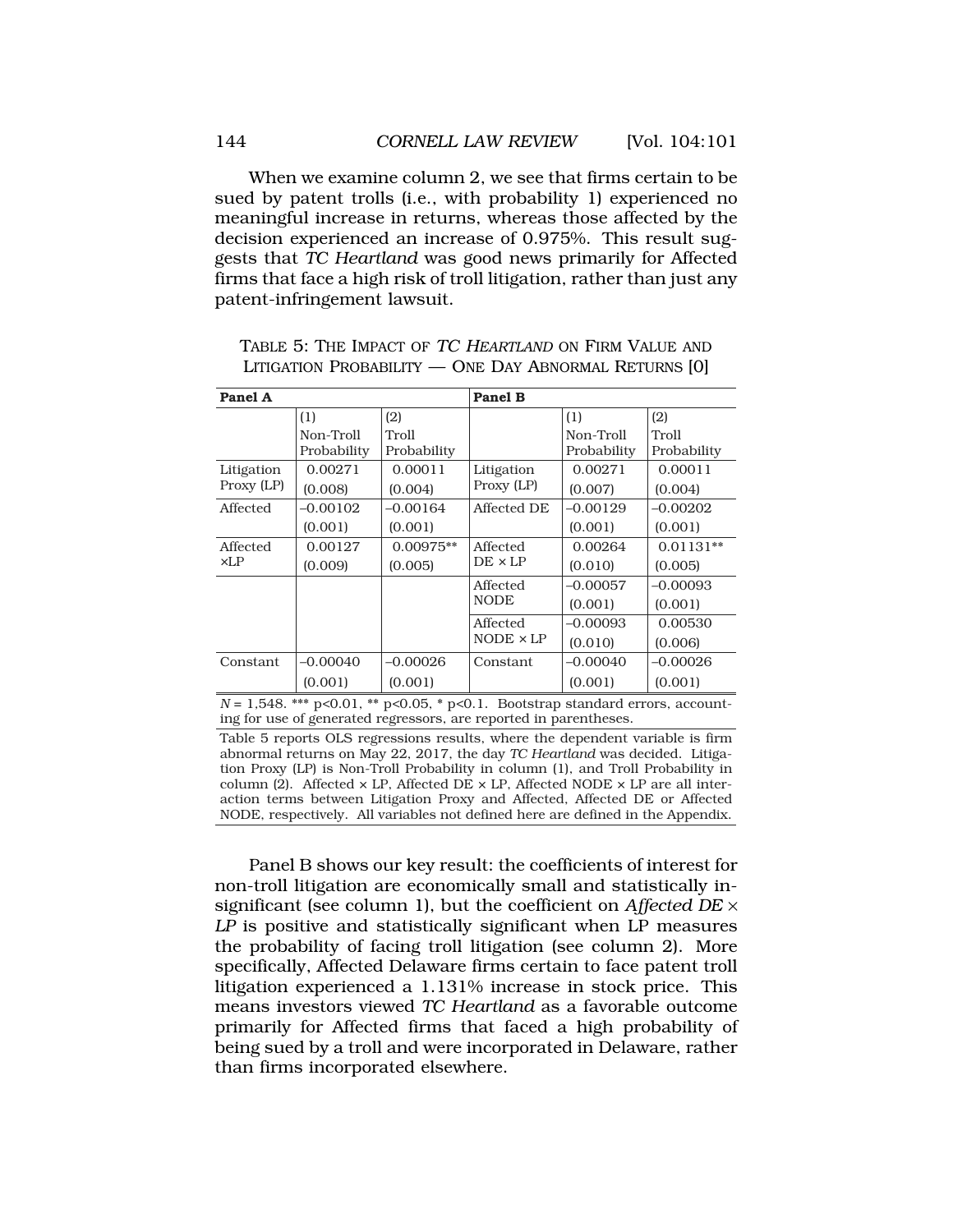When we examine column 2, we see that firms certain to be sued by patent trolls (i.e., with probability 1) experienced no meaningful increase in returns, whereas those affected by the decision experienced an increase of 0.975%. This result suggests that *TC Heartland* was good news primarily for Affected firms that face a high risk of troll litigation, rather than just any patent-infringement lawsuit.

TABLE 5: THE IMPACT OF *TC HEARTLAND* ON FIRM VALUE AND LITIGATION PROBABILITY — ONE DAY ABNORMAL RETURNS [0]

| **Panel A** | | | **Panel B** | | |
|---|---|---|---|---|---|
| | (1) Non-Troll Probability | (2) Troll Probability | | (1) Non-Troll Probability | (2) Troll Probability |
| Litigation Proxy (LP) | 0.00271 | 0.00011 | Litigation Proxy (LP) | 0.00271 | 0.00011 |
| | (0.008) | (0.004) | | (0.007) | (0.004) |
| Affected | –0.00102 | –0.00164 | Affected DE | –0.00129 | –0.00202 |
| | (0.001) | (0.001) | | (0.001) | (0.001) |
| Affected ×LP | 0.00127 | 0.00975** | Affected DE × LP | 0.00264 | 0.01131** |
| | (0.009) | (0.005) | | (0.010) | (0.005) |
| | | | Affected NODE | –0.00057 | –0.00093 |
| | | | | (0.001) | (0.001) |
| | | | Affected NODE × LP | –0.00093 | 0.00530 |
| | | | | (0.010) | (0.006) |
| Constant | –0.00040 | –0.00026 | Constant | –0.00040 | –0.00026 |
| | (0.001) | (0.001) | | (0.001) | (0.001) |

*N* = 1,548. *** p<0.01, ** p<0.05, * p<0.1. Bootstrap standard errors, accounting for use of generated regressors, are reported in parentheses.

Table 5 reports OLS regressions results, where the dependent variable is firm abnormal returns on May 22, 2017, the day *TC Heartland* was decided. Litigation Proxy (LP) is Non-Troll Probability in column (1), and Troll Probability in column (2). Affected × LP, Affected DE × LP, Affected NODE × LP are all interaction terms between Litigation Proxy and Affected, Affected DE or Affected NODE, respectively. All variables not defined here are defined in the Appendix.

Panel B shows our key result: the coefficients of interest for non-troll litigation are economically small and statistically insignificant (see column 1), but the coefficient on *Affected DE × LP* is positive and statistically significant when LP measures the probability of facing troll litigation (see column 2). More specifically, Affected Delaware firms certain to face patent troll litigation experienced a 1.131% increase in stock price. This means investors viewed *TC Heartland* as a favorable outcome primarily for Affected firms that faced a high probability of being sued by a troll and were incorporated in Delaware, rather than firms incorporated elsewhere.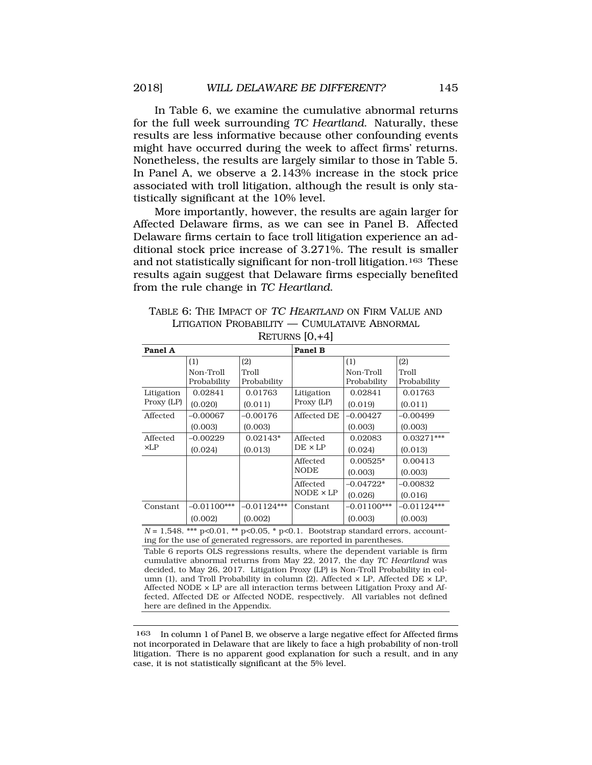In Table 6, we examine the cumulative abnormal returns for the full week surrounding *TC Heartland*. Naturally, these results are less informative because other confounding events might have occurred during the week to affect firms' returns. Nonetheless, the results are largely similar to those in Table 5. In Panel A, we observe a 2.143% increase in the stock price associated with troll litigation, although the result is only statistically significant at the 10% level.

More importantly, however, the results are again larger for Affected Delaware firms, as we can see in Panel B. Affected Delaware firms certain to face troll litigation experience an additional stock price increase of 3.271%. The result is smaller and not statistically significant for non-troll litigation.[163] These results again suggest that Delaware firms especially benefited from the rule change in *TC Heartland*.

TABLE 6: THE IMPACT OF *TC HEARTLAND* ON FIRM VALUE AND LITIGATION PROBABILITY — CUMULATAIVE ABNORMAL RETURNS [0,+4]

| **Panel A** | | | **Panel B** | | |
|---|---|---|---|---|---|
| | (1) Non-Troll Probability | (2) Troll Probability | | (1) Non-Troll Probability | (2) Troll Probability |
| Litigation Proxy (LP) | 0.02841 | 0.01763 | Litigation Proxy (LP) | 0.02841 | 0.01763 |
| | (0.020) | (0.011) | | (0.019) | (0.011) |
| Affected | –0.00067 | –0.00176 | Affected DE | –0.00427 | –0.00499 |
| | (0.003) | (0.003) | | (0.003) | (0.003) |
| Affected ×LP | –0.00229 | 0.02143* | Affected DE × LP | 0.02083 | 0.03271*** |
| | (0.024) | (0.013) | | (0.024) | (0.013) |
| | | | Affected NODE | 0.00525* | 0.00413 |
| | | | | (0.003) | (0.003) |
| | | | Affected NODE × LP | –0.04722* | –0.00832 |
| | | | | (0.026) | (0.016) |
| Constant | –0.01100*** | –0.01124*** | Constant | –0.01100*** | –0.01124*** |
| | (0.002) | (0.002) | | (0.003) | (0.003) |

*N* = 1,548. *** p<0.01, ** p<0.05, * p<0.1. Bootstrap standard errors, accounting for the use of generated regressors, are reported in parentheses.

Table 6 reports OLS regressions results, where the dependent variable is firm cumulative abnormal returns from May 22, 2017, the day *TC Heartland* was decided, to May 26, 2017. Litigation Proxy (LP) is Non-Troll Probability in column (1), and Troll Probability in column (2). Affected × LP, Affected DE × LP, Affected NODE × LP are all interaction terms between Litigation Proxy and Affected, Affected DE or Affected NODE, respectively. All variables not defined here are defined in the Appendix.

---

[163] In column 1 of Panel B, we observe a large negative effect for Affected firms not incorporated in Delaware that are likely to face a high probability of non-troll litigation. There is no apparent good explanation for such a result, and in any case, it is not statistically significant at the 5% level.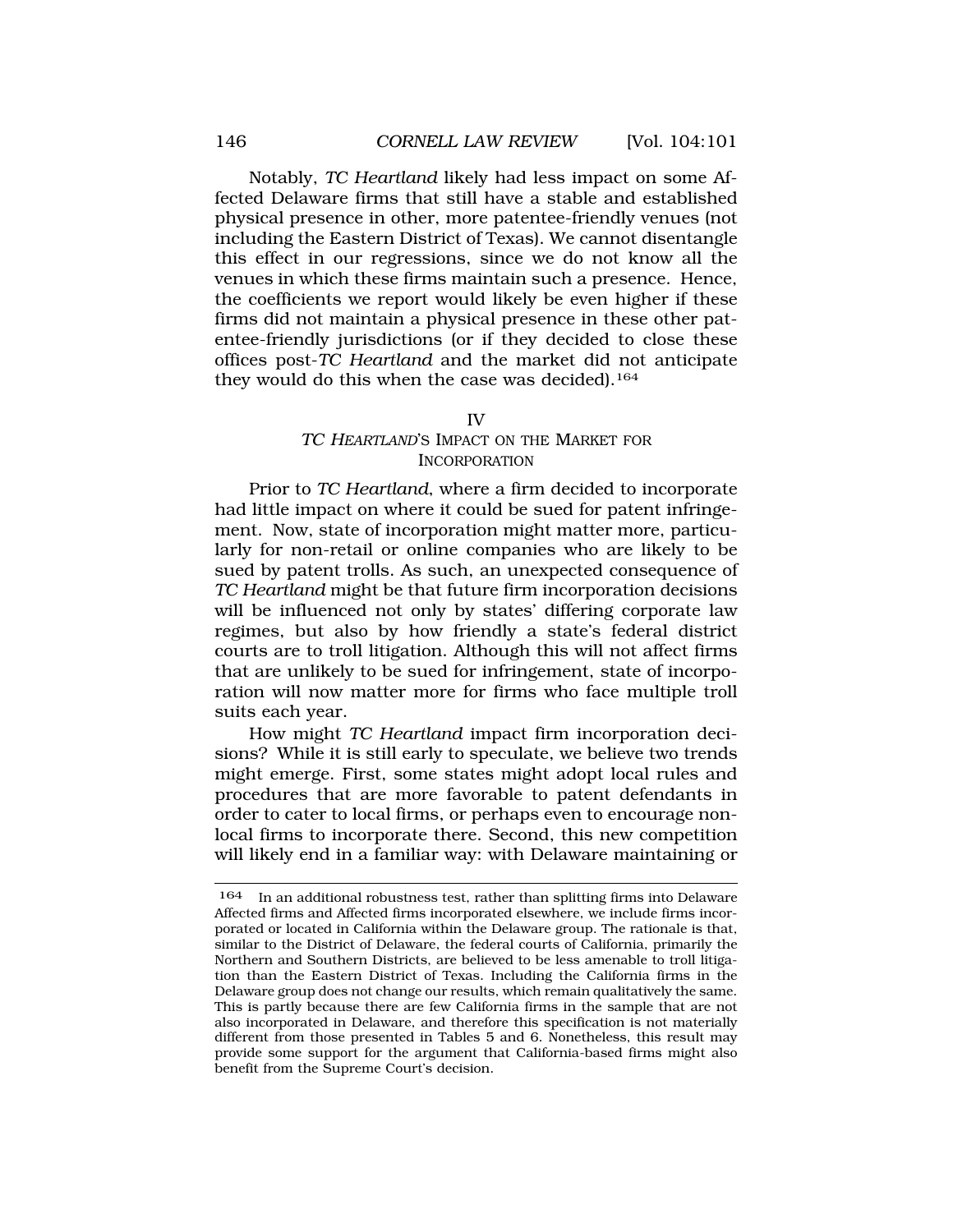Notably, *TC Heartland* likely had less impact on some Affected Delaware firms that still have a stable and established physical presence in other, more patentee-friendly venues (not including the Eastern District of Texas). We cannot disentangle this effect in our regressions, since we do not know all the venues in which these firms maintain such a presence. Hence, the coefficients we report would likely be even higher if these firms did not maintain a physical presence in these other patentee-friendly jurisdictions (or if they decided to close these offices post-*TC Heartland* and the market did not anticipate they would do this when the case was decided).[164]

## IV
## *TC HEARTLAND*'S IMPACT ON THE MARKET FOR INCORPORATION

Prior to *TC Heartland*, where a firm decided to incorporate had little impact on where it could be sued for patent infringement. Now, state of incorporation might matter more, particularly for non-retail or online companies who are likely to be sued by patent trolls. As such, an unexpected consequence of *TC Heartland* might be that future firm incorporation decisions will be influenced not only by states' differing corporate law regimes, but also by how friendly a state's federal district courts are to troll litigation. Although this will not affect firms that are unlikely to be sued for infringement, state of incorporation will now matter more for firms who face multiple troll suits each year.

How might *TC Heartland* impact firm incorporation decisions? While it is still early to speculate, we believe two trends might emerge. First, some states might adopt local rules and procedures that are more favorable to patent defendants in order to cater to local firms, or perhaps even to encourage non-local firms to incorporate there. Second, this new competition will likely end in a familiar way: with Delaware maintaining or

---

164 In an additional robustness test, rather than splitting firms into Delaware Affected firms and Affected firms incorporated elsewhere, we include firms incorporated or located in California within the Delaware group. The rationale is that, similar to the District of Delaware, the federal courts of California, primarily the Northern and Southern Districts, are believed to be less amenable to troll litigation than the Eastern District of Texas. Including the California firms in the Delaware group does not change our results, which remain qualitatively the same. This is partly because there are few California firms in the sample that are not also incorporated in Delaware, and therefore this specification is not materially different from those presented in Tables 5 and 6. Nonetheless, this result may provide some support for the argument that California-based firms might also benefit from the Supreme Court's decision.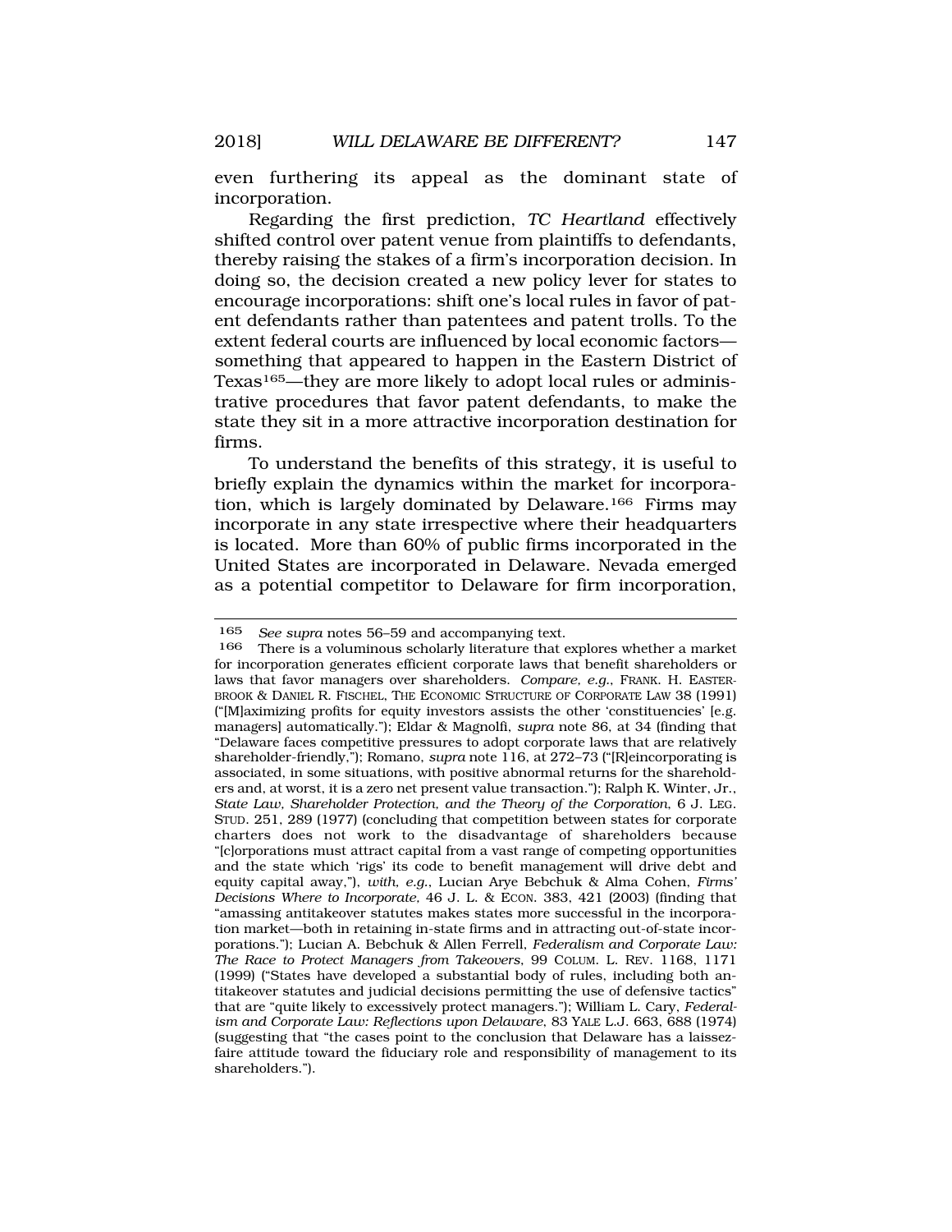even furthering its appeal as the dominant state of incorporation.

Regarding the first prediction, *TC Heartland* effectively shifted control over patent venue from plaintiffs to defendants, thereby raising the stakes of a firm's incorporation decision. In doing so, the decision created a new policy lever for states to encourage incorporations: shift one's local rules in favor of patent defendants rather than patentees and patent trolls. To the extent federal courts are influenced by local economic factors—something that appeared to happen in the Eastern District of Texas[165]—they are more likely to adopt local rules or administrative procedures that favor patent defendants, to make the state they sit in a more attractive incorporation destination for firms.

To understand the benefits of this strategy, it is useful to briefly explain the dynamics within the market for incorporation, which is largely dominated by Delaware.[166] Firms may incorporate in any state irrespective where their headquarters is located. More than 60% of public firms incorporated in the United States are incorporated in Delaware. Nevada emerged as a potential competitor to Delaware for firm incorporation,

---

[165] *See supra* notes 56–59 and accompanying text.

[166] There is a voluminous scholarly literature that explores whether a market for incorporation generates efficient corporate laws that benefit shareholders or laws that favor managers over shareholders. *Compare, e.g.*, FRANK. H. EASTERBROOK & DANIEL R. FISCHEL, THE ECONOMIC STRUCTURE OF CORPORATE LAW 38 (1991) ("[M]aximizing profits for equity investors assists the other 'constituencies' [e.g. managers] automatically."); Eldar & Magnolfi, *supra* note 86, at 34 (finding that "Delaware faces competitive pressures to adopt corporate laws that are relatively shareholder-friendly,"); Romano, *supra* note 116, at 272–73 ("[R]eincorporating is associated, in some situations, with positive abnormal returns for the shareholders and, at worst, it is a zero net present value transaction."); Ralph K. Winter, Jr., *State Law, Shareholder Protection, and the Theory of the Corporation*, 6 J. LEG. STUD. 251, 289 (1977) (concluding that competition between states for corporate charters does not work to the disadvantage of shareholders because "[c]orporations must attract capital from a vast range of competing opportunities and the state which 'rigs' its code to benefit management will drive debt and equity capital away,"), *with, e.g.*, Lucian Arye Bebchuk & Alma Cohen, *Firms' Decisions Where to Incorporate*, 46 J. L. & ECON. 383, 421 (2003) (finding that "amassing antitakeover statutes makes states more successful in the incorporation market—both in retaining in-state firms and in attracting out-of-state incorporations."); Lucian A. Bebchuk & Allen Ferrell, *Federalism and Corporate Law: The Race to Protect Managers from Takeovers*, 99 COLUM. L. REV. 1168, 1171 (1999) ("States have developed a substantial body of rules, including both antitakeover statutes and judicial decisions permitting the use of defensive tactics" that are "quite likely to excessively protect managers."); William L. Cary, *Federalism and Corporate Law: Reflections upon Delaware*, 83 YALE L.J. 663, 688 (1974) (suggesting that "the cases point to the conclusion that Delaware has a laissez-faire attitude toward the fiduciary role and responsibility of management to its shareholders.").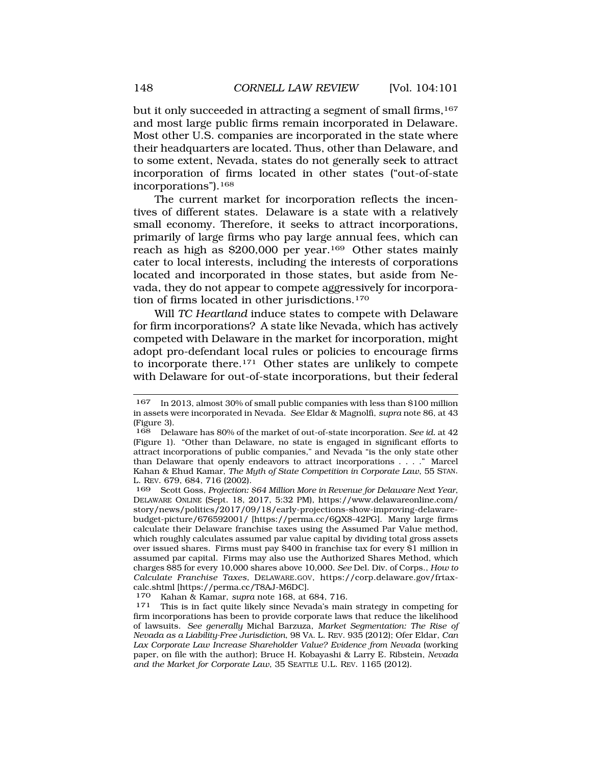but it only succeeded in attracting a segment of small firms,[167] and most large public firms remain incorporated in Delaware. Most other U.S. companies are incorporated in the state where their headquarters are located. Thus, other than Delaware, and to some extent, Nevada, states do not generally seek to attract incorporation of firms located in other states ("out-of-state incorporations").[168]

The current market for incorporation reflects the incentives of different states. Delaware is a state with a relatively small economy. Therefore, it seeks to attract incorporations, primarily of large firms who pay large annual fees, which can reach as high as $200,000 per year.[169] Other states mainly cater to local interests, including the interests of corporations located and incorporated in those states, but aside from Nevada, they do not appear to compete aggressively for incorporation of firms located in other jurisdictions.[170]

Will *TC Heartland* induce states to compete with Delaware for firm incorporations? A state like Nevada, which has actively competed with Delaware in the market for incorporation, might adopt pro-defendant local rules or policies to encourage firms to incorporate there.[171] Other states are unlikely to compete with Delaware for out-of-state incorporations, but their federal

---

167 In 2013, almost 30% of small public companies with less than $100 million in assets were incorporated in Nevada. *See* Eldar & Magnolfi, *supra* note 86, at 43 (Figure 3).

168 Delaware has 80% of the market of out-of-state incorporation. *See id.* at 42 (Figure 1). "Other than Delaware, no state is engaged in significant efforts to attract incorporations of public companies," and Nevada "is the only state other than Delaware that openly endeavors to attract incorporations . . . ." Marcel Kahan & Ehud Kamar, *The Myth of State Competition in Corporate Law*, 55 STAN. L. REV. 679, 684, 716 (2002).

169 Scott Goss, *Projection: $64 Million More in Revenue for Delaware Next Year*, DELAWARE ONLINE (Sept. 18, 2017, 5:32 PM), https://www.delawareonline.com/story/news/politics/2017/09/18/early-projections-show-improving-delaware-budget-picture/676592001/ [https://perma.cc/6QX8-42PG]. Many large firms calculate their Delaware franchise taxes using the Assumed Par Value method, which roughly calculates assumed par value capital by dividing total gross assets over issued shares. Firms must pay $400 in franchise tax for every $1 million in assumed par capital. Firms may also use the Authorized Shares Method, which charges $85 for every 10,000 shares above 10,000. *See* Del. Div. of Corps., *How to Calculate Franchise Taxes*, DELAWARE.GOV, https://corp.delaware.gov/frtaxcalc.shtml [https://perma.cc/T8AJ-M6DC].

170 Kahan & Kamar, *supra* note 168, at 684, 716.

171 This is in fact quite likely since Nevada's main strategy in competing for firm incorporations has been to provide corporate laws that reduce the likelihood of lawsuits. *See generally* Michal Barzuza, *Market Segmentation: The Rise of Nevada as a Liability-Free Jurisdiction*, 98 VA. L. REV. 935 (2012); Ofer Eldar, *Can Lax Corporate Law Increase Shareholder Value? Evidence from Nevada* (working paper, on file with the author); Bruce H. Kobayashi & Larry E. Ribstein, *Nevada and the Market for Corporate Law*, 35 SEATTLE U.L. REV. 1165 (2012).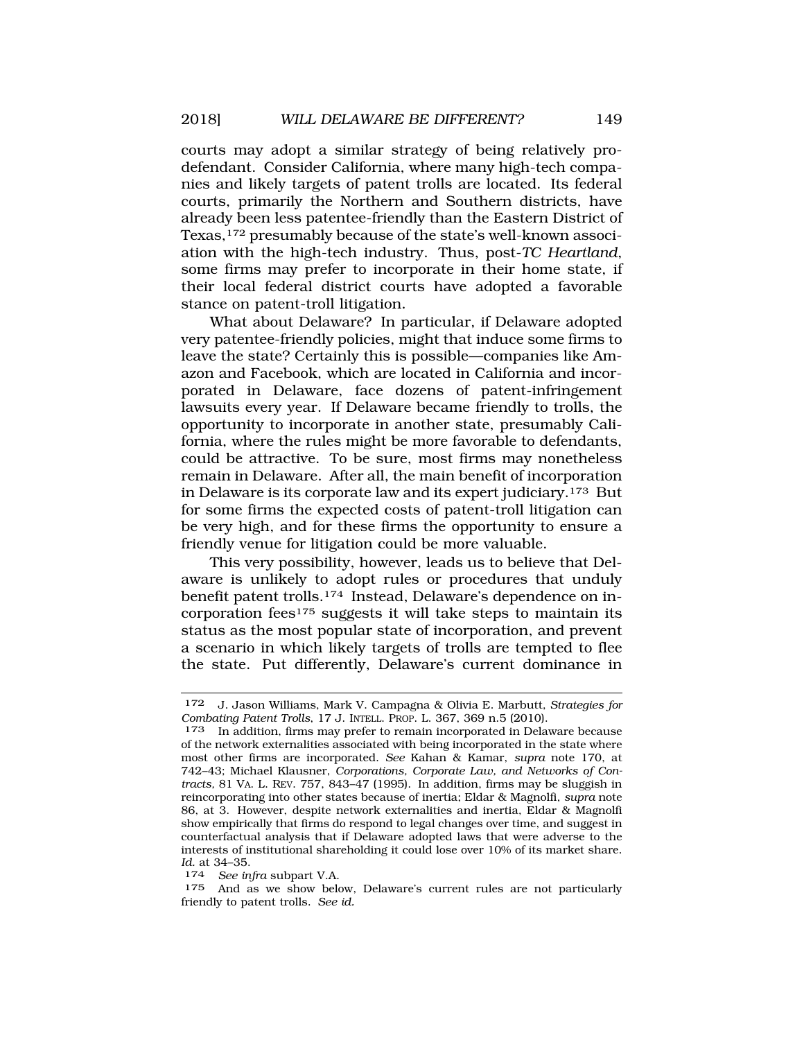courts may adopt a similar strategy of being relatively pro-defendant. Consider California, where many high-tech companies and likely targets of patent trolls are located. Its federal courts, primarily the Northern and Southern districts, have already been less patentee-friendly than the Eastern District of Texas,[172] presumably because of the state's well-known association with the high-tech industry. Thus, post-*TC Heartland*, some firms may prefer to incorporate in their home state, if their local federal district courts have adopted a favorable stance on patent-troll litigation.

What about Delaware? In particular, if Delaware adopted very patentee-friendly policies, might that induce some firms to leave the state? Certainly this is possible—companies like Amazon and Facebook, which are located in California and incorporated in Delaware, face dozens of patent-infringement lawsuits every year. If Delaware became friendly to trolls, the opportunity to incorporate in another state, presumably California, where the rules might be more favorable to defendants, could be attractive. To be sure, most firms may nonetheless remain in Delaware. After all, the main benefit of incorporation in Delaware is its corporate law and its expert judiciary.[173] But for some firms the expected costs of patent-troll litigation can be very high, and for these firms the opportunity to ensure a friendly venue for litigation could be more valuable.

This very possibility, however, leads us to believe that Delaware is unlikely to adopt rules or procedures that unduly benefit patent trolls.[174] Instead, Delaware's dependence on incorporation fees[175] suggests it will take steps to maintain its status as the most popular state of incorporation, and prevent a scenario in which likely targets of trolls are tempted to flee the state. Put differently, Delaware's current dominance in

---

172 J. Jason Williams, Mark V. Campagna & Olivia E. Marbutt, *Strategies for Combating Patent Trolls*, 17 J. INTELL. PROP. L. 367, 369 n.5 (2010).

173 In addition, firms may prefer to remain incorporated in Delaware because of the network externalities associated with being incorporated in the state where most other firms are incorporated. *See* Kahan & Kamar, *supra* note 170, at 742–43; Michael Klausner, *Corporations, Corporate Law, and Networks of Contracts*, 81 VA. L. REV. 757, 843–47 (1995). In addition, firms may be sluggish in reincorporating into other states because of inertia; Eldar & Magnolfi, *supra* note 86, at 3. However, despite network externalities and inertia, Eldar & Magnolfi show empirically that firms do respond to legal changes over time, and suggest in counterfactual analysis that if Delaware adopted laws that were adverse to the interests of institutional shareholding it could lose over 10% of its market share. *Id.* at 34–35.

174 *See infra* subpart V.A.

175 And as we show below, Delaware's current rules are not particularly friendly to patent trolls. *See id.*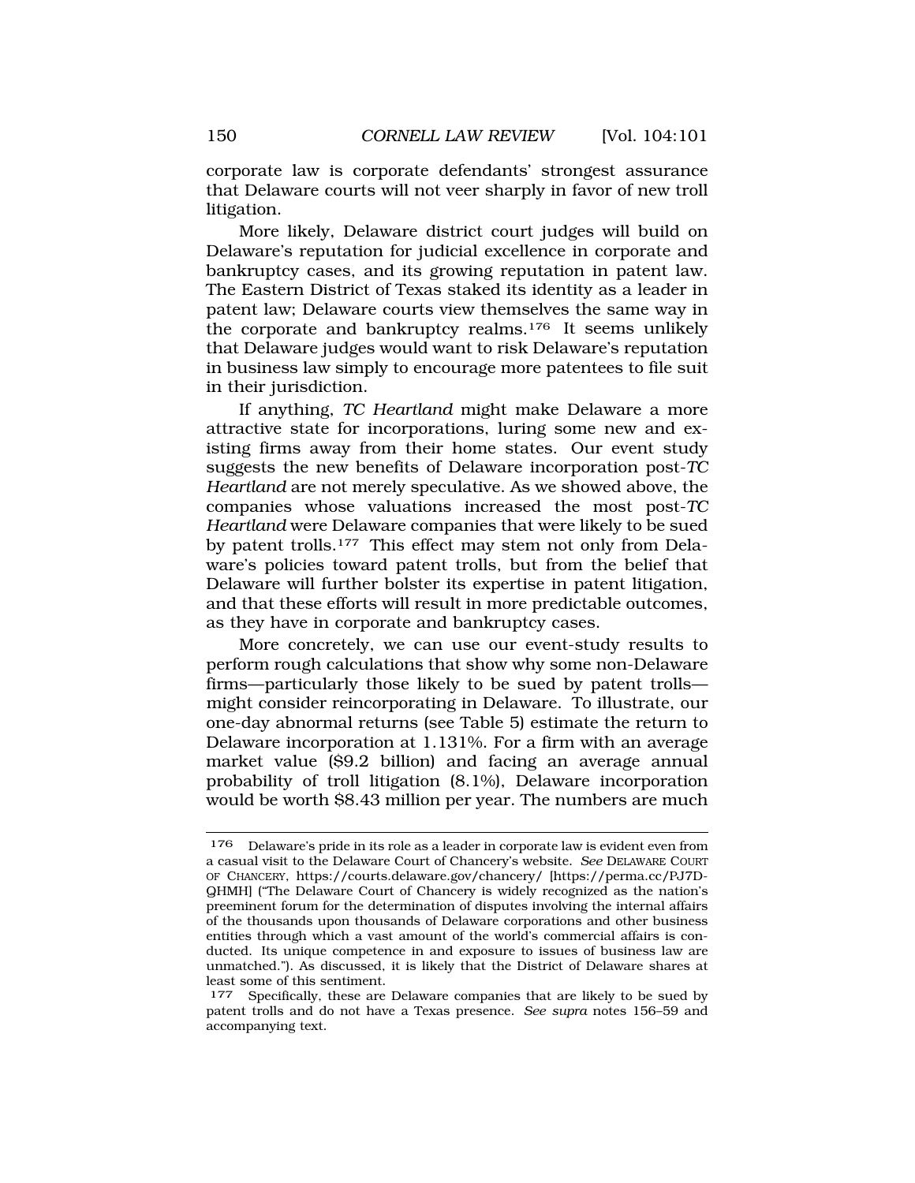corporate law is corporate defendants' strongest assurance that Delaware courts will not veer sharply in favor of new troll litigation.

More likely, Delaware district court judges will build on Delaware's reputation for judicial excellence in corporate and bankruptcy cases, and its growing reputation in patent law. The Eastern District of Texas staked its identity as a leader in patent law; Delaware courts view themselves the same way in the corporate and bankruptcy realms.[176] It seems unlikely that Delaware judges would want to risk Delaware's reputation in business law simply to encourage more patentees to file suit in their jurisdiction.

If anything, *TC Heartland* might make Delaware a more attractive state for incorporations, luring some new and existing firms away from their home states. Our event study suggests the new benefits of Delaware incorporation post-*TC Heartland* are not merely speculative. As we showed above, the companies whose valuations increased the most post-*TC Heartland* were Delaware companies that were likely to be sued by patent trolls.[177] This effect may stem not only from Delaware's policies toward patent trolls, but from the belief that Delaware will further bolster its expertise in patent litigation, and that these efforts will result in more predictable outcomes, as they have in corporate and bankruptcy cases.

More concretely, we can use our event-study results to perform rough calculations that show why some non-Delaware firms—particularly those likely to be sued by patent trolls—might consider reincorporating in Delaware. To illustrate, our one-day abnormal returns (see Table 5) estimate the return to Delaware incorporation at 1.131%. For a firm with an average market value ($9.2 billion) and facing an average annual probability of troll litigation (8.1%), Delaware incorporation would be worth $8.43 million per year. The numbers are much

---

176 Delaware's pride in its role as a leader in corporate law is evident even from a casual visit to the Delaware Court of Chancery's website. *See* DELAWARE COURT OF CHANCERY, https://courts.delaware.gov/chancery/ [https://perma.cc/PJ7D-QHMH] ("The Delaware Court of Chancery is widely recognized as the nation's preeminent forum for the determination of disputes involving the internal affairs of the thousands upon thousands of Delaware corporations and other business entities through which a vast amount of the world's commercial affairs is conducted. Its unique competence in and exposure to issues of business law are unmatched."). As discussed, it is likely that the District of Delaware shares at least some of this sentiment.

177 Specifically, these are Delaware companies that are likely to be sued by patent trolls and do not have a Texas presence. *See supra* notes 156–59 and accompanying text.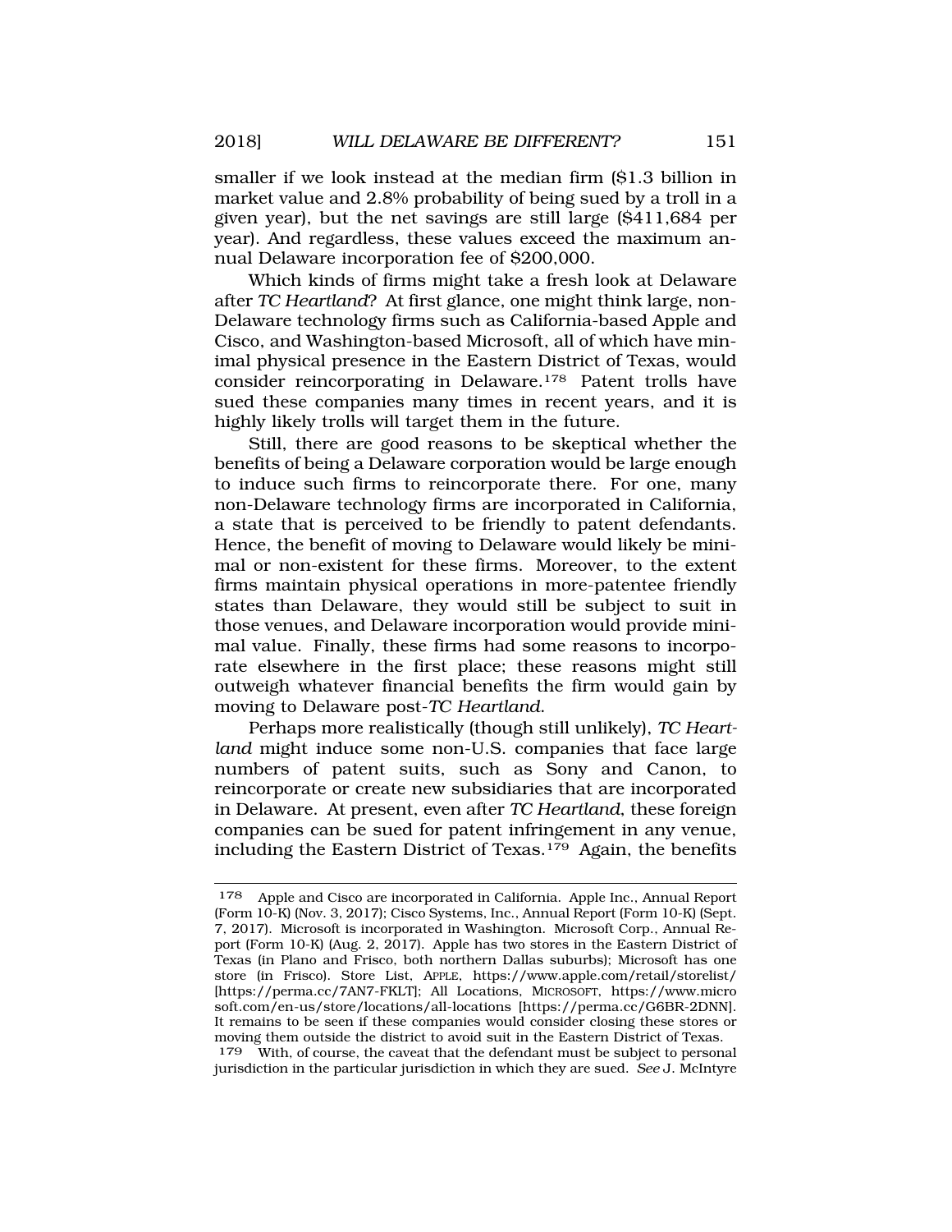smaller if we look instead at the median firm ($1.3 billion in market value and 2.8% probability of being sued by a troll in a given year), but the net savings are still large ($411,684 per year). And regardless, these values exceed the maximum annual Delaware incorporation fee of $200,000.

Which kinds of firms might take a fresh look at Delaware after *TC Heartland*? At first glance, one might think large, non-Delaware technology firms such as California-based Apple and Cisco, and Washington-based Microsoft, all of which have minimal physical presence in the Eastern District of Texas, would consider reincorporating in Delaware.[178] Patent trolls have sued these companies many times in recent years, and it is highly likely trolls will target them in the future.

Still, there are good reasons to be skeptical whether the benefits of being a Delaware corporation would be large enough to induce such firms to reincorporate there. For one, many non-Delaware technology firms are incorporated in California, a state that is perceived to be friendly to patent defendants. Hence, the benefit of moving to Delaware would likely be minimal or non-existent for these firms. Moreover, to the extent firms maintain physical operations in more-patentee friendly states than Delaware, they would still be subject to suit in those venues, and Delaware incorporation would provide minimal value. Finally, these firms had some reasons to incorporate elsewhere in the first place; these reasons might still outweigh whatever financial benefits the firm would gain by moving to Delaware post-*TC Heartland*.

Perhaps more realistically (though still unlikely), *TC Heartland* might induce some non-U.S. companies that face large numbers of patent suits, such as Sony and Canon, to reincorporate or create new subsidiaries that are incorporated in Delaware. At present, even after *TC Heartland*, these foreign companies can be sued for patent infringement in any venue, including the Eastern District of Texas.[179] Again, the benefits

---

[178] Apple and Cisco are incorporated in California. Apple Inc., Annual Report (Form 10-K) (Nov. 3, 2017); Cisco Systems, Inc., Annual Report (Form 10-K) (Sept. 7, 2017). Microsoft is incorporated in Washington. Microsoft Corp., Annual Report (Form 10-K) (Aug. 2, 2017). Apple has two stores in the Eastern District of Texas (in Plano and Frisco, both northern Dallas suburbs); Microsoft has one store (in Frisco). Store List, APPLE, https://www.apple.com/retail/storelist/ [https://perma.cc/7AN7-FKLT]; All Locations, MICROSOFT, https://www.microsoft.com/en-us/store/locations/all-locations [https://perma.cc/G6BR-2DNN]. It remains to be seen if these companies would consider closing these stores or moving them outside the district to avoid suit in the Eastern District of Texas.

[179] With, of course, the caveat that the defendant must be subject to personal jurisdiction in the particular jurisdiction in which they are sued. *See* J. McIntyre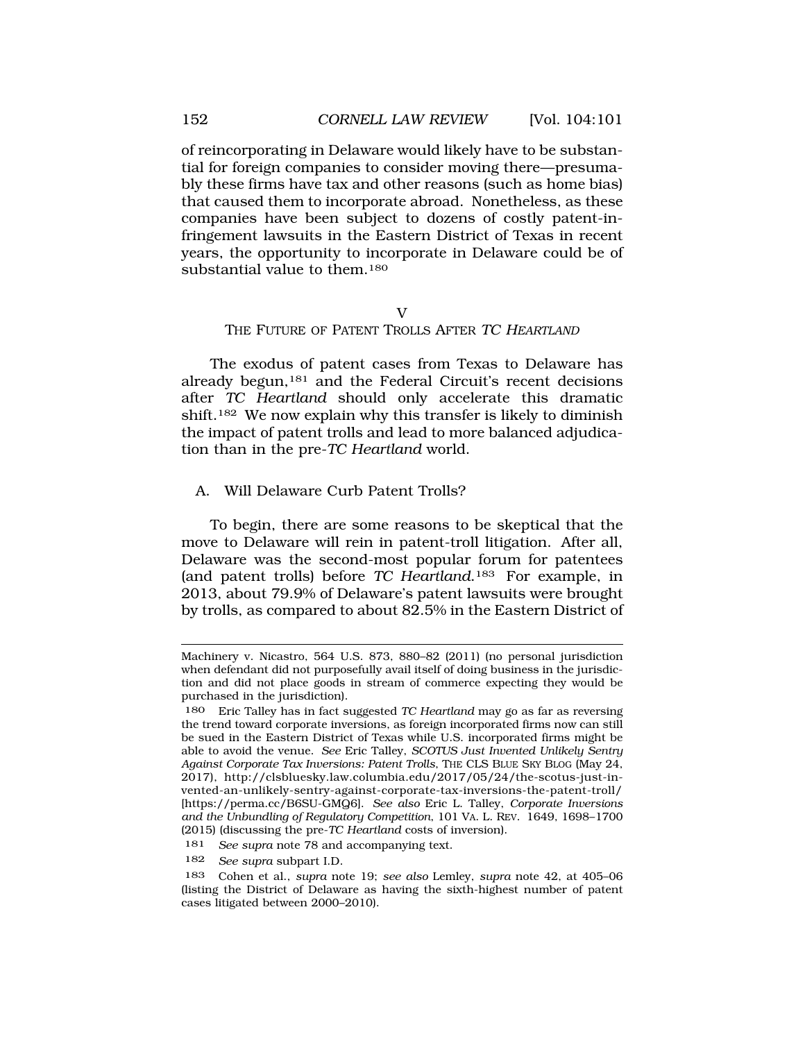of reincorporating in Delaware would likely have to be substantial for foreign companies to consider moving there—presumably these firms have tax and other reasons (such as home bias) that caused them to incorporate abroad. Nonetheless, as these companies have been subject to dozens of costly patent-infringement lawsuits in the Eastern District of Texas in recent years, the opportunity to incorporate in Delaware could be of substantial value to them.[180]

## V
## THE FUTURE OF PATENT TROLLS AFTER *TC HEARTLAND*

The exodus of patent cases from Texas to Delaware has already begun,[181] and the Federal Circuit's recent decisions after *TC Heartland* should only accelerate this dramatic shift.[182] We now explain why this transfer is likely to diminish the impact of patent trolls and lead to more balanced adjudication than in the pre-*TC Heartland* world.

### A. Will Delaware Curb Patent Trolls?

To begin, there are some reasons to be skeptical that the move to Delaware will rein in patent-troll litigation. After all, Delaware was the second-most popular forum for patentees (and patent trolls) before *TC Heartland*.[183] For example, in 2013, about 79.9% of Delaware's patent lawsuits were brought by trolls, as compared to about 82.5% in the Eastern District of

---

Machinery v. Nicastro, 564 U.S. 873, 880–82 (2011) (no personal jurisdiction when defendant did not purposefully avail itself of doing business in the jurisdiction and did not place goods in stream of commerce expecting they would be purchased in the jurisdiction).

180 Eric Talley has in fact suggested *TC Heartland* may go as far as reversing the trend toward corporate inversions, as foreign incorporated firms now can still be sued in the Eastern District of Texas while U.S. incorporated firms might be able to avoid the venue. *See* Eric Talley, *SCOTUS Just Invented Unlikely Sentry Against Corporate Tax Inversions: Patent Trolls*, THE CLS BLUE SKY BLOG (May 24, 2017), http://clsbluesky.law.columbia.edu/2017/05/24/the-scotus-just-invented-an-unlikely-sentry-against-corporate-tax-inversions-the-patent-troll/ [https://perma.cc/B6SU-GMQ6]. *See also* Eric L. Talley, *Corporate Inversions and the Unbundling of Regulatory Competition*, 101 VA. L. REV. 1649, 1698–1700 (2015) (discussing the pre-*TC Heartland* costs of inversion).

181 *See supra* note 78 and accompanying text.

182 *See supra* subpart I.D.

183 Cohen et al., *supra* note 19; *see also* Lemley, *supra* note 42, at 405–06 (listing the District of Delaware as having the sixth-highest number of patent cases litigated between 2000–2010).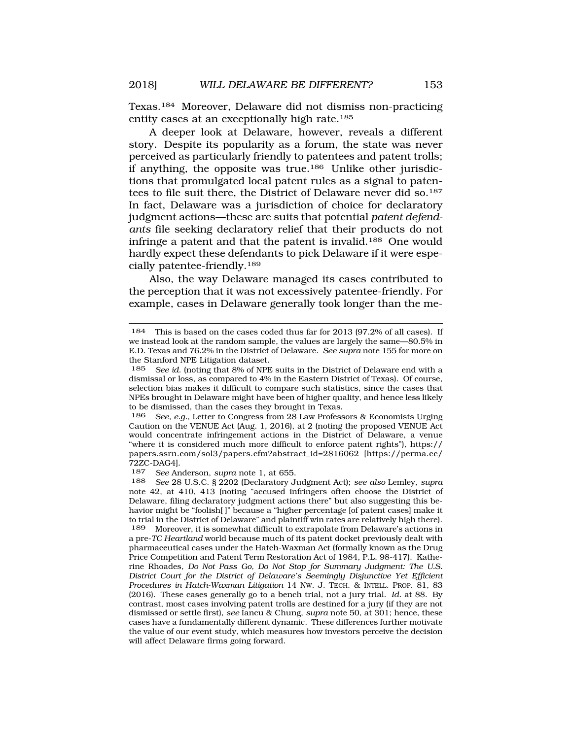Texas.[184] Moreover, Delaware did not dismiss non-practicing entity cases at an exceptionally high rate.[185]

A deeper look at Delaware, however, reveals a different story. Despite its popularity as a forum, the state was never perceived as particularly friendly to patentees and patent trolls; if anything, the opposite was true.[186] Unlike other jurisdictions that promulgated local patent rules as a signal to patentees to file suit there, the District of Delaware never did so.[187] In fact, Delaware was a jurisdiction of choice for declaratory judgment actions—these are suits that potential *patent defendants* file seeking declaratory relief that their products do not infringe a patent and that the patent is invalid.[188] One would hardly expect these defendants to pick Delaware if it were especially patentee-friendly.[189]

Also, the way Delaware managed its cases contributed to the perception that it was not excessively patentee-friendly. For example, cases in Delaware generally took longer than the me-

---

184 This is based on the cases coded thus far for 2013 (97.2% of all cases). If we instead look at the random sample, the values are largely the same—80.5% in E.D. Texas and 76.2% in the District of Delaware. *See supra* note 155 for more on the Stanford NPE Litigation dataset.

185 *See id.* (noting that 8% of NPE suits in the District of Delaware end with a dismissal or loss, as compared to 4% in the Eastern District of Texas). Of course, selection bias makes it difficult to compare such statistics, since the cases that NPEs brought in Delaware might have been of higher quality, and hence less likely to be dismissed, than the cases they brought in Texas.

186 *See, e.g.*, Letter to Congress from 28 Law Professors & Economists Urging Caution on the VENUE Act (Aug. 1, 2016), at 2 (noting the proposed VENUE Act would concentrate infringement actions in the District of Delaware, a venue "where it is considered much more difficult to enforce patent rights"), https://papers.ssrn.com/sol3/papers.cfm?abstract_id=2816062 [https://perma.cc/72ZC-DAG4].

187 *See* Anderson, *supra* note 1, at 655.

188 *See* 28 U.S.C. § 2202 (Declaratory Judgment Act); *see also* Lemley, *supra* note 42, at 410, 413 (noting "accused infringers often choose the District of Delaware, filing declaratory judgment actions there" but also suggesting this behavior might be "foolish[ ]" because a "higher percentage [of patent cases] make it to trial in the District of Delaware" and plaintiff win rates are relatively high there).

189 Moreover, it is somewhat difficult to extrapolate from Delaware's actions in a pre-*TC Heartland* world because much of its patent docket previously dealt with pharmaceutical cases under the Hatch-Waxman Act (formally known as the Drug Price Competition and Patent Term Restoration Act of 1984, P.L. 98-417). Katherine Rhoades, *Do Not Pass Go, Do Not Stop for Summary Judgment: The U.S. District Court for the District of Delaware's Seemingly Disjunctive Yet Efficient Procedures in Hatch-Waxman Litigation* 14 NW. J. TECH. & INTELL. PROP. 81, 83 (2016). These cases generally go to a bench trial, not a jury trial. *Id.* at 88. By contrast, most cases involving patent trolls are destined for a jury (if they are not dismissed or settle first), *see* Iancu & Chung, *supra* note 50, at 301; hence, these cases have a fundamentally different dynamic. These differences further motivate the value of our event study, which measures how investors perceive the decision will affect Delaware firms going forward.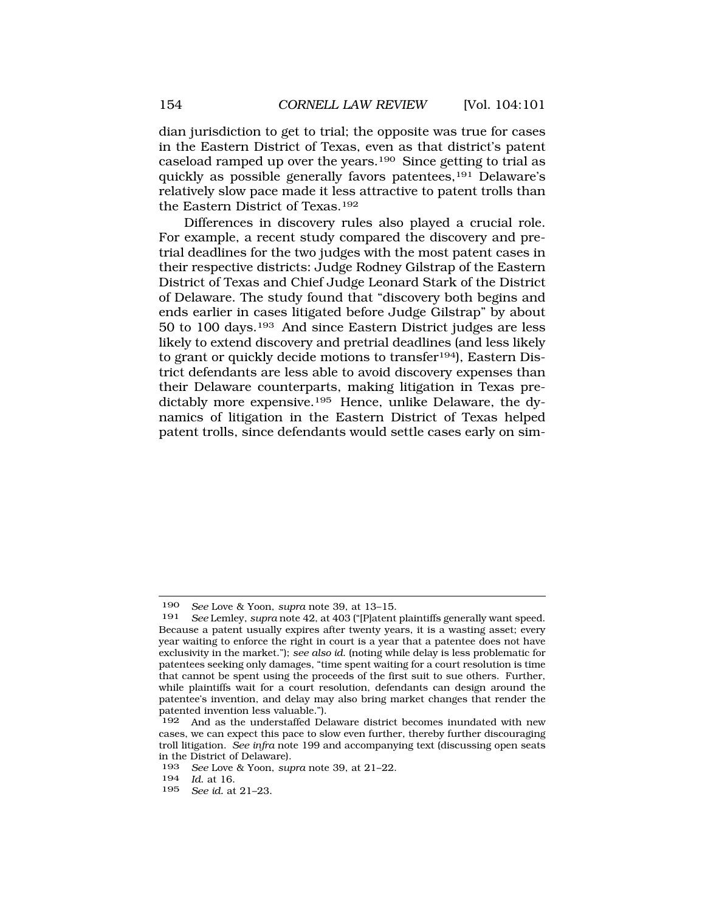dian jurisdiction to get to trial; the opposite was true for cases in the Eastern District of Texas, even as that district's patent caseload ramped up over the years.[190] Since getting to trial as quickly as possible generally favors patentees,[191] Delaware's relatively slow pace made it less attractive to patent trolls than the Eastern District of Texas.[192]

Differences in discovery rules also played a crucial role. For example, a recent study compared the discovery and pretrial deadlines for the two judges with the most patent cases in their respective districts: Judge Rodney Gilstrap of the Eastern District of Texas and Chief Judge Leonard Stark of the District of Delaware. The study found that "discovery both begins and ends earlier in cases litigated before Judge Gilstrap" by about 50 to 100 days.[193] And since Eastern District judges are less likely to extend discovery and pretrial deadlines (and less likely to grant or quickly decide motions to transfer[194]), Eastern District defendants are less able to avoid discovery expenses than their Delaware counterparts, making litigation in Texas predictably more expensive.[195] Hence, unlike Delaware, the dynamics of litigation in the Eastern District of Texas helped patent trolls, since defendants would settle cases early on sim-

---

190 *See* Love & Yoon, *supra* note 39, at 13–15.

191 *See* Lemley, *supra* note 42, at 403 ("[P]atent plaintiffs generally want speed. Because a patent usually expires after twenty years, it is a wasting asset; every year waiting to enforce the right in court is a year that a patentee does not have exclusivity in the market."); *see also id.* (noting while delay is less problematic for patentees seeking only damages, "time spent waiting for a court resolution is time that cannot be spent using the proceeds of the first suit to sue others. Further, while plaintiffs wait for a court resolution, defendants can design around the patentee's invention, and delay may also bring market changes that render the patented invention less valuable.").

192 And as the understaffed Delaware district becomes inundated with new cases, we can expect this pace to slow even further, thereby further discouraging troll litigation. *See infra* note 199 and accompanying text (discussing open seats in the District of Delaware).

193 *See* Love & Yoon, *supra* note 39, at 21–22.

194 *Id.* at 16.

195 *See id.* at 21–23.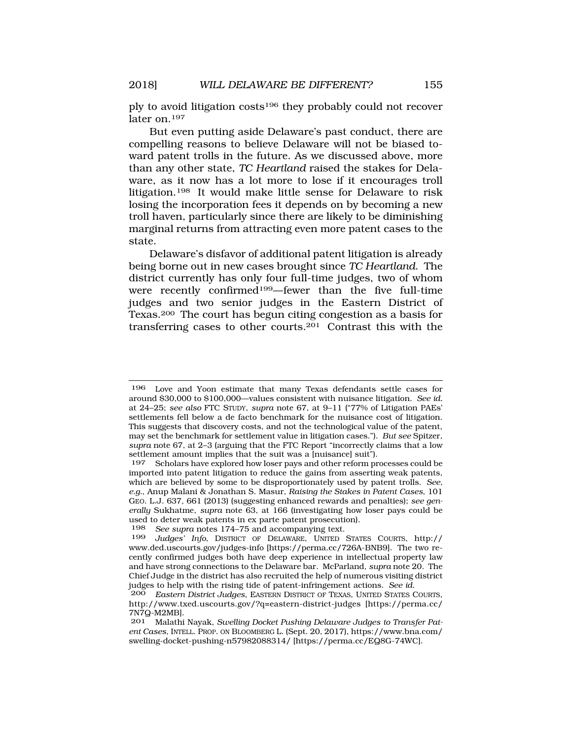ply to avoid litigation costs[196] they probably could not recover later on.[197]

But even putting aside Delaware's past conduct, there are compelling reasons to believe Delaware will not be biased toward patent trolls in the future. As we discussed above, more than any other state, *TC Heartland* raised the stakes for Delaware, as it now has a lot more to lose if it encourages troll litigation.[198] It would make little sense for Delaware to risk losing the incorporation fees it depends on by becoming a new troll haven, particularly since there are likely to be diminishing marginal returns from attracting even more patent cases to the state.

Delaware's disfavor of additional patent litigation is already being borne out in new cases brought since *TC Heartland*. The district currently has only four full-time judges, two of whom were recently confirmed[199]—fewer than the five full-time judges and two senior judges in the Eastern District of Texas.[200] The court has begun citing congestion as a basis for transferring cases to other courts.[201] Contrast this with the

---

196 Love and Yoon estimate that many Texas defendants settle cases for around $30,000 to $100,000—values consistent with nuisance litigation. *See id.* at 24–25; *see also* FTC STUDY, *supra* note 67, at 9–11 ("77% of Litigation PAEs' settlements fell below a de facto benchmark for the nuisance cost of litigation. This suggests that discovery costs, and not the technological value of the patent, may set the benchmark for settlement value in litigation cases."). *But see* Spitzer, *supra* note 67, at 2–3 (arguing that the FTC Report "incorrectly claims that a low settlement amount implies that the suit was a [nuisance] suit").

197 Scholars have explored how loser pays and other reform processes could be imported into patent litigation to reduce the gains from asserting weak patents, which are believed by some to be disproportionately used by patent trolls. *See, e.g.*, Anup Malani & Jonathan S. Masur, *Raising the Stakes in Patent Cases*, 101 GEO. L.J. 637, 661 (2013) (suggesting enhanced rewards and penalties); *see generally* Sukhatme, *supra* note 63, at 166 (investigating how loser pays could be used to deter weak patents in ex parte patent prosecution).

198 *See supra* notes 174–75 and accompanying text.

199 *Judges' Info*, DISTRICT OF DELAWARE, UNITED STATES COURTS, http://www.ded.uscourts.gov/judges-info [https://perma.cc/726A-BNB9]. The two recently confirmed judges both have deep experience in intellectual property law and have strong connections to the Delaware bar. McParland, *supra* note 20. The Chief Judge in the district has also recruited the help of numerous visiting district judges to help with the rising tide of patent-infringement actions. *See id.*

200 *Eastern District Judges*, EASTERN DISTRICT OF TEXAS, UNITED STATES COURTS, http://www.txed.uscourts.gov/?q=eastern-district-judges [https://perma.cc/7N7Q-M2MB].

201 Malathi Nayak, *Swelling Docket Pushing Delaware Judges to Transfer Patent Cases*, INTELL. PROP. ON BLOOMBERG L. (Sept. 20, 2017), https://www.bna.com/swelling-docket-pushing-n57982088314/ [https://perma.cc/EQ8G-74WC].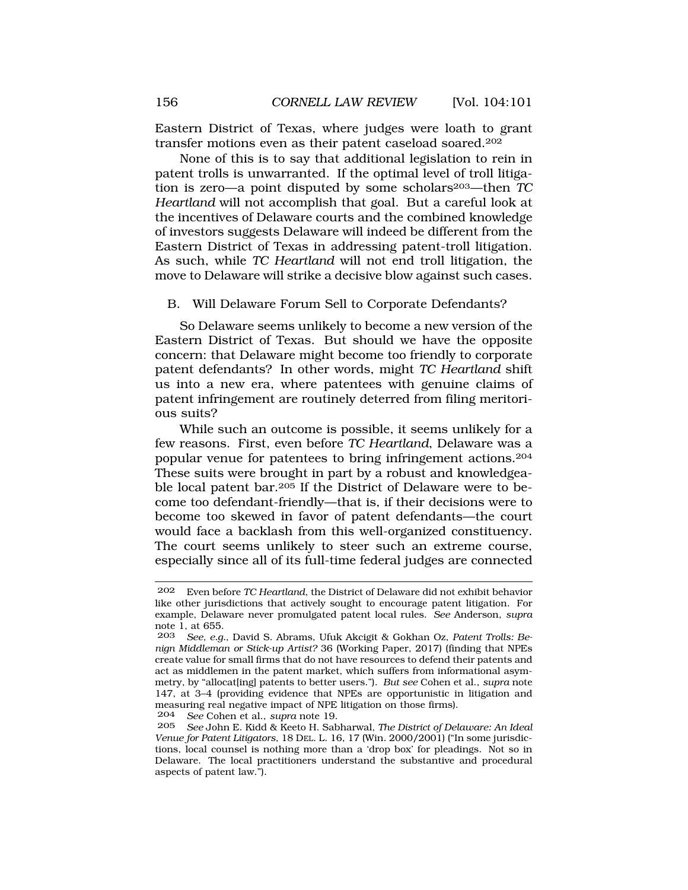Eastern District of Texas, where judges were loath to grant transfer motions even as their patent caseload soared.[202]

None of this is to say that additional legislation to rein in patent trolls is unwarranted. If the optimal level of troll litigation is zero—a point disputed by some scholars[203]—then *TC Heartland* will not accomplish that goal. But a careful look at the incentives of Delaware courts and the combined knowledge of investors suggests Delaware will indeed be different from the Eastern District of Texas in addressing patent-troll litigation. As such, while *TC Heartland* will not end troll litigation, the move to Delaware will strike a decisive blow against such cases.

## B. Will Delaware Forum Sell to Corporate Defendants?

So Delaware seems unlikely to become a new version of the Eastern District of Texas. But should we have the opposite concern: that Delaware might become too friendly to corporate patent defendants? In other words, might *TC Heartland* shift us into a new era, where patentees with genuine claims of patent infringement are routinely deterred from filing meritorious suits?

While such an outcome is possible, it seems unlikely for a few reasons. First, even before *TC Heartland*, Delaware was a popular venue for patentees to bring infringement actions.[204] These suits were brought in part by a robust and knowledgeable local patent bar.[205] If the District of Delaware were to become too defendant-friendly—that is, if their decisions were to become too skewed in favor of patent defendants—the court would face a backlash from this well-organized constituency. The court seems unlikely to steer such an extreme course, especially since all of its full-time federal judges are connected

---

[202] Even before *TC Heartland*, the District of Delaware did not exhibit behavior like other jurisdictions that actively sought to encourage patent litigation. For example, Delaware never promulgated patent local rules. *See* Anderson, *supra* note 1, at 655.

[203] *See, e.g.*, David S. Abrams, Ufuk Akcigit & Gokhan Oz, *Patent Trolls: Benign Middleman or Stick-up Artist?* 36 (Working Paper, 2017) (finding that NPEs create value for small firms that do not have resources to defend their patents and act as middlemen in the patent market, which suffers from informational asymmetry, by "allocat[ing] patents to better users."). *But see* Cohen et al., *supra* note 147, at 3–4 (providing evidence that NPEs are opportunistic in litigation and measuring real negative impact of NPE litigation on those firms).

[204] *See* Cohen et al., *supra* note 19.

[205] *See* John E. Kidd & Keeto H. Sabharwal, *The District of Delaware: An Ideal Venue for Patent Litigators*, 18 DEL. L. 16, 17 (Win. 2000/2001) ("In some jurisdictions, local counsel is nothing more than a 'drop box' for pleadings. Not so in Delaware. The local practitioners understand the substantive and procedural aspects of patent law.").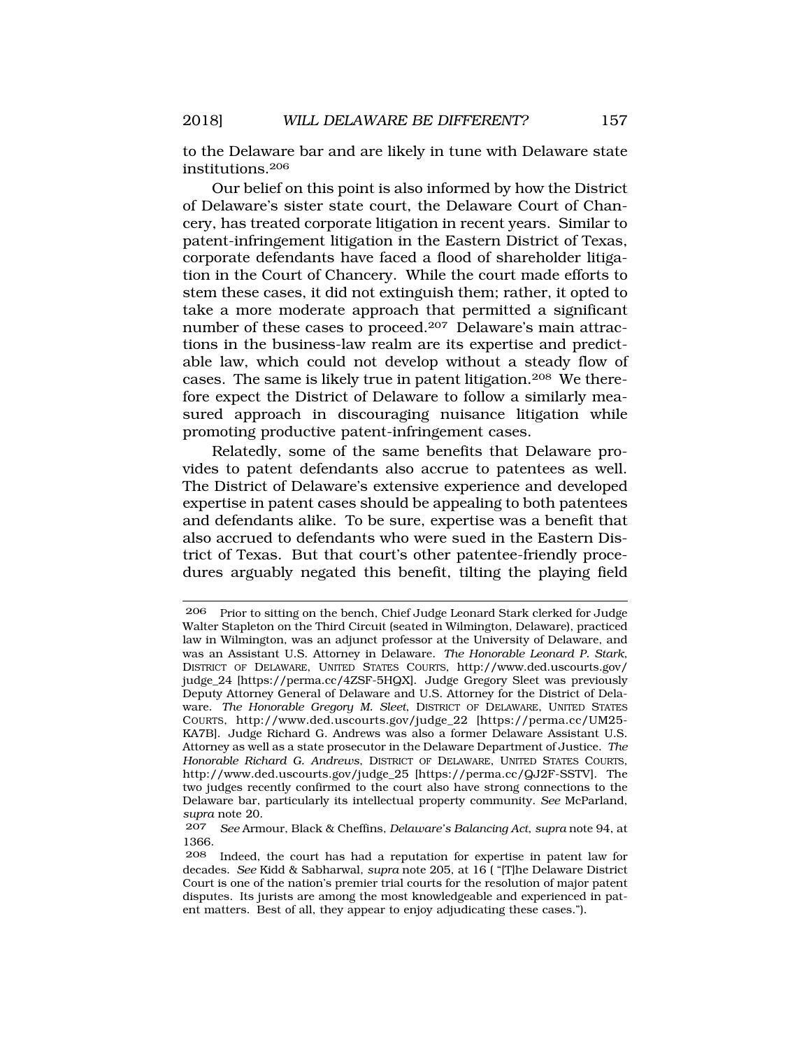to the Delaware bar and are likely in tune with Delaware state institutions.[206]

Our belief on this point is also informed by how the District of Delaware's sister state court, the Delaware Court of Chancery, has treated corporate litigation in recent years. Similar to patent-infringement litigation in the Eastern District of Texas, corporate defendants have faced a flood of shareholder litigation in the Court of Chancery. While the court made efforts to stem these cases, it did not extinguish them; rather, it opted to take a more moderate approach that permitted a significant number of these cases to proceed.[207] Delaware's main attractions in the business-law realm are its expertise and predictable law, which could not develop without a steady flow of cases. The same is likely true in patent litigation.[208] We therefore expect the District of Delaware to follow a similarly measured approach in discouraging nuisance litigation while promoting productive patent-infringement cases.

Relatedly, some of the same benefits that Delaware provides to patent defendants also accrue to patentees as well. The District of Delaware's extensive experience and developed expertise in patent cases should be appealing to both patentees and defendants alike. To be sure, expertise was a benefit that also accrued to defendants who were sued in the Eastern District of Texas. But that court's other patentee-friendly procedures arguably negated this benefit, tilting the playing field

---

[206] Prior to sitting on the bench, Chief Judge Leonard Stark clerked for Judge Walter Stapleton on the Third Circuit (seated in Wilmington, Delaware), practiced law in Wilmington, was an adjunct professor at the University of Delaware, and was an Assistant U.S. Attorney in Delaware. *The Honorable Leonard P. Stark*, DISTRICT OF DELAWARE, UNITED STATES COURTS, http://www.ded.uscourts.gov/judge_24 [https://perma.cc/4ZSF-5HQX]. Judge Gregory Sleet was previously Deputy Attorney General of Delaware and U.S. Attorney for the District of Delaware. *The Honorable Gregory M. Sleet*, DISTRICT OF DELAWARE, UNITED STATES COURTS, http://www.ded.uscourts.gov/judge_22 [https://perma.cc/UM25-KA7B]. Judge Richard G. Andrews was also a former Delaware Assistant U.S. Attorney as well as a state prosecutor in the Delaware Department of Justice. *The Honorable Richard G. Andrews*, DISTRICT OF DELAWARE, UNITED STATES COURTS, http://www.ded.uscourts.gov/judge_25 [https://perma.cc/QJ2F-SSTV]. The two judges recently confirmed to the court also have strong connections to the Delaware bar, particularly its intellectual property community. *See* McParland, *supra* note 20.

[207] *See* Armour, Black & Cheffins, *Delaware's Balancing Act*, *supra* note 94, at 1366.

[208] Indeed, the court has had a reputation for expertise in patent law for decades. *See* Kidd & Sabharwal, *supra* note 205, at 16 ( "[T]he Delaware District Court is one of the nation's premier trial courts for the resolution of major patent disputes. Its jurists are among the most knowledgeable and experienced in patent matters. Best of all, they appear to enjoy adjudicating these cases.").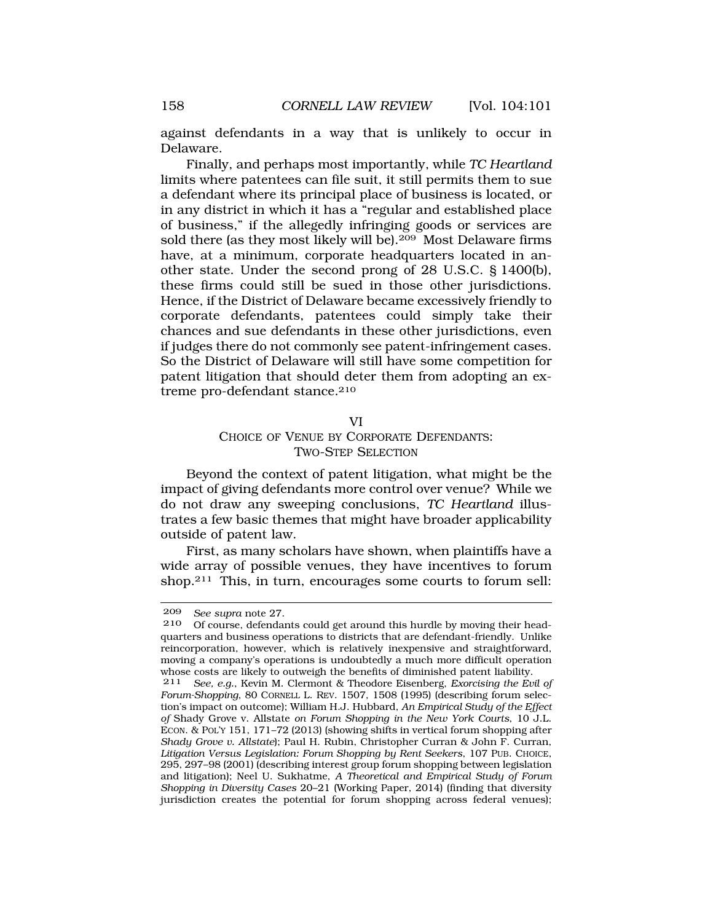against defendants in a way that is unlikely to occur in Delaware.

Finally, and perhaps most importantly, while *TC Heartland* limits where patentees can file suit, it still permits them to sue a defendant where its principal place of business is located, or in any district in which it has a "regular and established place of business," if the allegedly infringing goods or services are sold there (as they most likely will be).[209] Most Delaware firms have, at a minimum, corporate headquarters located in another state. Under the second prong of 28 U.S.C. § 1400(b), these firms could still be sued in those other jurisdictions. Hence, if the District of Delaware became excessively friendly to corporate defendants, patentees could simply take their chances and sue defendants in these other jurisdictions, even if judges there do not commonly see patent-infringement cases. So the District of Delaware will still have some competition for patent litigation that should deter them from adopting an extreme pro-defendant stance.[210]

## VI
## CHOICE OF VENUE BY CORPORATE DEFENDANTS: TWO-STEP SELECTION

Beyond the context of patent litigation, what might be the impact of giving defendants more control over venue? While we do not draw any sweeping conclusions, *TC Heartland* illustrates a few basic themes that might have broader applicability outside of patent law.

First, as many scholars have shown, when plaintiffs have a wide array of possible venues, they have incentives to forum shop.[211] This, in turn, encourages some courts to forum sell:

---

209 *See supra* note 27.

210 Of course, defendants could get around this hurdle by moving their headquarters and business operations to districts that are defendant-friendly. Unlike reincorporation, however, which is relatively inexpensive and straightforward, moving a company's operations is undoubtedly a much more difficult operation whose costs are likely to outweigh the benefits of diminished patent liability.

211 *See, e.g.*, Kevin M. Clermont & Theodore Eisenberg, *Exorcising the Evil of Forum-Shopping*, 80 CORNELL L. REV. 1507, 1508 (1995) (describing forum selection's impact on outcome); William H.J. Hubbard, *An Empirical Study of the Effect of* Shady Grove v. Allstate *on Forum Shopping in the New York Courts*, 10 J.L. ECON. & POL'Y 151, 171–72 (2013) (showing shifts in vertical forum shopping after *Shady Grove v. Allstate*); Paul H. Rubin, Christopher Curran & John F. Curran, *Litigation Versus Legislation: Forum Shopping by Rent Seekers*, 107 PUB. CHOICE, 295, 297–98 (2001) (describing interest group forum shopping between legislation and litigation); Neel U. Sukhatme, *A Theoretical and Empirical Study of Forum Shopping in Diversity Cases* 20–21 (Working Paper, 2014) (finding that diversity jurisdiction creates the potential for forum shopping across federal venues);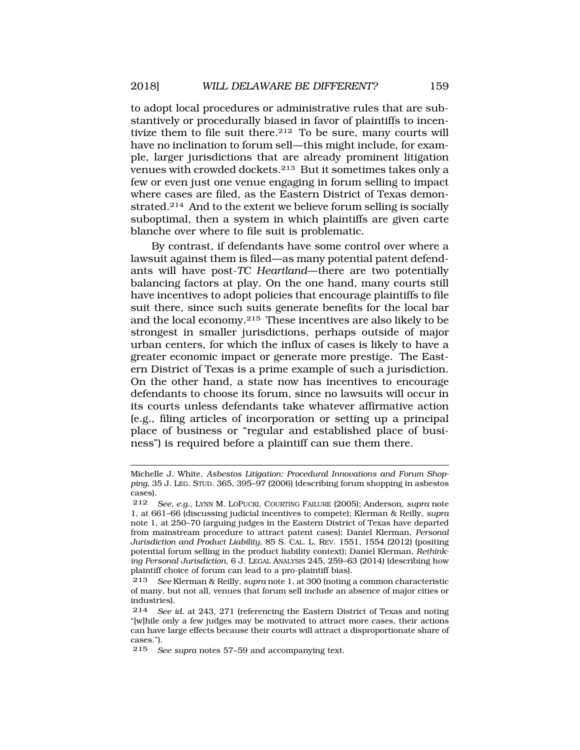to adopt local procedures or administrative rules that are substantively or procedurally biased in favor of plaintiffs to incentivize them to file suit there.[212] To be sure, many courts will have no inclination to forum sell—this might include, for example, larger jurisdictions that are already prominent litigation venues with crowded dockets.[213] But it sometimes takes only a few or even just one venue engaging in forum selling to impact where cases are filed, as the Eastern District of Texas demonstrated.[214] And to the extent we believe forum selling is socially suboptimal, then a system in which plaintiffs are given carte blanche over where to file suit is problematic.

By contrast, if defendants have some control over where a lawsuit against them is filed—as many potential patent defendants will have post-*TC Heartland*—there are two potentially balancing factors at play. On the one hand, many courts still have incentives to adopt policies that encourage plaintiffs to file suit there, since such suits generate benefits for the local bar and the local economy.[215] These incentives are also likely to be strongest in smaller jurisdictions, perhaps outside of major urban centers, for which the influx of cases is likely to have a greater economic impact or generate more prestige. The Eastern District of Texas is a prime example of such a jurisdiction. On the other hand, a state now has incentives to encourage defendants to choose its forum, since no lawsuits will occur in its courts unless defendants take whatever affirmative action (e.g., filing articles of incorporation or setting up a principal place of business or "regular and established place of business") is required before a plaintiff can sue them there.

---

Michelle J. White, *Asbestos Litigation: Procedural Innovations and Forum Shopping*, 35 J. LEG. STUD. 365, 395–97 (2006) (describing forum shopping in asbestos cases).

212 *See, e.g.*, LYNN M. LOPUCKI, COURTING FAILURE (2005); Anderson, *supra* note 1, at 661–66 (discussing judicial incentives to compete); Klerman & Reilly, *supra* note 1, at 250–70 (arguing judges in the Eastern District of Texas have departed from mainstream procedure to attract patent cases); Daniel Klerman, *Personal Jurisdiction and Product Liability*, 85 S. CAL. L. REV. 1551, 1554 (2012) (positing potential forum selling in the product liability context); Daniel Klerman, *Rethinking Personal Jurisdiction*, 6 J. LEGAL ANALYSIS 245, 259–63 (2014) (describing how plaintiff choice of forum can lead to a pro-plaintiff bias).

213 *See* Klerman & Reilly, *supra* note 1, at 300 (noting a common characteristic of many, but not all, venues that forum sell include an absence of major cities or industries).

214 *See id.* at 243, 271 (referencing the Eastern District of Texas and noting "[w]hile only a few judges may be motivated to attract more cases, their actions can have large effects because their courts will attract a disproportionate share of cases.").

215 *See supra* notes 57–59 and accompanying text.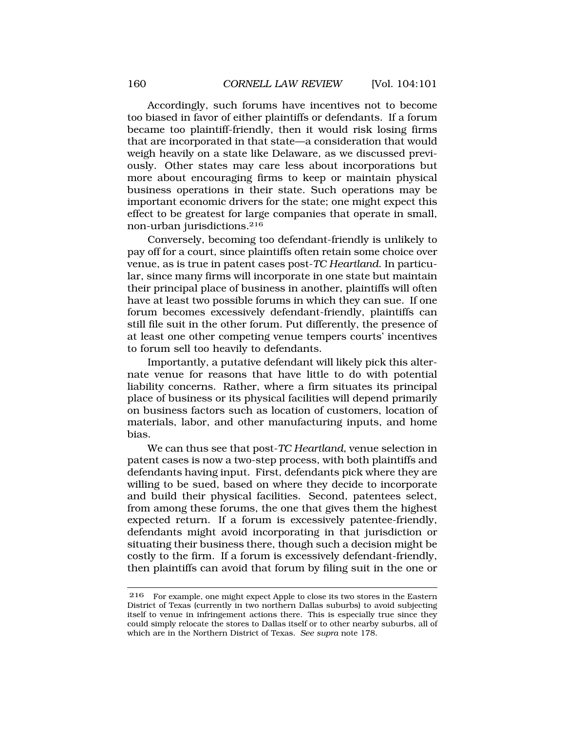Accordingly, such forums have incentives not to become too biased in favor of either plaintiffs or defendants. If a forum became too plaintiff-friendly, then it would risk losing firms that are incorporated in that state—a consideration that would weigh heavily on a state like Delaware, as we discussed previously. Other states may care less about incorporations but more about encouraging firms to keep or maintain physical business operations in their state. Such operations may be important economic drivers for the state; one might expect this effect to be greatest for large companies that operate in small, non-urban jurisdictions.[216]

Conversely, becoming too defendant-friendly is unlikely to pay off for a court, since plaintiffs often retain some choice over venue, as is true in patent cases post-*TC Heartland*. In particular, since many firms will incorporate in one state but maintain their principal place of business in another, plaintiffs will often have at least two possible forums in which they can sue. If one forum becomes excessively defendant-friendly, plaintiffs can still file suit in the other forum. Put differently, the presence of at least one other competing venue tempers courts' incentives to forum sell too heavily to defendants.

Importantly, a putative defendant will likely pick this alternate venue for reasons that have little to do with potential liability concerns. Rather, where a firm situates its principal place of business or its physical facilities will depend primarily on business factors such as location of customers, location of materials, labor, and other manufacturing inputs, and home bias.

We can thus see that post-*TC Heartland*, venue selection in patent cases is now a two-step process, with both plaintiffs and defendants having input. First, defendants pick where they are willing to be sued, based on where they decide to incorporate and build their physical facilities. Second, patentees select, from among these forums, the one that gives them the highest expected return. If a forum is excessively patentee-friendly, defendants might avoid incorporating in that jurisdiction or situating their business there, though such a decision might be costly to the firm. If a forum is excessively defendant-friendly, then plaintiffs can avoid that forum by filing suit in the one or

---

[216] For example, one might expect Apple to close its two stores in the Eastern District of Texas (currently in two northern Dallas suburbs) to avoid subjecting itself to venue in infringement actions there. This is especially true since they could simply relocate the stores to Dallas itself or to other nearby suburbs, all of which are in the Northern District of Texas. *See supra* note 178.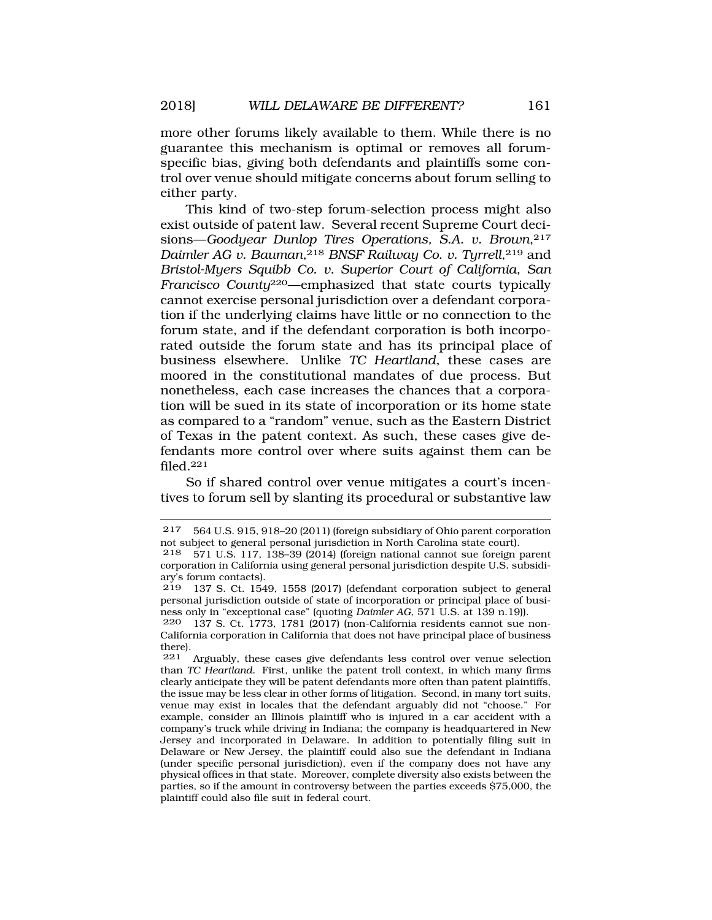more other forums likely available to them. While there is no guarantee this mechanism is optimal or removes all forum-specific bias, giving both defendants and plaintiffs some control over venue should mitigate concerns about forum selling to either party.

This kind of two-step forum-selection process might also exist outside of patent law. Several recent Supreme Court decisions—*Goodyear Dunlop Tires Operations, S.A. v. Brown*,[217] *Daimler AG v. Bauman*,[218] *BNSF Railway Co. v. Tyrrell*,[219] and *Bristol-Myers Squibb Co. v. Superior Court of California, San Francisco County*[220]—emphasized that state courts typically cannot exercise personal jurisdiction over a defendant corporation if the underlying claims have little or no connection to the forum state, and if the defendant corporation is both incorporated outside the forum state and has its principal place of business elsewhere. Unlike *TC Heartland*, these cases are moored in the constitutional mandates of due process. But nonetheless, each case increases the chances that a corporation will be sued in its state of incorporation or its home state as compared to a "random" venue, such as the Eastern District of Texas in the patent context. As such, these cases give defendants more control over where suits against them can be filed.[221]

So if shared control over venue mitigates a court's incentives to forum sell by slanting its procedural or substantive law

---

[217] 564 U.S. 915, 918–20 (2011) (foreign subsidiary of Ohio parent corporation not subject to general personal jurisdiction in North Carolina state court).

[218] 571 U.S. 117, 138–39 (2014) (foreign national cannot sue foreign parent corporation in California using general personal jurisdiction despite U.S. subsidiary's forum contacts).

[219] 137 S. Ct. 1549, 1558 (2017) (defendant corporation subject to general personal jurisdiction outside of state of incorporation or principal place of business only in "exceptional case" (quoting *Daimler AG*, 571 U.S. at 139 n.19)).

[220] 137 S. Ct. 1773, 1781 (2017) (non-California residents cannot sue non-California corporation in California that does not have principal place of business there).

[221] Arguably, these cases give defendants less control over venue selection than *TC Heartland*. First, unlike the patent troll context, in which many firms clearly anticipate they will be patent defendants more often than patent plaintiffs, the issue may be less clear in other forms of litigation. Second, in many tort suits, venue may exist in locales that the defendant arguably did not "choose." For example, consider an Illinois plaintiff who is injured in a car accident with a company's truck while driving in Indiana; the company is headquartered in New Jersey and incorporated in Delaware. In addition to potentially filing suit in Delaware or New Jersey, the plaintiff could also sue the defendant in Indiana (under specific personal jurisdiction), even if the company does not have any physical offices in that state. Moreover, complete diversity also exists between the parties, so if the amount in controversy between the parties exceeds $75,000, the plaintiff could also file suit in federal court.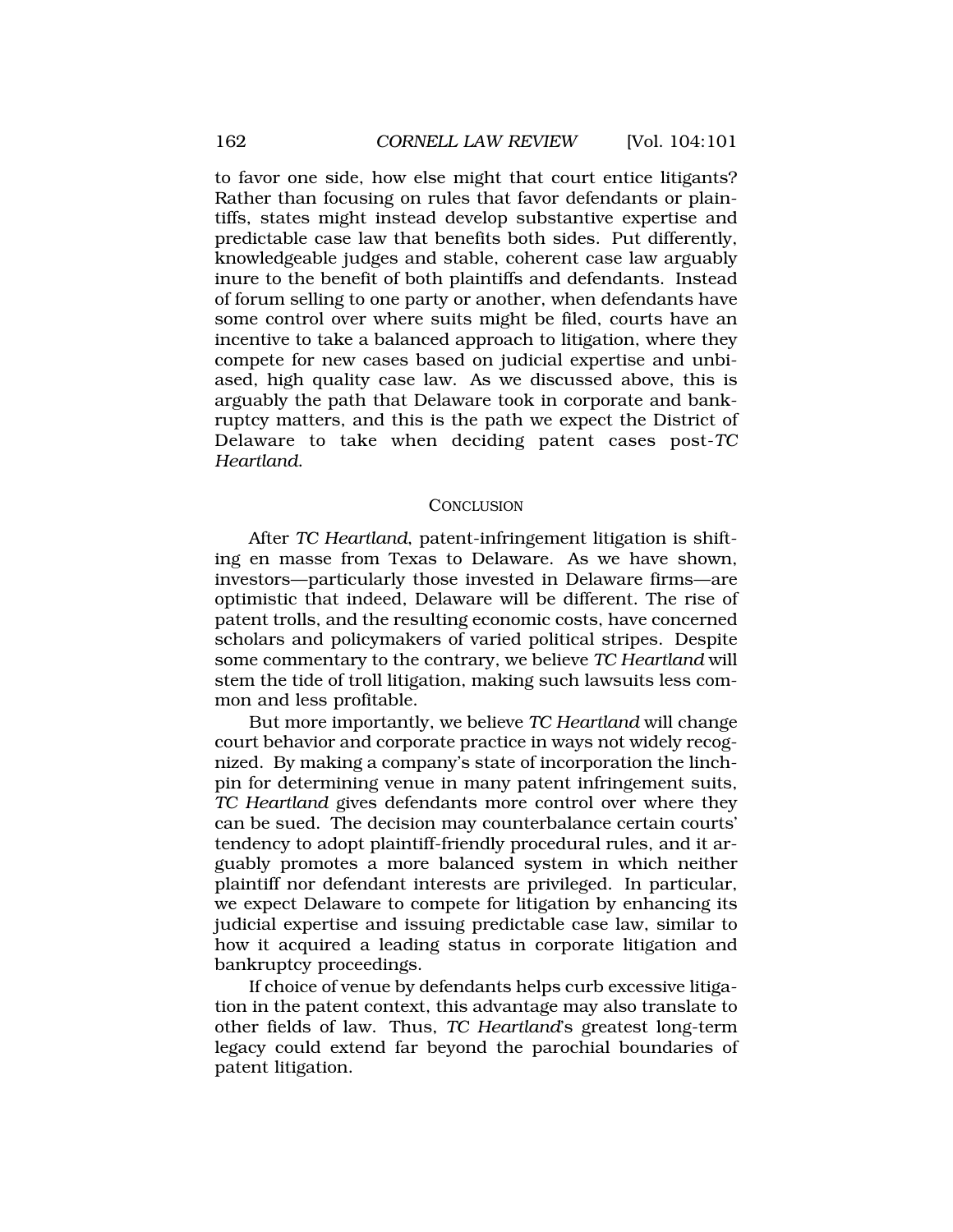to favor one side, how else might that court entice litigants? Rather than focusing on rules that favor defendants or plaintiffs, states might instead develop substantive expertise and predictable case law that benefits both sides. Put differently, knowledgeable judges and stable, coherent case law arguably inure to the benefit of both plaintiffs and defendants. Instead of forum selling to one party or another, when defendants have some control over where suits might be filed, courts have an incentive to take a balanced approach to litigation, where they compete for new cases based on judicial expertise and unbiased, high quality case law. As we discussed above, this is arguably the path that Delaware took in corporate and bankruptcy matters, and this is the path we expect the District of Delaware to take when deciding patent cases post-*TC Heartland*.

## CONCLUSION

After *TC Heartland*, patent-infringement litigation is shifting en masse from Texas to Delaware. As we have shown, investors—particularly those invested in Delaware firms—are optimistic that indeed, Delaware will be different. The rise of patent trolls, and the resulting economic costs, have concerned scholars and policymakers of varied political stripes. Despite some commentary to the contrary, we believe *TC Heartland* will stem the tide of troll litigation, making such lawsuits less common and less profitable.

But more importantly, we believe *TC Heartland* will change court behavior and corporate practice in ways not widely recognized. By making a company's state of incorporation the linchpin for determining venue in many patent infringement suits, *TC Heartland* gives defendants more control over where they can be sued. The decision may counterbalance certain courts' tendency to adopt plaintiff-friendly procedural rules, and it arguably promotes a more balanced system in which neither plaintiff nor defendant interests are privileged. In particular, we expect Delaware to compete for litigation by enhancing its judicial expertise and issuing predictable case law, similar to how it acquired a leading status in corporate litigation and bankruptcy proceedings.

If choice of venue by defendants helps curb excessive litigation in the patent context, this advantage may also translate to other fields of law. Thus, *TC Heartland*'s greatest long-term legacy could extend far beyond the parochial boundaries of patent litigation.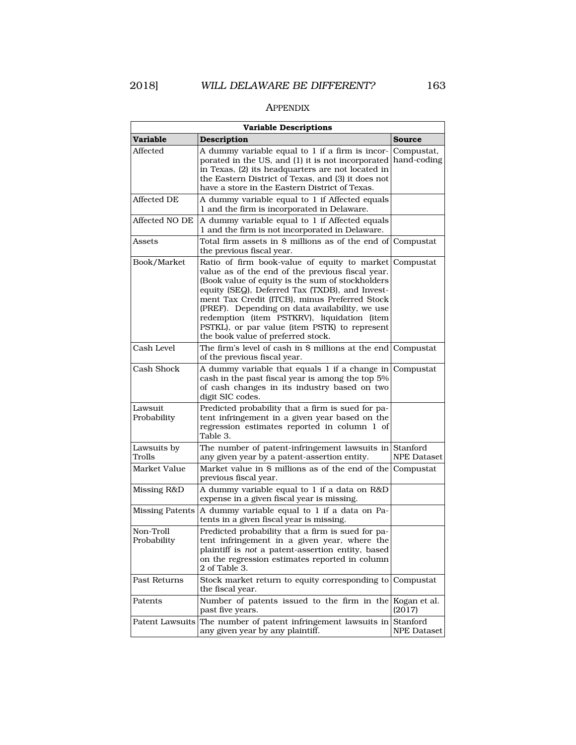## APPENDIX

| Variable Descriptions | | |
|---|---|---|
| **Variable** | **Description** | **Source** |
| Affected | A dummy variable equal to 1 if a firm is incorporated in the US, and (1) it is not incorporated in Texas, (2) its headquarters are not located in the Eastern District of Texas, and (3) it does not have a store in the Eastern District of Texas. | Compustat, hand-coding |
| Affected DE | A dummy variable equal to 1 if Affected equals 1 and the firm is incorporated in Delaware. | |
| Affected NO DE | A dummy variable equal to 1 if Affected equals 1 and the firm is not incorporated in Delaware. | |
| Assets | Total firm assets in $ millions as of the end of the previous fiscal year. | Compustat |
| Book/Market | Ratio of firm book-value of equity to market value as of the end of the previous fiscal year. (Book value of equity is the sum of stockholders equity (SEQ), Deferred Tax (TXDB), and Investment Tax Credit (ITCB), minus Preferred Stock (PREF). Depending on data availability, we use redemption (item PSTKRV), liquidation (item PSTKL), or par value (item PSTK) to represent the book value of preferred stock. | Compustat |
| Cash Level | The firm's level of cash in $ millions at the end of the previous fiscal year. | Compustat |
| Cash Shock | A dummy variable that equals 1 if a change in cash in the past fiscal year is among the top 5% of cash changes in its industry based on two digit SIC codes. | Compustat |
| Lawsuit Probability | Predicted probability that a firm is sued for patent infringement in a given year based on the regression estimates reported in column 1 of Table 3. | |
| Lawsuits by Trolls | The number of patent-infringement lawsuits in any given year by a patent-assertion entity. | Stanford NPE Dataset |
| Market Value | Market value in $ millions as of the end of the previous fiscal year. | Compustat |
| Missing R&D | A dummy variable equal to 1 if a data on R&D expense in a given fiscal year is missing. | |
| Missing Patents | A dummy variable equal to 1 if a data on Patents in a given fiscal year is missing. | |
| Non-Troll Probability | Predicted probability that a firm is sued for patent infringement in a given year, where the plaintiff is *not* a patent-assertion entity, based on the regression estimates reported in column 2 of Table 3. | |
| Past Returns | Stock market return to equity corresponding to the fiscal year. | Compustat |
| Patents | Number of patents issued to the firm in the past five years. | Kogan et al. (2017) |
| Patent Lawsuits | The number of patent infringement lawsuits in any given year by any plaintiff. | Stanford NPE Dataset |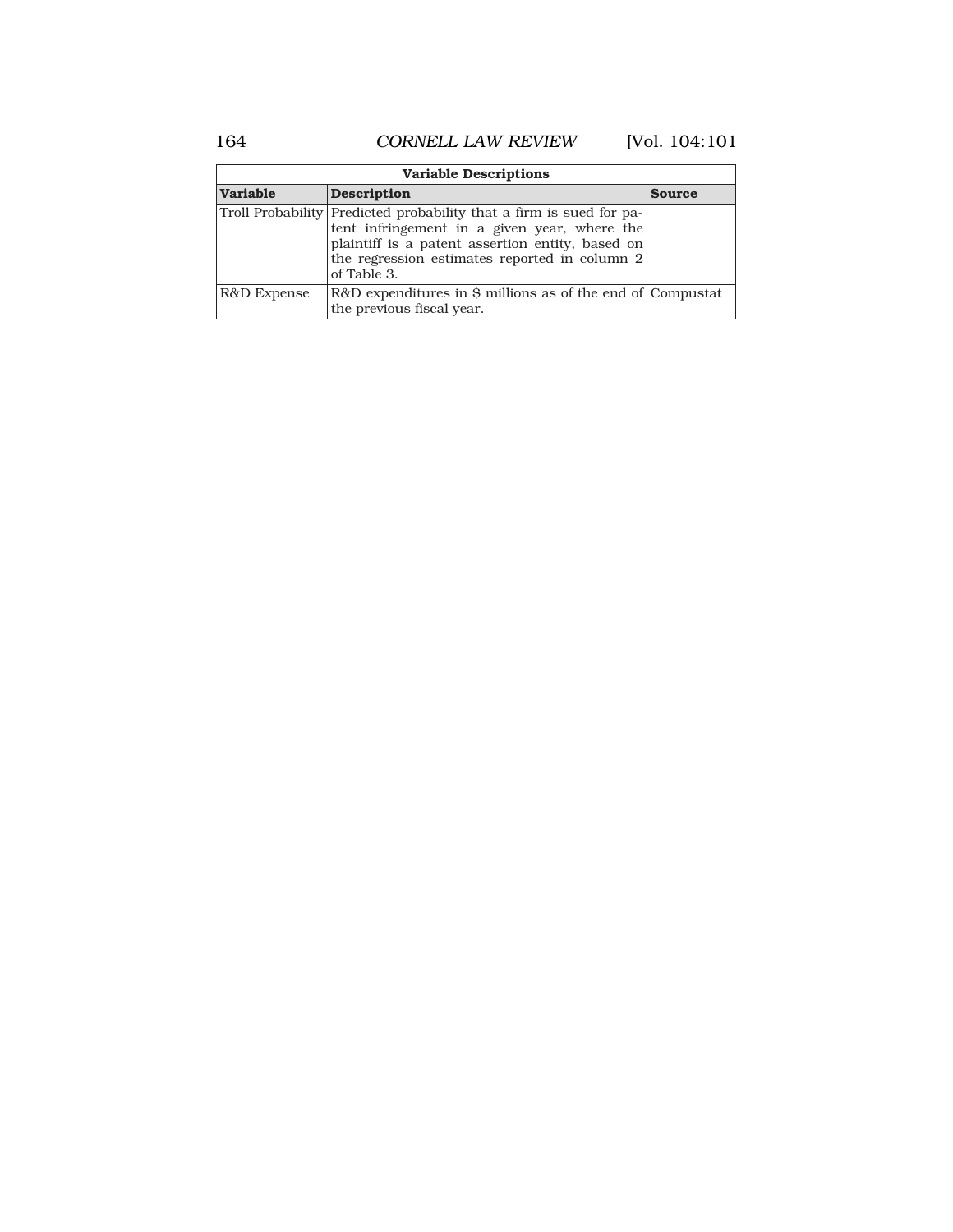| Variable Descriptions | | |
|---|---|---|
| **Variable** | **Description** | **Source** |
| Troll Probability | Predicted probability that a firm is sued for patent infringement in a given year, where the plaintiff is a patent assertion entity, based on the regression estimates reported in column 2 of Table 3. | |
| R&D Expense | R&D expenditures in $ millions as of the end of the previous fiscal year. | Compustat |